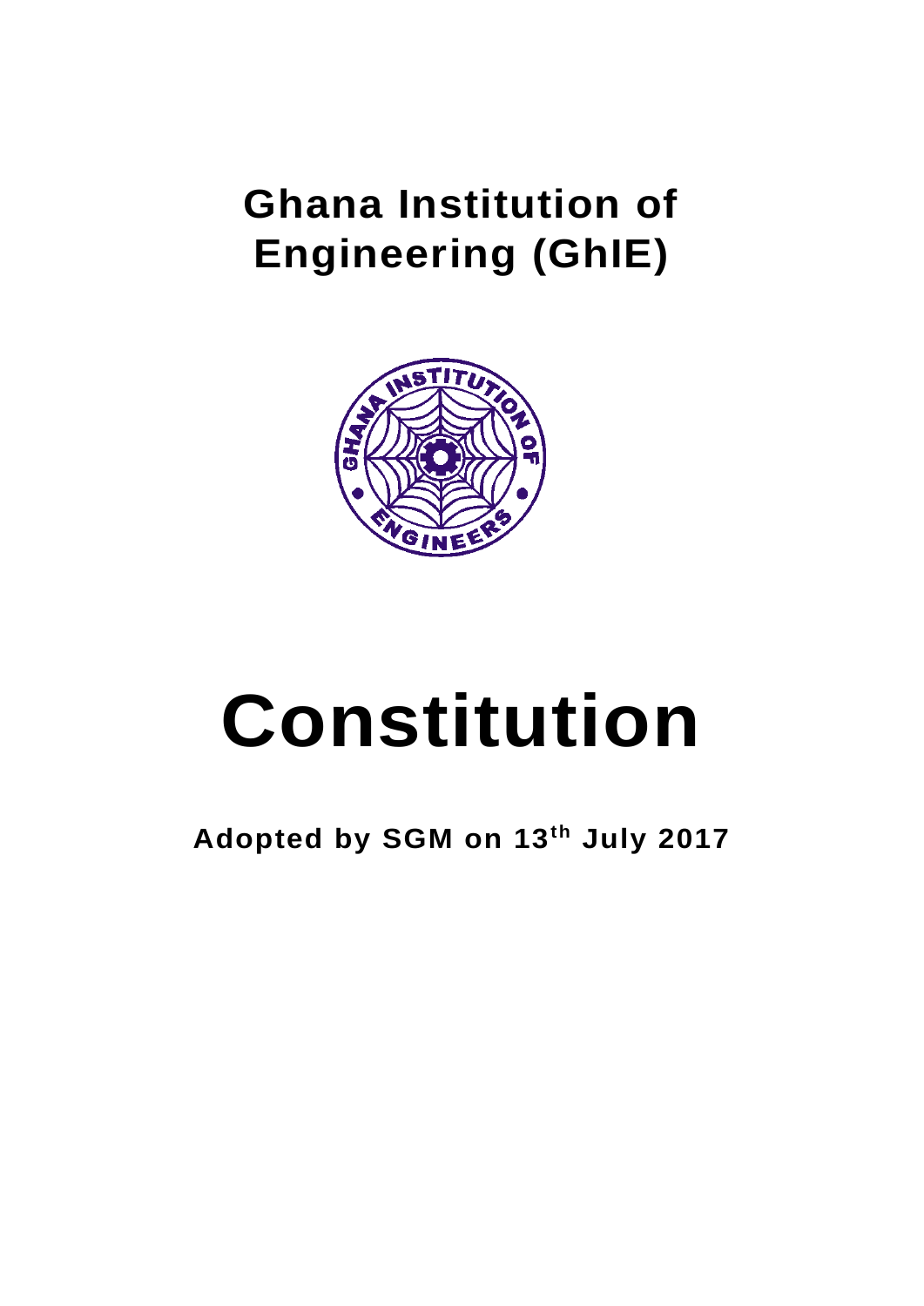# Ghana Institution of Engineering (GhIE)

# Constitution

**Adopted by SGM on 13th July 2017**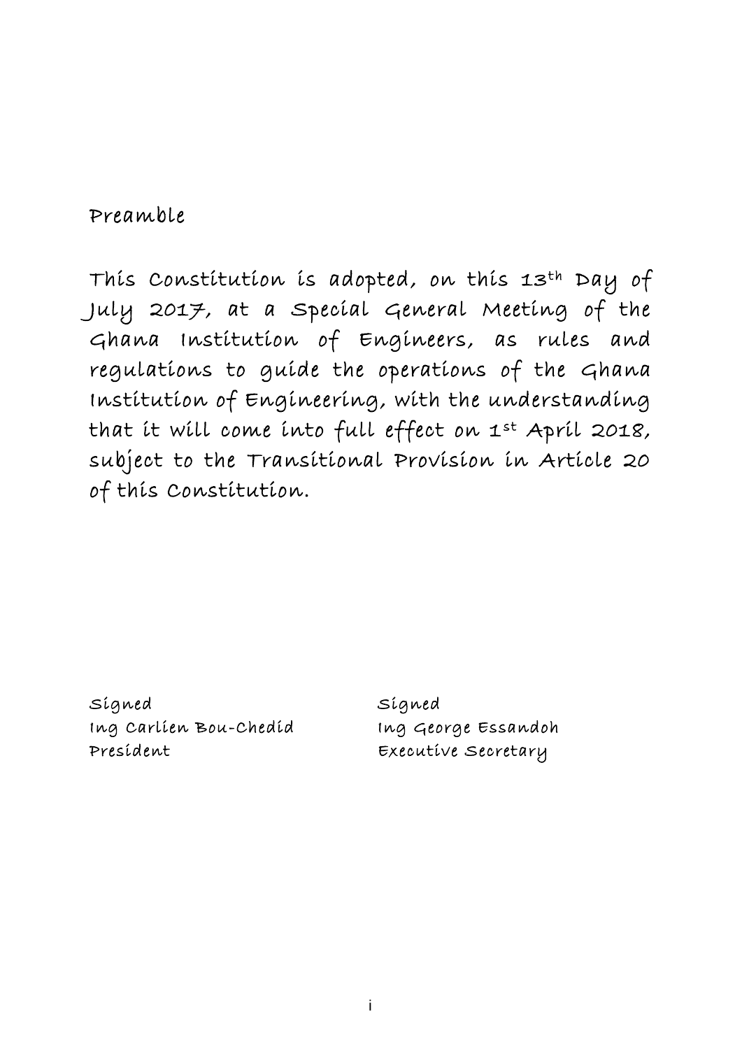## Preamble

This Constitution is adopted, on this 13th Day of July 2017, at a Special General Meeting of the Ghana Institution of Engineers, as rules and regulations to guide the operations of the Ghana Institution of Engineering, with the understanding that it will come into full effect on 1st April 2018, subject to the Transitional Provision in Article 20 of this Constitution.

| Signed | Signed |
|---|---|
| Ing Carlien Bou-Chedid | Ing George Essandoh |
| President | Executive Secretary |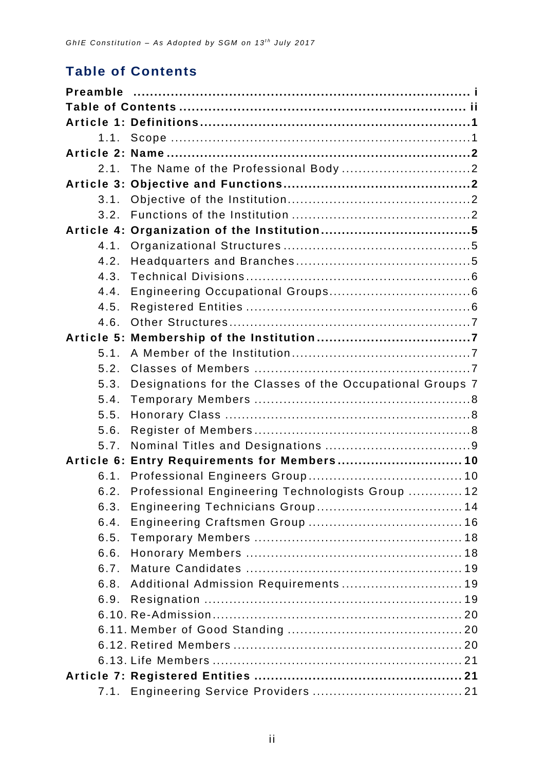## Table of Contents

**Preamble** ................................................................................ **i**

**Table of Contents** .................................................................... **ii**

**Article 1: Definitions**................................................................**1**

1.1. Scope ......................................................................1

**Article 2: Name**.........................................................................**2**

2.1. The Name of the Professional Body ...............................2

**Article 3: Objective and Functions**...........................................**2**

3.1. Objective of the Institution..........................................2

3.2. Functions of the Institution .........................................2

**Article 4: Organization of the Institution**...................................**5**

4.1. Organizational Structures ............................................5

4.2. Headquarters and Branches.........................................5

4.3. Technical Divisions.....................................................6

4.4. Engineering Occupational Groups.................................6

4.5. Registered Entities .....................................................6

4.6. Other Structures.........................................................7

**Article 5: Membership of the Institution**....................................**7**

5.1. A Member of the Institution..........................................7

5.2. Classes of Members ...................................................7

5.3. Designations for the Classes of the Occupational Groups 7

5.4. Temporary Members ...................................................8

5.5. Honorary Class ..........................................................8

5.6. Register of Members...................................................8

5.7. Nominal Titles and Designations ..................................9

**Article 6: Entry Requirements for Members**..............................**10**

6.1. Professional Engineers Group....................................10

6.2. Professional Engineering Technologists Group ............12

6.3. Engineering Technicians Group..................................14

6.4. Engineering Craftsmen Group ....................................16

6.5. Temporary Members .................................................18

6.6. Honorary Members ...................................................18

6.7. Mature Candidates ...................................................19

6.8. Additional Admission Requirements ............................19

6.9. Resignation .............................................................19

6.10. Re-Admission...........................................................20

6.11. Member of Good Standing .........................................20

6.12. Retired Members ......................................................20

6.13. Life Members ...........................................................21

**Article 7: Registered Entities** ..................................................**21**

7.1. Engineering Service Providers ...................................21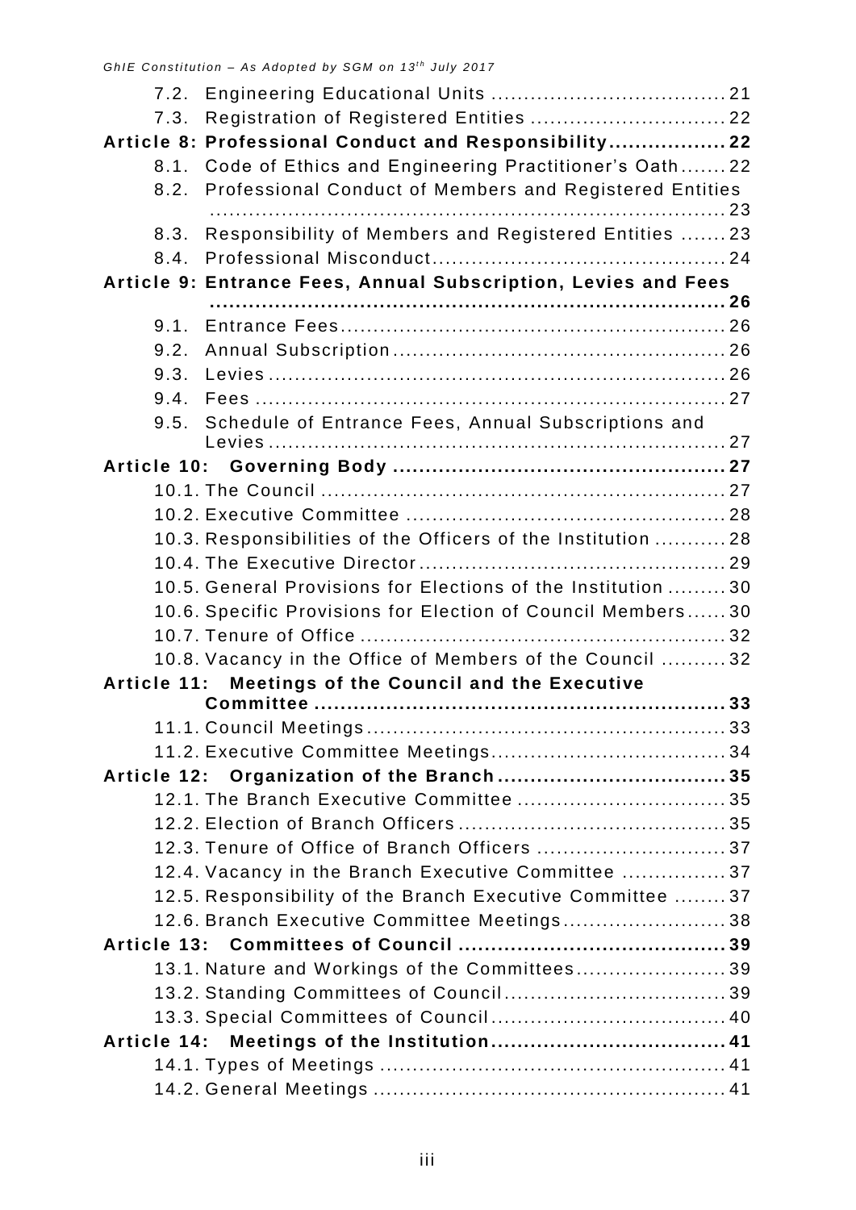7.2. Engineering Educational Units .................................... 21
7.3. Registration of Registered Entities .............................. 22

**Article 8: Professional Conduct and Responsibility.................. 22**

8.1. Code of Ethics and Engineering Practitioner's Oath....... 22
8.2. Professional Conduct of Members and Registered Entities ............................................................................ 23
8.3. Responsibility of Members and Registered Entities ....... 23
8.4. Professional Misconduct............................................ 24

**Article 9: Entrance Fees, Annual Subscription, Levies and Fees ............................................................................ 26**

9.1. Entrance Fees........................................................... 26
9.2. Annual Subscription.................................................. 26
9.3. Levies ...................................................................... 26
9.4. Fees ........................................................................ 27
9.5. Schedule of Entrance Fees, Annual Subscriptions and Levies ...................................................................... 27

**Article 10: Governing Body ................................................... 27**

10.1. The Council ............................................................ 27
10.2. Executive Committee ................................................ 28
10.3. Responsibilities of the Officers of the Institution ........... 28
10.4. The Executive Director.............................................. 29
10.5. General Provisions for Elections of the Institution ......... 30
10.6. Specific Provisions for Election of Council Members...... 30
10.7. Tenure of Office ....................................................... 32
10.8. Vacancy in the Office of Members of the Council .......... 32

**Article 11: Meetings of the Council and the Executive Committee ............................................................... 33**

11.1. Council Meetings...................................................... 33
11.2. Executive Committee Meetings................................... 34

**Article 12: Organization of the Branch.................................. 35**

12.1. The Branch Executive Committee ............................... 35
12.2. Election of Branch Officers........................................ 35
12.3. Tenure of Office of Branch Officers ............................ 37
12.4. Vacancy in the Branch Executive Committee ................ 37
12.5. Responsibility of the Branch Executive Committee ........ 37
12.6. Branch Executive Committee Meetings........................ 38

**Article 13: Committees of Council ........................................ 39**

13.1. Nature and Workings of the Committees...................... 39
13.2. Standing Committees of Council................................. 39
13.3. Special Committees of Council................................... 40

**Article 14: Meetings of the Institution................................... 41**

14.1. Types of Meetings .................................................... 41
14.2. General Meetings ..................................................... 41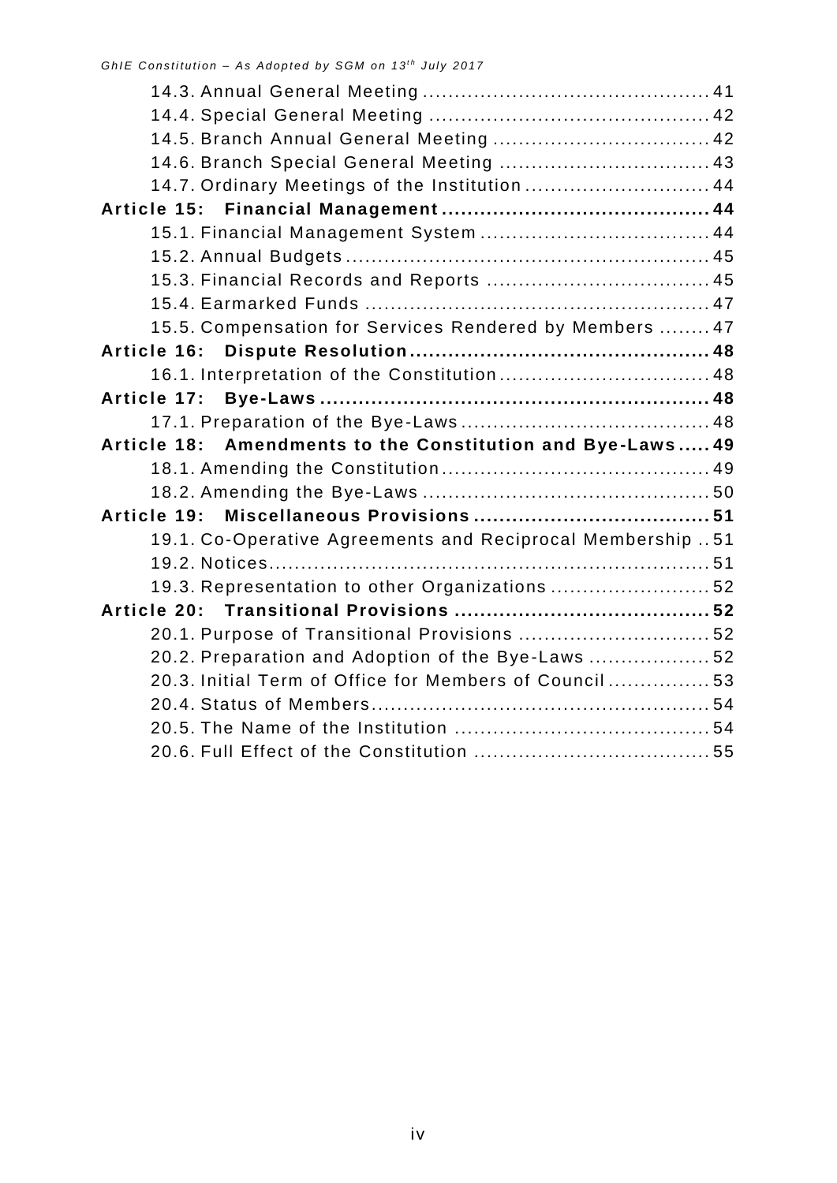14.3. Annual General Meeting ............................................ 41

14.4. Special General Meeting ........................................... 42

14.5. Branch Annual General Meeting ................................. 42

14.6. Branch Special General Meeting ................................. 43

14.7. Ordinary Meetings of the Institution ............................ 44

**Article 15: Financial Management ......................................... 44**

15.1. Financial Management System ................................... 44

15.2. Annual Budgets ........................................................ 45

15.3. Financial Records and Reports .................................. 45

15.4. Earmarked Funds ..................................................... 47

15.5. Compensation for Services Rendered by Members ........ 47

**Article 16: Dispute Resolution .............................................. 48**

16.1. Interpretation of the Constitution ................................ 48

**Article 17: Bye-Laws ............................................................ 48**

17.1. Preparation of the Bye-Laws ...................................... 48

**Article 18: Amendments to the Constitution and Bye-Laws ..... 49**

18.1. Amending the Constitution ......................................... 49

18.2. Amending the Bye-Laws ............................................ 50

**Article 19: Miscellaneous Provisions ..................................... 51**

19.1. Co-Operative Agreements and Reciprocal Membership .. 51

19.2. Notices .................................................................... 51

19.3. Representation to other Organizations ......................... 52

**Article 20: Transitional Provisions ........................................ 52**

20.1. Purpose of Transitional Provisions .............................. 52

20.2. Preparation and Adoption of the Bye-Laws ................... 52

20.3. Initial Term of Office for Members of Council ................ 53

20.4. Status of Members .................................................... 54

20.5. The Name of the Institution ........................................ 54

20.6. Full Effect of the Constitution .................................... 55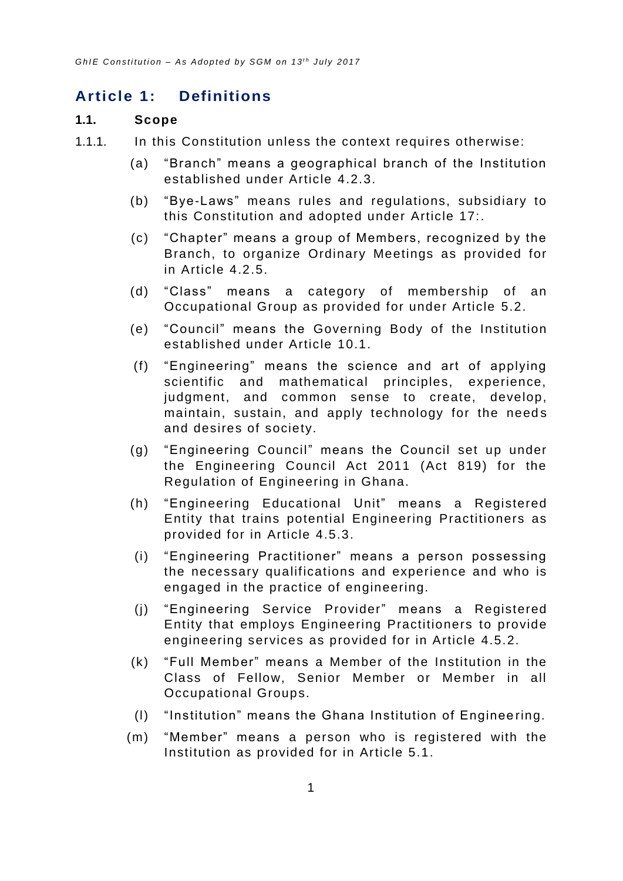# Article 1: Definitions

### 1.1. Scope

1.1.1. In this Constitution unless the context requires otherwise:

(a) "Branch" means a geographical branch of the Institution established under Article 4.2.3.

(b) "Bye-Laws" means rules and regulations, subsidiary to this Constitution and adopted under Article 17:.

(c) "Chapter" means a group of Members, recognized by the Branch, to organize Ordinary Meetings as provided for in Article 4.2.5.

(d) "Class" means a category of membership of an Occupational Group as provided for under Article 5.2.

(e) "Council" means the Governing Body of the Institution established under Article 10.1.

(f) "Engineering" means the science and art of applying scientific and mathematical principles, experience, judgment, and common sense to create, develop, maintain, sustain, and apply technology for the needs and desires of society.

(g) "Engineering Council" means the Council set up under the Engineering Council Act 2011 (Act 819) for the Regulation of Engineering in Ghana.

(h) "Engineering Educational Unit" means a Registered Entity that trains potential Engineering Practitioners as provided for in Article 4.5.3.

(i) "Engineering Practitioner" means a person possessing the necessary qualifications and experience and who is engaged in the practice of engineering.

(j) "Engineering Service Provider" means a Registered Entity that employs Engineering Practitioners to provide engineering services as provided for in Article 4.5.2.

(k) "Full Member" means a Member of the Institution in the Class of Fellow, Senior Member or Member in all Occupational Groups.

(l) "Institution" means the Ghana Institution of Engineering.

(m) "Member" means a person who is registered with the Institution as provided for in Article 5.1.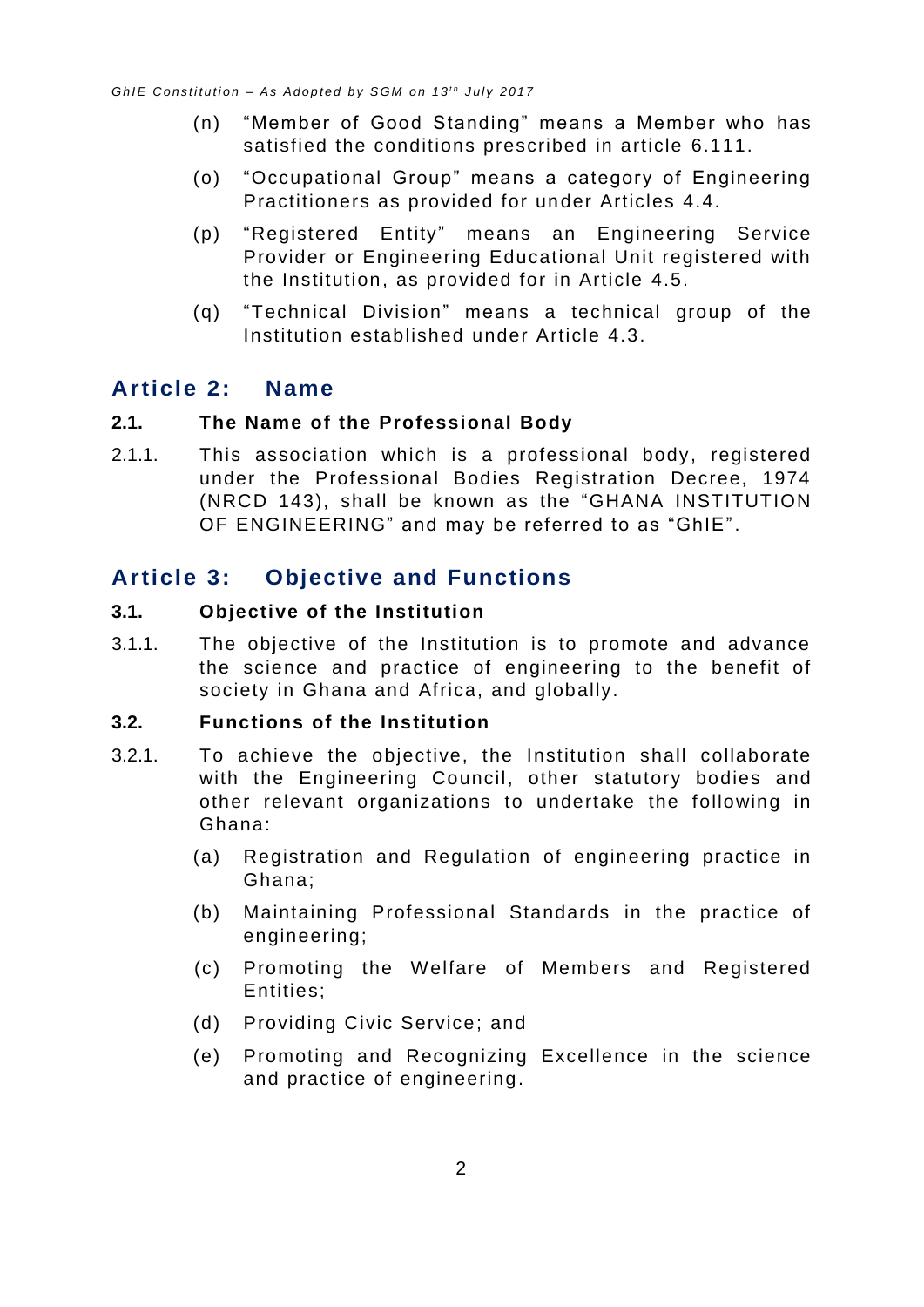(n) “Member of Good Standing” means a Member who has satisfied the conditions prescribed in article 6.111.

(o) “Occupational Group” means a category of Engineering Practitioners as provided for under Articles 4.4.

(p) “Registered Entity” means an Engineering Service Provider or Engineering Educational Unit registered with the Institution, as provided for in Article 4.5.

(q) “Technical Division” means a technical group of the Institution established under Article 4.3.

## Article 2: Name

### 2.1. The Name of the Professional Body

2.1.1. This association which is a professional body, registered under the Professional Bodies Registration Decree, 1974 (NRCD 143), shall be known as the “GHANA INSTITUTION OF ENGINEERING” and may be referred to as “GhIE”.

## Article 3: Objective and Functions

### 3.1. Objective of the Institution

3.1.1. The objective of the Institution is to promote and advance the science and practice of engineering to the benefit of society in Ghana and Africa, and globally.

### 3.2. Functions of the Institution

3.2.1. To achieve the objective, the Institution shall collaborate with the Engineering Council, other statutory bodies and other relevant organizations to undertake the following in Ghana:

(a) Registration and Regulation of engineering practice in Ghana;

(b) Maintaining Professional Standards in the practice of engineering;

(c) Promoting the Welfare of Members and Registered Entities;

(d) Providing Civic Service; and

(e) Promoting and Recognizing Excellence in the science and practice of engineering.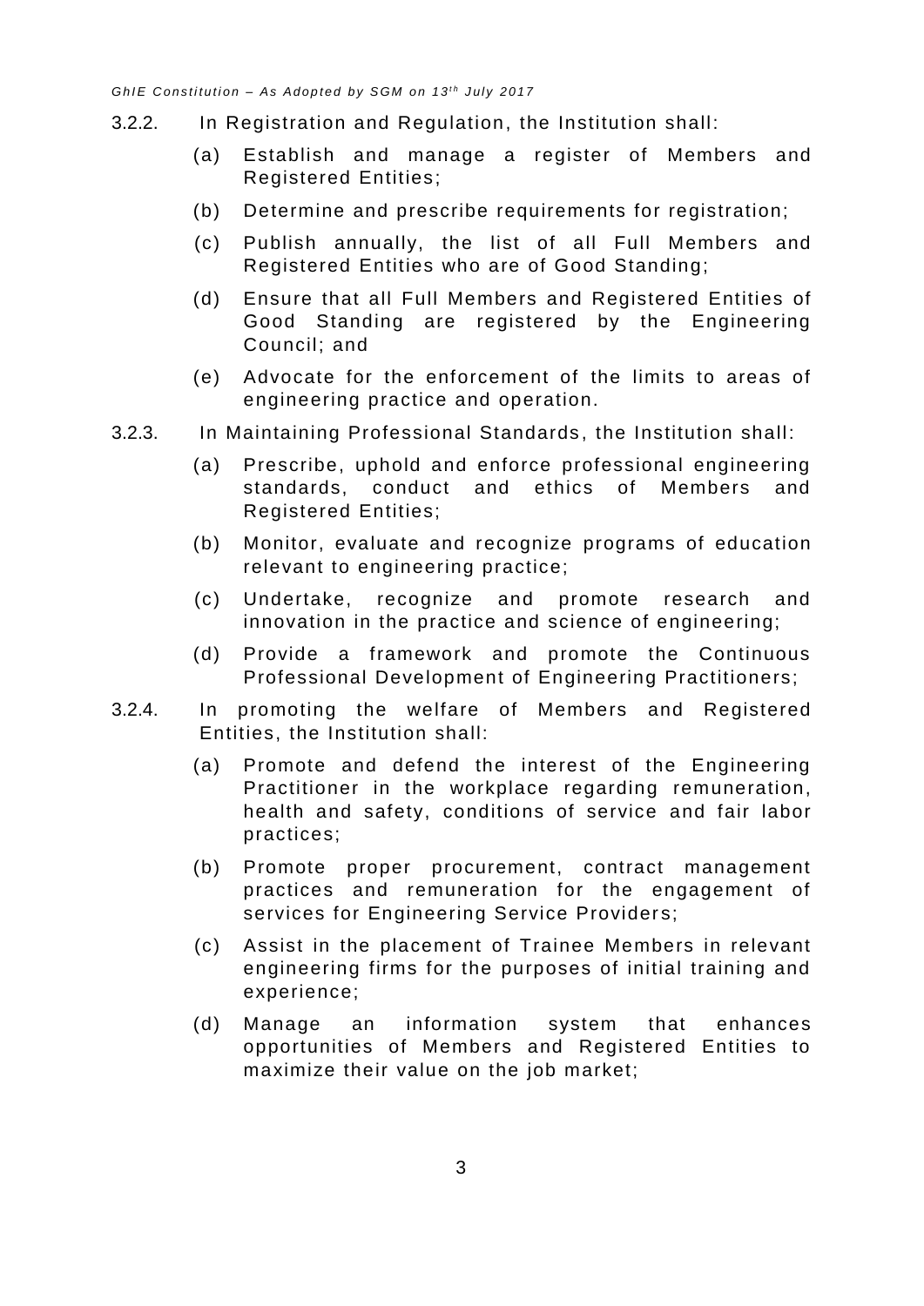3.2.2. In Registration and Regulation, the Institution shall:

(a) Establish and manage a register of Members and Registered Entities;

(b) Determine and prescribe requirements for registration;

(c) Publish annually, the list of all Full Members and Registered Entities who are of Good Standing;

(d) Ensure that all Full Members and Registered Entities of Good Standing are registered by the Engineering Council; and

(e) Advocate for the enforcement of the limits to areas of engineering practice and operation.

3.2.3. In Maintaining Professional Standards, the Institution shall:

(a) Prescribe, uphold and enforce professional engineering standards, conduct and ethics of Members and Registered Entities;

(b) Monitor, evaluate and recognize programs of education relevant to engineering practice;

(c) Undertake, recognize and promote research and innovation in the practice and science of engineering;

(d) Provide a framework and promote the Continuous Professional Development of Engineering Practitioners;

3.2.4. In promoting the welfare of Members and Registered Entities, the Institution shall:

(a) Promote and defend the interest of the Engineering Practitioner in the workplace regarding remuneration, health and safety, conditions of service and fair labor practices;

(b) Promote proper procurement, contract management practices and remuneration for the engagement of services for Engineering Service Providers;

(c) Assist in the placement of Trainee Members in relevant engineering firms for the purposes of initial training and experience;

(d) Manage an information system that enhances opportunities of Members and Registered Entities to maximize their value on the job market;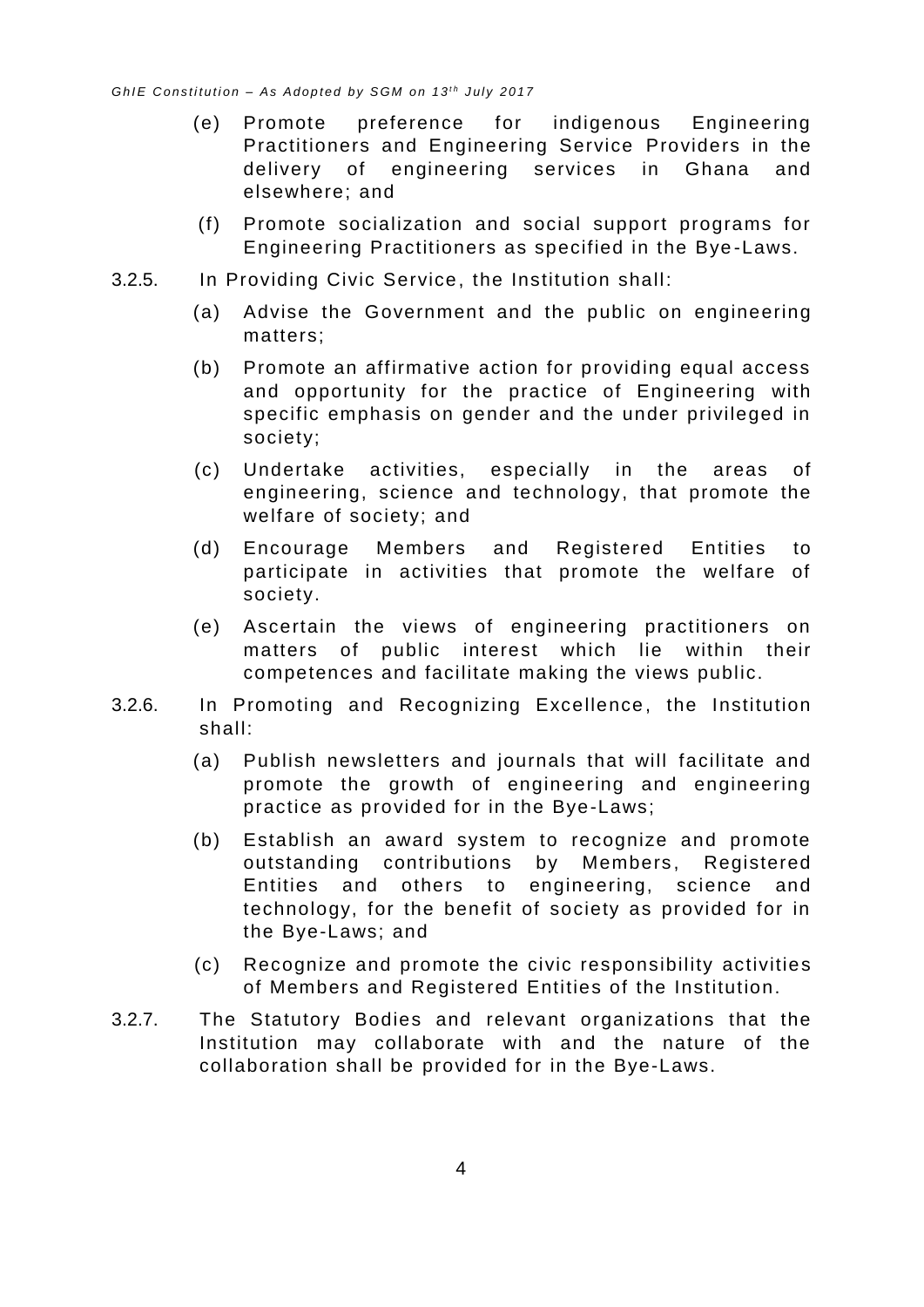(e) Promote preference for indigenous Engineering Practitioners and Engineering Service Providers in the delivery of engineering services in Ghana and elsewhere; and

(f) Promote socialization and social support programs for Engineering Practitioners as specified in the Bye-Laws.

3.2.5. In Providing Civic Service, the Institution shall:

(a) Advise the Government and the public on engineering matters;

(b) Promote an affirmative action for providing equal access and opportunity for the practice of Engineering with specific emphasis on gender and the under privileged in society;

(c) Undertake activities, especially in the areas of engineering, science and technology, that promote the welfare of society; and

(d) Encourage Members and Registered Entities to participate in activities that promote the welfare of society.

(e) Ascertain the views of engineering practitioners on matters of public interest which lie within their competences and facilitate making the views public.

3.2.6. In Promoting and Recognizing Excellence, the Institution shall:

(a) Publish newsletters and journals that will facilitate and promote the growth of engineering and engineering practice as provided for in the Bye-Laws;

(b) Establish an award system to recognize and promote outstanding contributions by Members, Registered Entities and others to engineering, science and technology, for the benefit of society as provided for in the Bye-Laws; and

(c) Recognize and promote the civic responsibility activities of Members and Registered Entities of the Institution.

3.2.7. The Statutory Bodies and relevant organizations that the Institution may collaborate with and the nature of the collaboration shall be provided for in the Bye-Laws.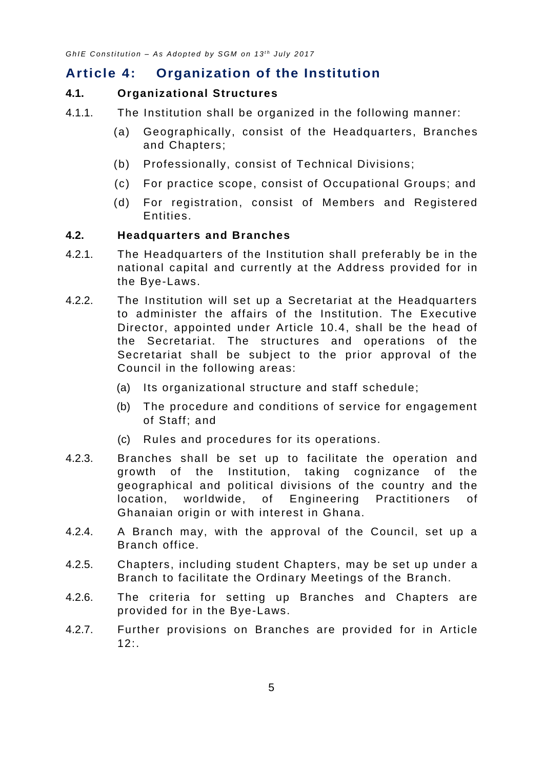## Article 4: Organization of the Institution

### 4.1. Organizational Structures

4.1.1. The Institution shall be organized in the following manner:

(a) Geographically, consist of the Headquarters, Branches and Chapters;

(b) Professionally, consist of Technical Divisions;

(c) For practice scope, consist of Occupational Groups; and

(d) For registration, consist of Members and Registered Entities.

### 4.2. Headquarters and Branches

4.2.1. The Headquarters of the Institution shall preferably be in the national capital and currently at the Address provided for in the Bye-Laws.

4.2.2. The Institution will set up a Secretariat at the Headquarters to administer the affairs of the Institution. The Executive Director, appointed under Article 10.4, shall be the head of the Secretariat. The structures and operations of the Secretariat shall be subject to the prior approval of the Council in the following areas:

(a) Its organizational structure and staff schedule;

(b) The procedure and conditions of service for engagement of Staff; and

(c) Rules and procedures for its operations.

4.2.3. Branches shall be set up to facilitate the operation and growth of the Institution, taking cognizance of the geographical and political divisions of the country and the location, worldwide, of Engineering Practitioners of Ghanaian origin or with interest in Ghana.

4.2.4. A Branch may, with the approval of the Council, set up a Branch office.

4.2.5. Chapters, including student Chapters, may be set up under a Branch to facilitate the Ordinary Meetings of the Branch.

4.2.6. The criteria for setting up Branches and Chapters are provided for in the Bye-Laws.

4.2.7. Further provisions on Branches are provided for in Article 12:.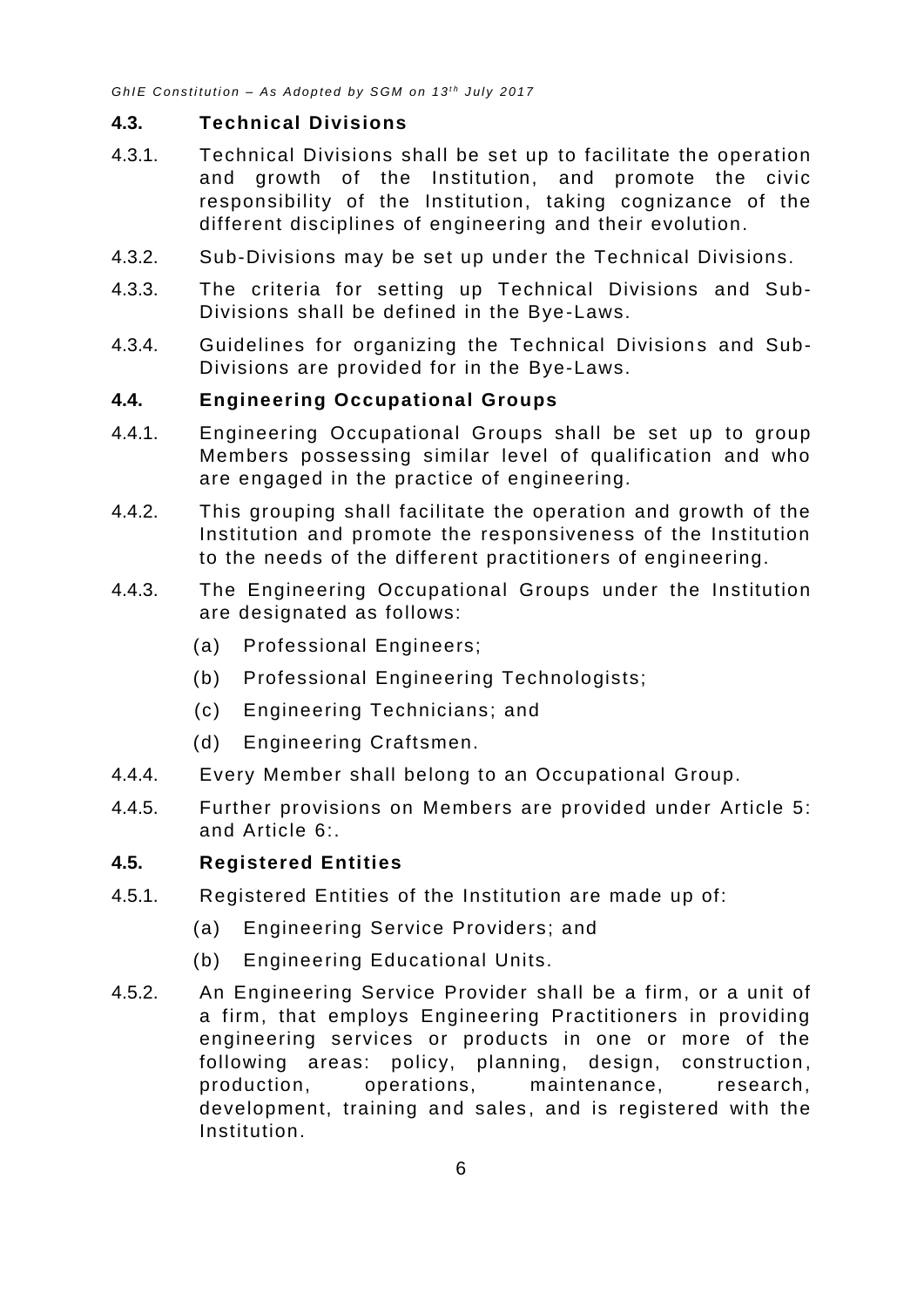### 4.3. Technical Divisions

4.3.1. Technical Divisions shall be set up to facilitate the operation and growth of the Institution, and promote the civic responsibility of the Institution, taking cognizance of the different disciplines of engineering and their evolution.

4.3.2. Sub-Divisions may be set up under the Technical Divisions.

4.3.3. The criteria for setting up Technical Divisions and Sub-Divisions shall be defined in the Bye-Laws.

4.3.4. Guidelines for organizing the Technical Divisions and Sub-Divisions are provided for in the Bye-Laws.

### 4.4. Engineering Occupational Groups

4.4.1. Engineering Occupational Groups shall be set up to group Members possessing similar level of qualification and who are engaged in the practice of engineering.

4.4.2. This grouping shall facilitate the operation and growth of the Institution and promote the responsiveness of the Institution to the needs of the different practitioners of engineering.

4.4.3. The Engineering Occupational Groups under the Institution are designated as follows:

(a) Professional Engineers;

(b) Professional Engineering Technologists;

(c) Engineering Technicians; and

(d) Engineering Craftsmen.

4.4.4. Every Member shall belong to an Occupational Group.

4.4.5. Further provisions on Members are provided under Article 5: and Article 6:.

### 4.5. Registered Entities

4.5.1. Registered Entities of the Institution are made up of:

(a) Engineering Service Providers; and

(b) Engineering Educational Units.

4.5.2. An Engineering Service Provider shall be a firm, or a unit of a firm, that employs Engineering Practitioners in providing engineering services or products in one or more of the following areas: policy, planning, design, construction, production, operations, maintenance, research, development, training and sales, and is registered with the Institution.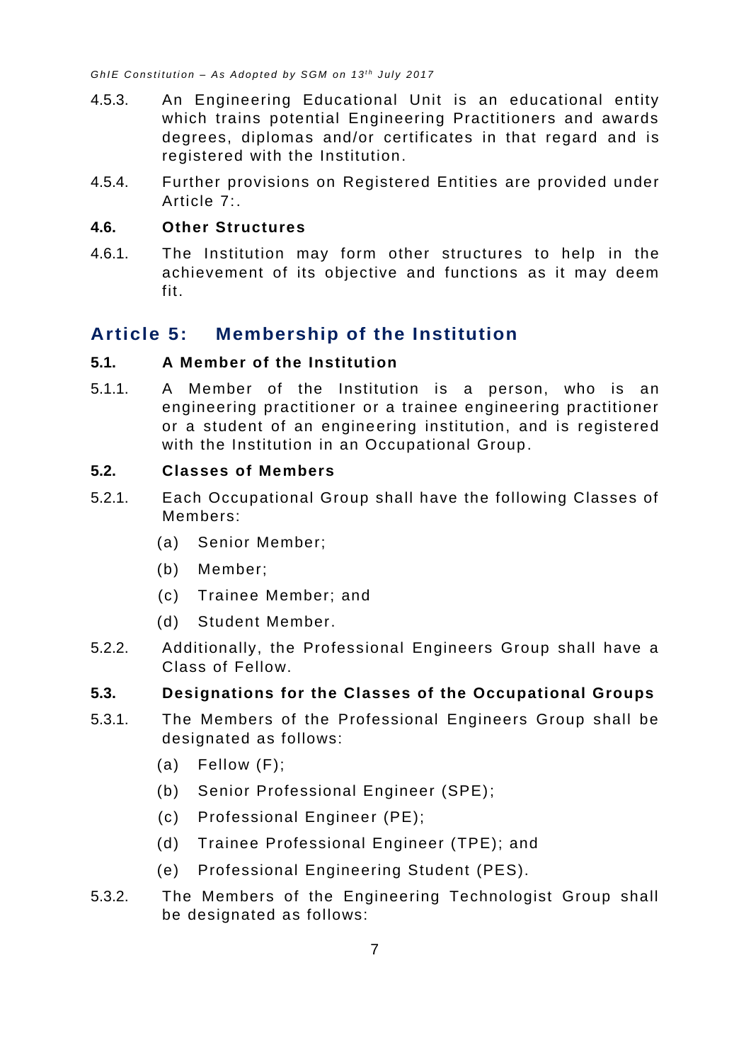4.5.3. An Engineering Educational Unit is an educational entity which trains potential Engineering Practitioners and awards degrees, diplomas and/or certificates in that regard and is registered with the Institution.

4.5.4. Further provisions on Registered Entities are provided under Article 7:.

**4.6. Other Structures**

4.6.1. The Institution may form other structures to help in the achievement of its objective and functions as it may deem fit.

## Article 5: Membership of the Institution

**5.1. A Member of the Institution**

5.1.1. A Member of the Institution is a person, who is an engineering practitioner or a trainee engineering practitioner or a student of an engineering institution, and is registered with the Institution in an Occupational Group.

**5.2. Classes of Members**

5.2.1. Each Occupational Group shall have the following Classes of Members:

- (a) Senior Member;
- (b) Member;
- (c) Trainee Member; and
- (d) Student Member.

5.2.2. Additionally, the Professional Engineers Group shall have a Class of Fellow.

**5.3. Designations for the Classes of the Occupational Groups**

5.3.1. The Members of the Professional Engineers Group shall be designated as follows:

- (a) Fellow (F);
- (b) Senior Professional Engineer (SPE);
- (c) Professional Engineer (PE);
- (d) Trainee Professional Engineer (TPE); and
- (e) Professional Engineering Student (PES).

5.3.2. The Members of the Engineering Technologist Group shall be designated as follows: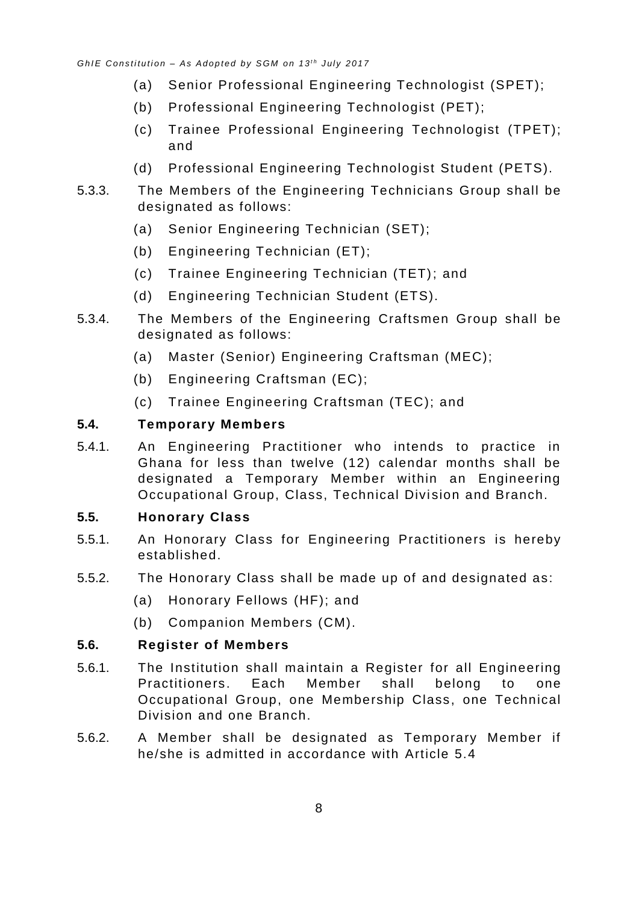(a) Senior Professional Engineering Technologist (SPET);

(b) Professional Engineering Technologist (PET);

(c) Trainee Professional Engineering Technologist (TPET); and

(d) Professional Engineering Technologist Student (PETS).

5.3.3. The Members of the Engineering Technicians Group shall be designated as follows:

(a) Senior Engineering Technician (SET);

(b) Engineering Technician (ET);

(c) Trainee Engineering Technician (TET); and

(d) Engineering Technician Student (ETS).

5.3.4. The Members of the Engineering Craftsmen Group shall be designated as follows:

(a) Master (Senior) Engineering Craftsman (MEC);

(b) Engineering Craftsman (EC);

(c) Trainee Engineering Craftsman (TEC); and

### 5.4. Temporary Members

5.4.1. An Engineering Practitioner who intends to practice in Ghana for less than twelve (12) calendar months shall be designated a Temporary Member within an Engineering Occupational Group, Class, Technical Division and Branch.

### 5.5. Honorary Class

5.5.1. An Honorary Class for Engineering Practitioners is hereby established.

5.5.2. The Honorary Class shall be made up of and designated as:

(a) Honorary Fellows (HF); and

(b) Companion Members (CM).

### 5.6. Register of Members

5.6.1. The Institution shall maintain a Register for all Engineering Practitioners. Each Member shall belong to one Occupational Group, one Membership Class, one Technical Division and one Branch.

5.6.2. A Member shall be designated as Temporary Member if he/she is admitted in accordance with Article 5.4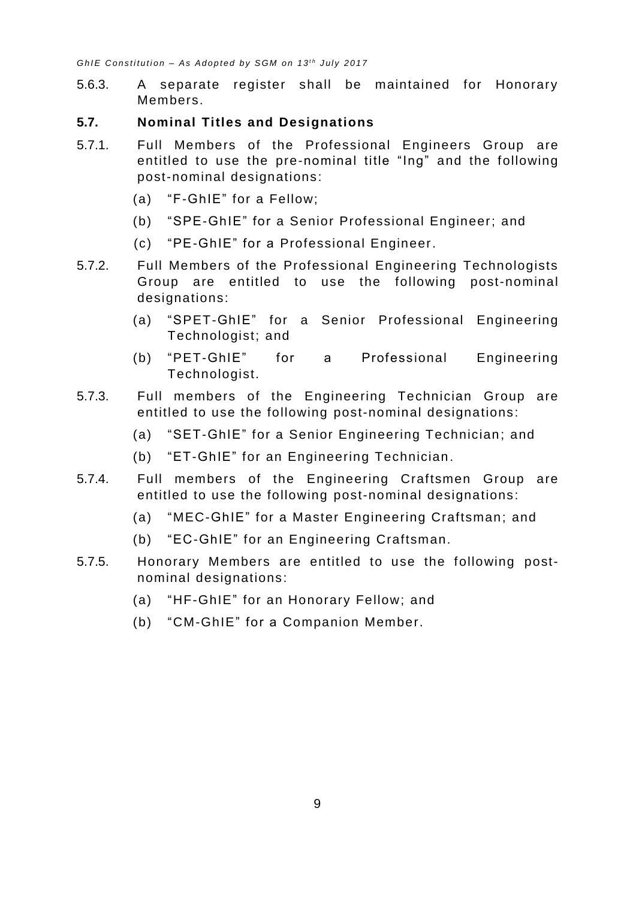5.6.3. A separate register shall be maintained for Honorary Members.

### 5.7. Nominal Titles and Designations

5.7.1. Full Members of the Professional Engineers Group are entitled to use the pre-nominal title "Ing" and the following post-nominal designations:

- (a) "F-GhIE" for a Fellow;
- (b) "SPE-GhIE" for a Senior Professional Engineer; and
- (c) "PE-GhIE" for a Professional Engineer.

5.7.2. Full Members of the Professional Engineering Technologists Group are entitled to use the following post-nominal designations:

- (a) "SPET-GhIE" for a Senior Professional Engineering Technologist; and
- (b) "PET-GhIE" for a Professional Engineering Technologist.

5.7.3. Full members of the Engineering Technician Group are entitled to use the following post-nominal designations:

- (a) "SET-GhIE" for a Senior Engineering Technician; and
- (b) "ET-GhIE" for an Engineering Technician.

5.7.4. Full members of the Engineering Craftsmen Group are entitled to use the following post-nominal designations:

- (a) "MEC-GhIE" for a Master Engineering Craftsman; and
- (b) "EC-GhIE" for an Engineering Craftsman.

5.7.5. Honorary Members are entitled to use the following post-nominal designations:

- (a) "HF-GhIE" for an Honorary Fellow; and
- (b) "CM-GhIE" for a Companion Member.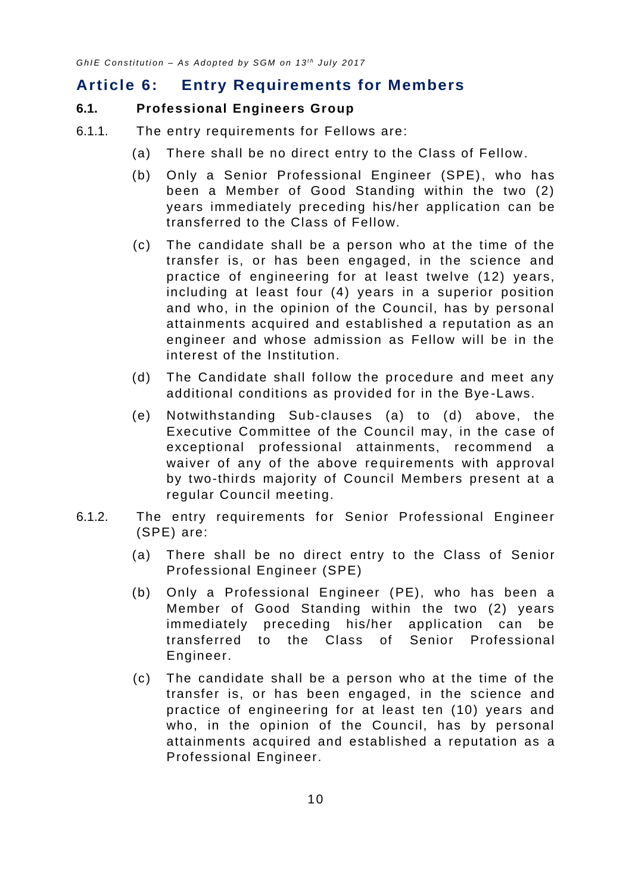## Article 6: Entry Requirements for Members

### 6.1. Professional Engineers Group

6.1.1. The entry requirements for Fellows are:

(a) There shall be no direct entry to the Class of Fellow.

(b) Only a Senior Professional Engineer (SPE), who has been a Member of Good Standing within the two (2) years immediately preceding his/her application can be transferred to the Class of Fellow.

(c) The candidate shall be a person who at the time of the transfer is, or has been engaged, in the science and practice of engineering for at least twelve (12) years, including at least four (4) years in a superior position and who, in the opinion of the Council, has by personal attainments acquired and established a reputation as an engineer and whose admission as Fellow will be in the interest of the Institution.

(d) The Candidate shall follow the procedure and meet any additional conditions as provided for in the Bye-Laws.

(e) Notwithstanding Sub-clauses (a) to (d) above, the Executive Committee of the Council may, in the case of exceptional professional attainments, recommend a waiver of any of the above requirements with approval by two-thirds majority of Council Members present at a regular Council meeting.

6.1.2. The entry requirements for Senior Professional Engineer (SPE) are:

(a) There shall be no direct entry to the Class of Senior Professional Engineer (SPE)

(b) Only a Professional Engineer (PE), who has been a Member of Good Standing within the two (2) years immediately preceding his/her application can be transferred to the Class of Senior Professional Engineer.

(c) The candidate shall be a person who at the time of the transfer is, or has been engaged, in the science and practice of engineering for at least ten (10) years and who, in the opinion of the Council, has by personal attainments acquired and established a reputation as a Professional Engineer.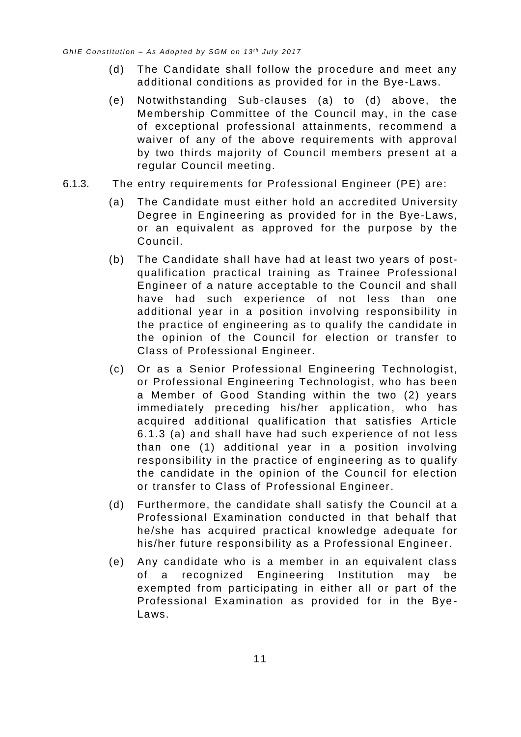(d) The Candidate shall follow the procedure and meet any additional conditions as provided for in the Bye-Laws.

(e) Notwithstanding Sub-clauses (a) to (d) above, the Membership Committee of the Council may, in the case of exceptional professional attainments, recommend a waiver of any of the above requirements with approval by two thirds majority of Council members present at a regular Council meeting.

6.1.3. The entry requirements for Professional Engineer (PE) are:

(a) The Candidate must either hold an accredited University Degree in Engineering as provided for in the Bye-Laws, or an equivalent as approved for the purpose by the Council.

(b) The Candidate shall have had at least two years of post-qualification practical training as Trainee Professional Engineer of a nature acceptable to the Council and shall have had such experience of not less than one additional year in a position involving responsibility in the practice of engineering as to qualify the candidate in the opinion of the Council for election or transfer to Class of Professional Engineer.

(c) Or as a Senior Professional Engineering Technologist, or Professional Engineering Technologist, who has been a Member of Good Standing within the two (2) years immediately preceding his/her application, who has acquired additional qualification that satisfies Article 6.1.3 (a) and shall have had such experience of not less than one (1) additional year in a position involving responsibility in the practice of engineering as to qualify the candidate in the opinion of the Council for election or transfer to Class of Professional Engineer.

(d) Furthermore, the candidate shall satisfy the Council at a Professional Examination conducted in that behalf that he/she has acquired practical knowledge adequate for his/her future responsibility as a Professional Engineer.

(e) Any candidate who is a member in an equivalent class of a recognized Engineering Institution may be exempted from participating in either all or part of the Professional Examination as provided for in the Bye-Laws.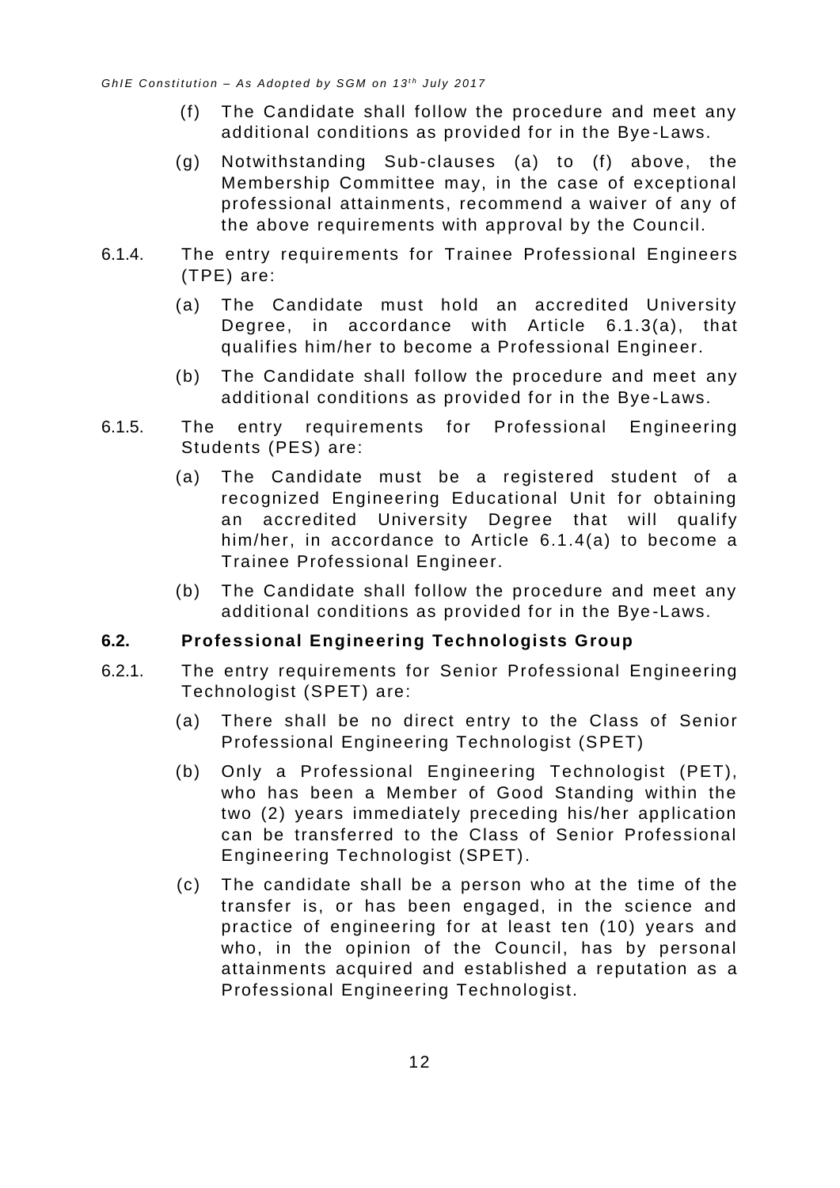(f) The Candidate shall follow the procedure and meet any additional conditions as provided for in the Bye-Laws.

(g) Notwithstanding Sub-clauses (a) to (f) above, the Membership Committee may, in the case of exceptional professional attainments, recommend a waiver of any of the above requirements with approval by the Council.

6.1.4. The entry requirements for Trainee Professional Engineers (TPE) are:

(a) The Candidate must hold an accredited University Degree, in accordance with Article 6.1.3(a), that qualifies him/her to become a Professional Engineer.

(b) The Candidate shall follow the procedure and meet any additional conditions as provided for in the Bye-Laws.

6.1.5. The entry requirements for Professional Engineering Students (PES) are:

(a) The Candidate must be a registered student of a recognized Engineering Educational Unit for obtaining an accredited University Degree that will qualify him/her, in accordance to Article 6.1.4(a) to become a Trainee Professional Engineer.

(b) The Candidate shall follow the procedure and meet any additional conditions as provided for in the Bye-Laws.

### 6.2. Professional Engineering Technologists Group

6.2.1. The entry requirements for Senior Professional Engineering Technologist (SPET) are:

(a) There shall be no direct entry to the Class of Senior Professional Engineering Technologist (SPET)

(b) Only a Professional Engineering Technologist (PET), who has been a Member of Good Standing within the two (2) years immediately preceding his/her application can be transferred to the Class of Senior Professional Engineering Technologist (SPET).

(c) The candidate shall be a person who at the time of the transfer is, or has been engaged, in the science and practice of engineering for at least ten (10) years and who, in the opinion of the Council, has by personal attainments acquired and established a reputation as a Professional Engineering Technologist.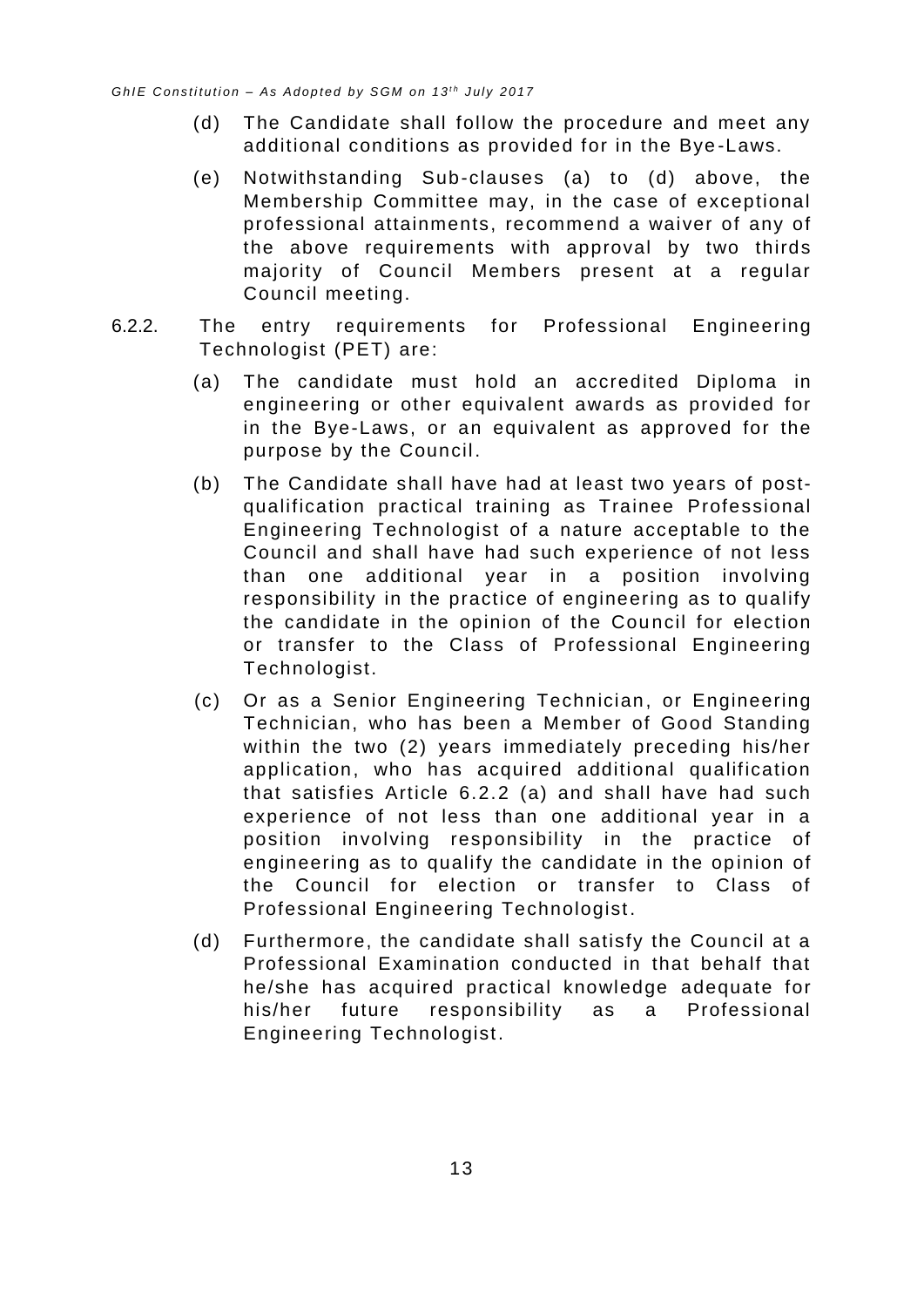(d) The Candidate shall follow the procedure and meet any additional conditions as provided for in the Bye-Laws.

(e) Notwithstanding Sub-clauses (a) to (d) above, the Membership Committee may, in the case of exceptional professional attainments, recommend a waiver of any of the above requirements with approval by two thirds majority of Council Members present at a regular Council meeting.

6.2.2. The entry requirements for Professional Engineering Technologist (PET) are:

(a) The candidate must hold an accredited Diploma in engineering or other equivalent awards as provided for in the Bye-Laws, or an equivalent as approved for the purpose by the Council.

(b) The Candidate shall have had at least two years of post-qualification practical training as Trainee Professional Engineering Technologist of a nature acceptable to the Council and shall have had such experience of not less than one additional year in a position involving responsibility in the practice of engineering as to qualify the candidate in the opinion of the Council for election or transfer to the Class of Professional Engineering Technologist.

(c) Or as a Senior Engineering Technician, or Engineering Technician, who has been a Member of Good Standing within the two (2) years immediately preceding his/her application, who has acquired additional qualification that satisfies Article 6.2.2 (a) and shall have had such experience of not less than one additional year in a position involving responsibility in the practice of engineering as to qualify the candidate in the opinion of the Council for election or transfer to Class of Professional Engineering Technologist.

(d) Furthermore, the candidate shall satisfy the Council at a Professional Examination conducted in that behalf that he/she has acquired practical knowledge adequate for his/her future responsibility as a Professional Engineering Technologist.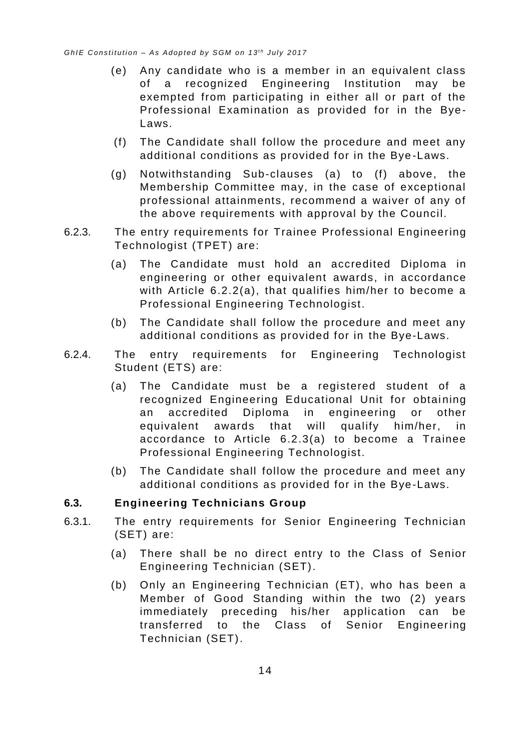(e) Any candidate who is a member in an equivalent class of a recognized Engineering Institution may be exempted from participating in either all or part of the Professional Examination as provided for in the Bye-Laws.

(f) The Candidate shall follow the procedure and meet any additional conditions as provided for in the Bye-Laws.

(g) Notwithstanding Sub-clauses (a) to (f) above, the Membership Committee may, in the case of exceptional professional attainments, recommend a waiver of any of the above requirements with approval by the Council.

6.2.3. The entry requirements for Trainee Professional Engineering Technologist (TPET) are:

(a) The Candidate must hold an accredited Diploma in engineering or other equivalent awards, in accordance with Article 6.2.2(a), that qualifies him/her to become a Professional Engineering Technologist.

(b) The Candidate shall follow the procedure and meet any additional conditions as provided for in the Bye-Laws.

6.2.4. The entry requirements for Engineering Technologist Student (ETS) are:

(a) The Candidate must be a registered student of a recognized Engineering Educational Unit for obtaining an accredited Diploma in engineering or other equivalent awards that will qualify him/her, in accordance to Article 6.2.3(a) to become a Trainee Professional Engineering Technologist.

(b) The Candidate shall follow the procedure and meet any additional conditions as provided for in the Bye-Laws.

## 6.3. Engineering Technicians Group

6.3.1. The entry requirements for Senior Engineering Technician (SET) are:

(a) There shall be no direct entry to the Class of Senior Engineering Technician (SET).

(b) Only an Engineering Technician (ET), who has been a Member of Good Standing within the two (2) years immediately preceding his/her application can be transferred to the Class of Senior Engineering Technician (SET).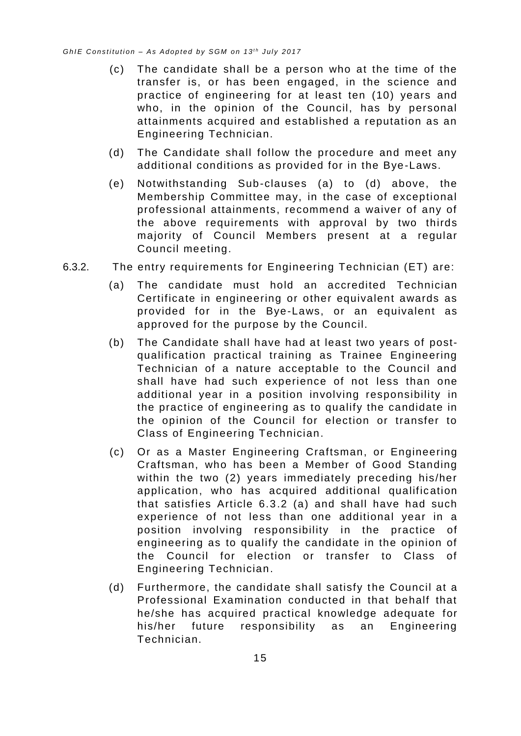(c) The candidate shall be a person who at the time of the transfer is, or has been engaged, in the science and practice of engineering for at least ten (10) years and who, in the opinion of the Council, has by personal attainments acquired and established a reputation as an Engineering Technician.

(d) The Candidate shall follow the procedure and meet any additional conditions as provided for in the Bye-Laws.

(e) Notwithstanding Sub-clauses (a) to (d) above, the Membership Committee may, in the case of exceptional professional attainments, recommend a waiver of any of the above requirements with approval by two thirds majority of Council Members present at a regular Council meeting.

6.3.2. The entry requirements for Engineering Technician (ET) are:

(a) The candidate must hold an accredited Technician Certificate in engineering or other equivalent awards as provided for in the Bye-Laws, or an equivalent as approved for the purpose by the Council.

(b) The Candidate shall have had at least two years of post-qualification practical training as Trainee Engineering Technician of a nature acceptable to the Council and shall have had such experience of not less than one additional year in a position involving responsibility in the practice of engineering as to qualify the candidate in the opinion of the Council for election or transfer to Class of Engineering Technician.

(c) Or as a Master Engineering Craftsman, or Engineering Craftsman, who has been a Member of Good Standing within the two (2) years immediately preceding his/her application, who has acquired additional qualification that satisfies Article 6.3.2 (a) and shall have had such experience of not less than one additional year in a position involving responsibility in the practice of engineering as to qualify the candidate in the opinion of the Council for election or transfer to Class of Engineering Technician.

(d) Furthermore, the candidate shall satisfy the Council at a Professional Examination conducted in that behalf that he/she has acquired practical knowledge adequate for his/her future responsibility as an Engineering Technician.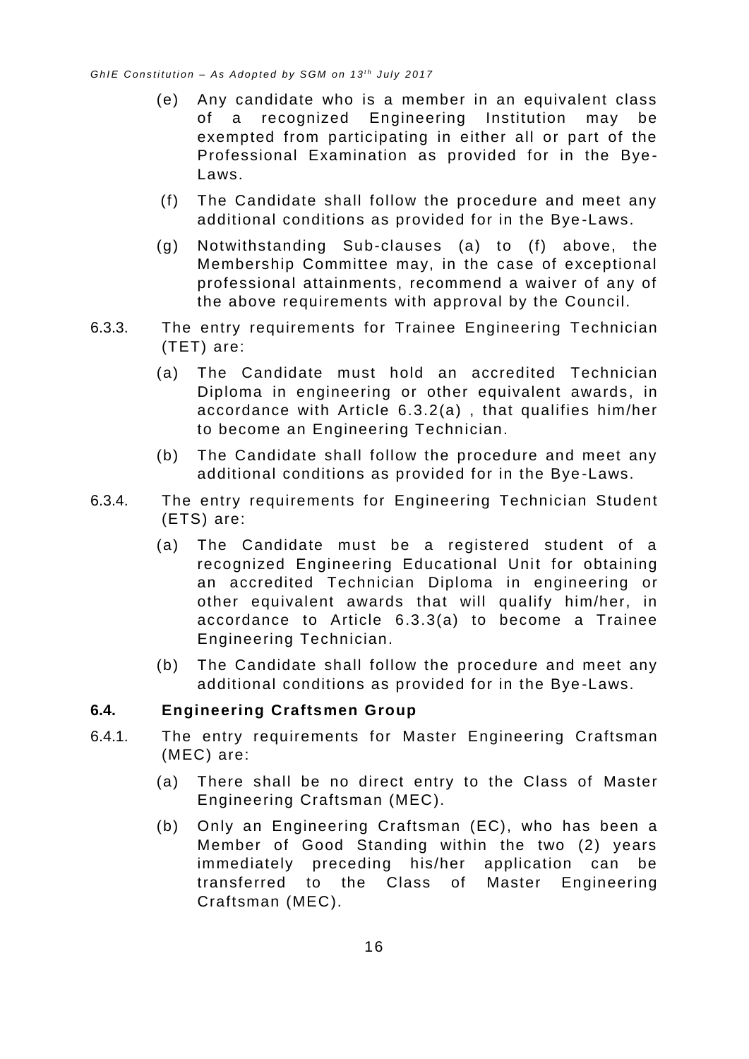(e) Any candidate who is a member in an equivalent class of a recognized Engineering Institution may be exempted from participating in either all or part of the Professional Examination as provided for in the Bye-Laws.

(f) The Candidate shall follow the procedure and meet any additional conditions as provided for in the Bye-Laws.

(g) Notwithstanding Sub-clauses (a) to (f) above, the Membership Committee may, in the case of exceptional professional attainments, recommend a waiver of any of the above requirements with approval by the Council.

6.3.3. The entry requirements for Trainee Engineering Technician (TET) are:

(a) The Candidate must hold an accredited Technician Diploma in engineering or other equivalent awards, in accordance with Article 6.3.2(a) , that qualifies him/her to become an Engineering Technician.

(b) The Candidate shall follow the procedure and meet any additional conditions as provided for in the Bye-Laws.

6.3.4. The entry requirements for Engineering Technician Student (ETS) are:

(a) The Candidate must be a registered student of a recognized Engineering Educational Unit for obtaining an accredited Technician Diploma in engineering or other equivalent awards that will qualify him/her, in accordance to Article 6.3.3(a) to become a Trainee Engineering Technician.

(b) The Candidate shall follow the procedure and meet any additional conditions as provided for in the Bye-Laws.

### 6.4. Engineering Craftsmen Group

6.4.1. The entry requirements for Master Engineering Craftsman (MEC) are:

(a) There shall be no direct entry to the Class of Master Engineering Craftsman (MEC).

(b) Only an Engineering Craftsman (EC), who has been a Member of Good Standing within the two (2) years immediately preceding his/her application can be transferred to the Class of Master Engineering Craftsman (MEC).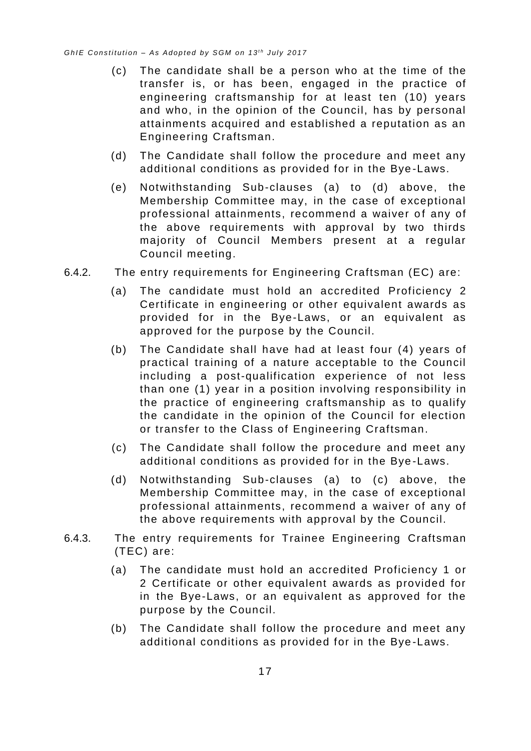(c) The candidate shall be a person who at the time of the transfer is, or has been, engaged in the practice of engineering craftsmanship for at least ten (10) years and who, in the opinion of the Council, has by personal attainments acquired and established a reputation as an Engineering Craftsman.

(d) The Candidate shall follow the procedure and meet any additional conditions as provided for in the Bye-Laws.

(e) Notwithstanding Sub-clauses (a) to (d) above, the Membership Committee may, in the case of exceptional professional attainments, recommend a waiver of any of the above requirements with approval by two thirds majority of Council Members present at a regular Council meeting.

6.4.2. The entry requirements for Engineering Craftsman (EC) are:

(a) The candidate must hold an accredited Proficiency 2 Certificate in engineering or other equivalent awards as provided for in the Bye-Laws, or an equivalent as approved for the purpose by the Council.

(b) The Candidate shall have had at least four (4) years of practical training of a nature acceptable to the Council including a post-qualification experience of not less than one (1) year in a position involving responsibility in the practice of engineering craftsmanship as to qualify the candidate in the opinion of the Council for election or transfer to the Class of Engineering Craftsman.

(c) The Candidate shall follow the procedure and meet any additional conditions as provided for in the Bye-Laws.

(d) Notwithstanding Sub-clauses (a) to (c) above, the Membership Committee may, in the case of exceptional professional attainments, recommend a waiver of any of the above requirements with approval by the Council.

6.4.3. The entry requirements for Trainee Engineering Craftsman (TEC) are:

(a) The candidate must hold an accredited Proficiency 1 or 2 Certificate or other equivalent awards as provided for in the Bye-Laws, or an equivalent as approved for the purpose by the Council.

(b) The Candidate shall follow the procedure and meet any additional conditions as provided for in the Bye-Laws.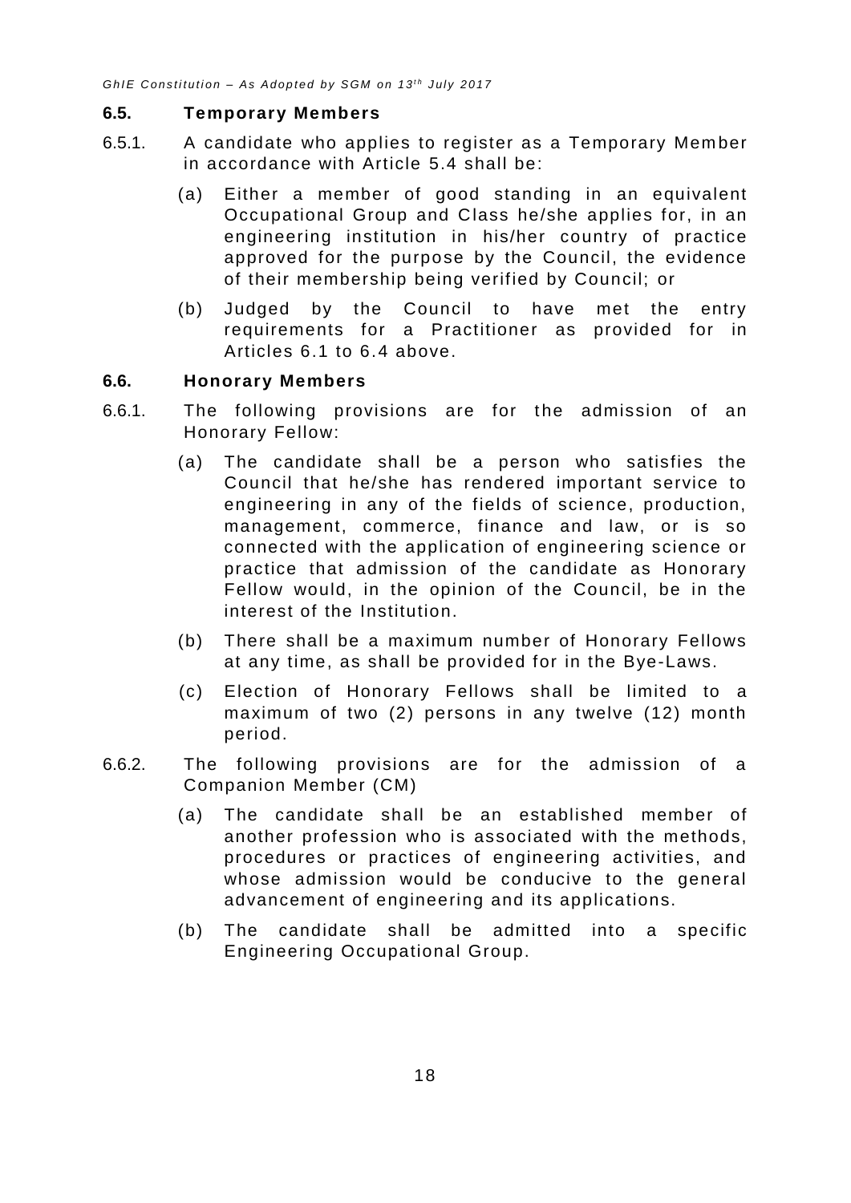### 6.5. Temporary Members

6.5.1. A candidate who applies to register as a Temporary Member in accordance with Article 5.4 shall be:

(a) Either a member of good standing in an equivalent Occupational Group and Class he/she applies for, in an engineering institution in his/her country of practice approved for the purpose by the Council, the evidence of their membership being verified by Council; or

(b) Judged by the Council to have met the entry requirements for a Practitioner as provided for in Articles 6.1 to 6.4 above.

### 6.6. Honorary Members

6.6.1. The following provisions are for the admission of an Honorary Fellow:

(a) The candidate shall be a person who satisfies the Council that he/she has rendered important service to engineering in any of the fields of science, production, management, commerce, finance and law, or is so connected with the application of engineering science or practice that admission of the candidate as Honorary Fellow would, in the opinion of the Council, be in the interest of the Institution.

(b) There shall be a maximum number of Honorary Fellows at any time, as shall be provided for in the Bye-Laws.

(c) Election of Honorary Fellows shall be limited to a maximum of two (2) persons in any twelve (12) month period.

6.6.2. The following provisions are for the admission of a Companion Member (CM)

(a) The candidate shall be an established member of another profession who is associated with the methods, procedures or practices of engineering activities, and whose admission would be conducive to the general advancement of engineering and its applications.

(b) The candidate shall be admitted into a specific Engineering Occupational Group.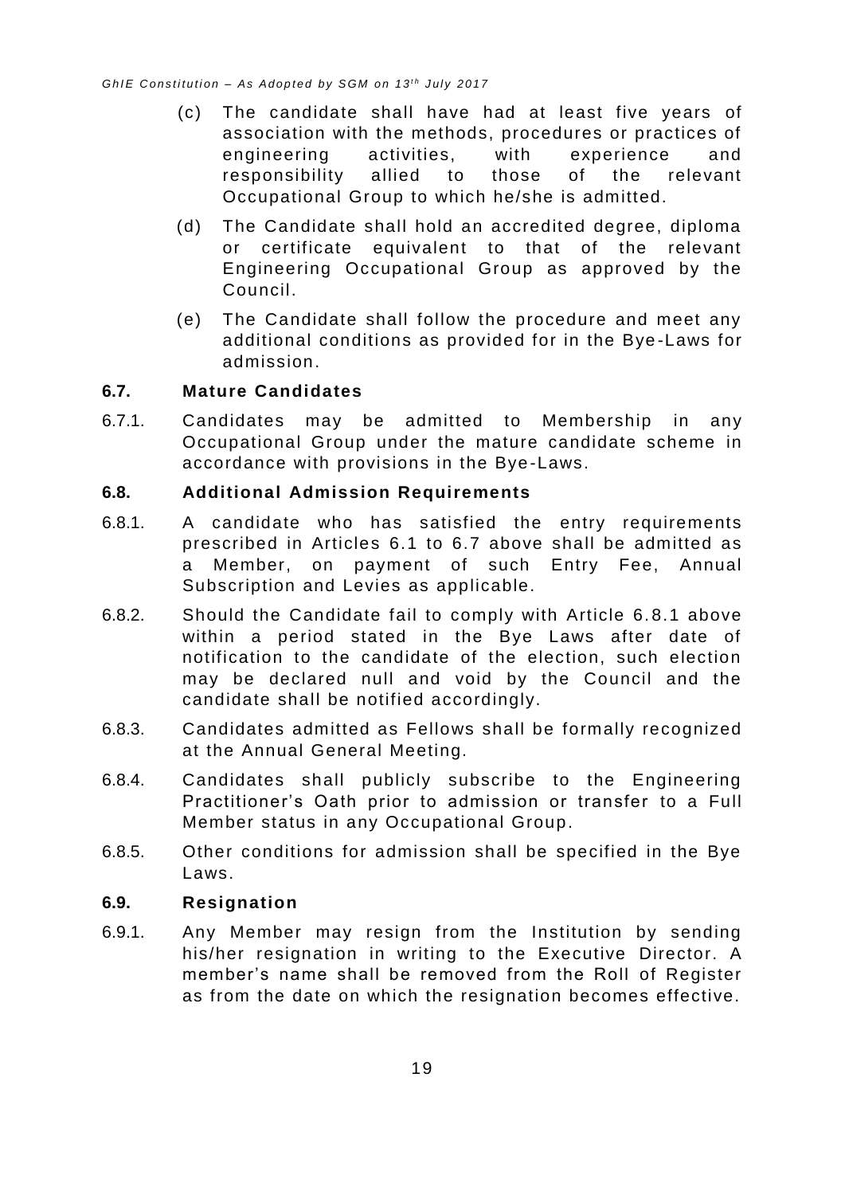(c) The candidate shall have had at least five years of association with the methods, procedures or practices of engineering activities, with experience and responsibility allied to those of the relevant Occupational Group to which he/she is admitted.

(d) The Candidate shall hold an accredited degree, diploma or certificate equivalent to that of the relevant Engineering Occupational Group as approved by the Council.

(e) The Candidate shall follow the procedure and meet any additional conditions as provided for in the Bye-Laws for admission.

### 6.7. Mature Candidates

6.7.1. Candidates may be admitted to Membership in any Occupational Group under the mature candidate scheme in accordance with provisions in the Bye-Laws.

### 6.8. Additional Admission Requirements

6.8.1. A candidate who has satisfied the entry requirements prescribed in Articles 6.1 to 6.7 above shall be admitted as a Member, on payment of such Entry Fee, Annual Subscription and Levies as applicable.

6.8.2. Should the Candidate fail to comply with Article 6.8.1 above within a period stated in the Bye Laws after date of notification to the candidate of the election, such election may be declared null and void by the Council and the candidate shall be notified accordingly.

6.8.3. Candidates admitted as Fellows shall be formally recognized at the Annual General Meeting.

6.8.4. Candidates shall publicly subscribe to the Engineering Practitioner's Oath prior to admission or transfer to a Full Member status in any Occupational Group.

6.8.5. Other conditions for admission shall be specified in the Bye Laws.

### 6.9. Resignation

6.9.1. Any Member may resign from the Institution by sending his/her resignation in writing to the Executive Director. A member's name shall be removed from the Roll of Register as from the date on which the resignation becomes effective.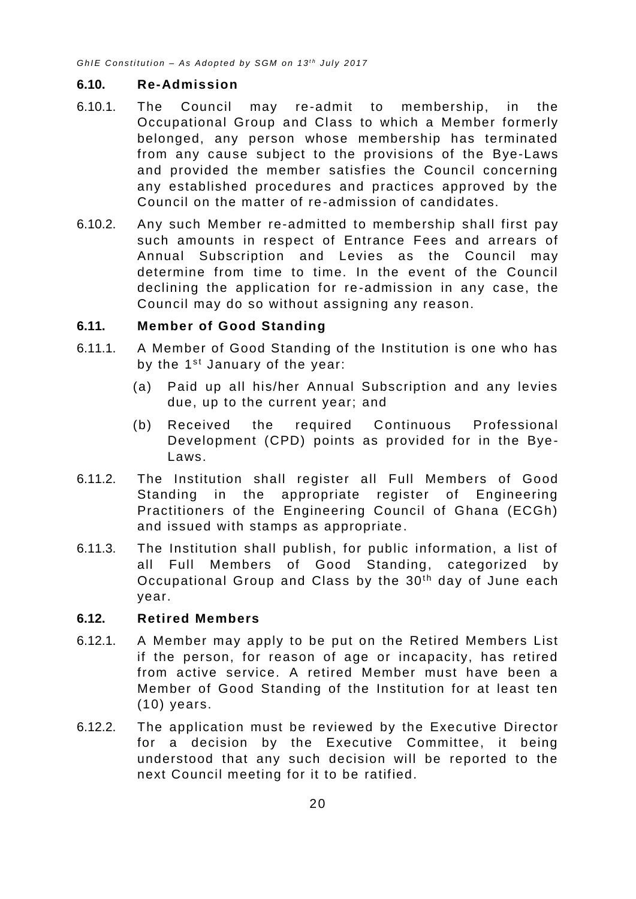### 6.10. Re-Admission

6.10.1. The Council may re-admit to membership, in the Occupational Group and Class to which a Member formerly belonged, any person whose membership has terminated from any cause subject to the provisions of the Bye-Laws and provided the member satisfies the Council concerning any established procedures and practices approved by the Council on the matter of re-admission of candidates.

6.10.2. Any such Member re-admitted to membership shall first pay such amounts in respect of Entrance Fees and arrears of Annual Subscription and Levies as the Council may determine from time to time. In the event of the Council declining the application for re-admission in any case, the Council may do so without assigning any reason.

### 6.11. Member of Good Standing

6.11.1. A Member of Good Standing of the Institution is one who has by the 1st January of the year:

- (a) Paid up all his/her Annual Subscription and any levies due, up to the current year; and
- (b) Received the required Continuous Professional Development (CPD) points as provided for in the Bye-Laws.

6.11.2. The Institution shall register all Full Members of Good Standing in the appropriate register of Engineering Practitioners of the Engineering Council of Ghana (ECGh) and issued with stamps as appropriate.

6.11.3. The Institution shall publish, for public information, a list of all Full Members of Good Standing, categorized by Occupational Group and Class by the 30th day of June each year.

### 6.12. Retired Members

6.12.1. A Member may apply to be put on the Retired Members List if the person, for reason of age or incapacity, has retired from active service. A retired Member must have been a Member of Good Standing of the Institution for at least ten (10) years.

6.12.2. The application must be reviewed by the Executive Director for a decision by the Executive Committee, it being understood that any such decision will be reported to the next Council meeting for it to be ratified.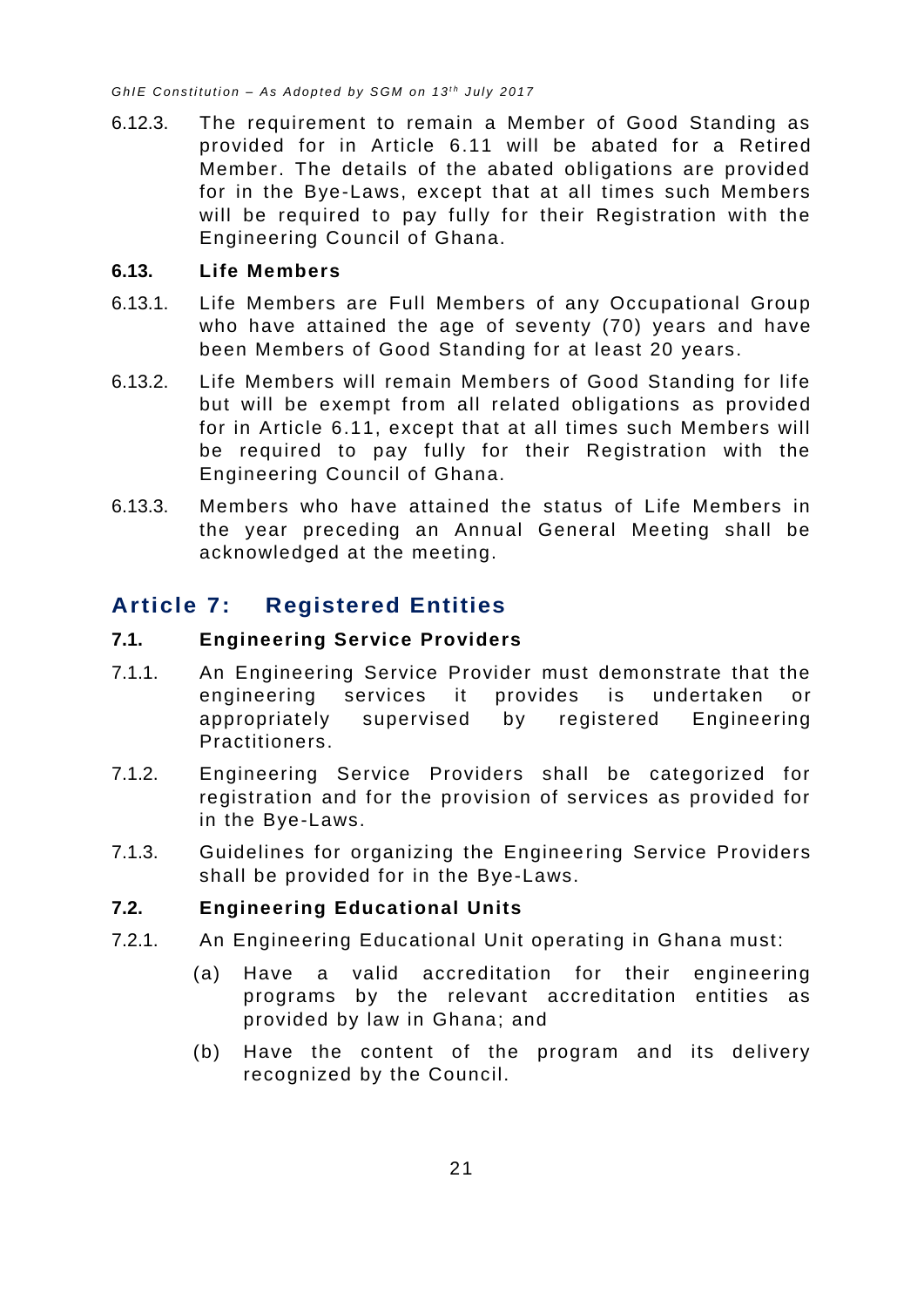6.12.3. The requirement to remain a Member of Good Standing as provided for in Article 6.11 will be abated for a Retired Member. The details of the abated obligations are provided for in the Bye-Laws, except that at all times such Members will be required to pay fully for their Registration with the Engineering Council of Ghana.

### 6.13. Life Members

6.13.1. Life Members are Full Members of any Occupational Group who have attained the age of seventy (70) years and have been Members of Good Standing for at least 20 years.

6.13.2. Life Members will remain Members of Good Standing for life but will be exempt from all related obligations as provided for in Article 6.11, except that at all times such Members will be required to pay fully for their Registration with the Engineering Council of Ghana.

6.13.3. Members who have attained the status of Life Members in the year preceding an Annual General Meeting shall be acknowledged at the meeting.

## Article 7: Registered Entities

### 7.1. Engineering Service Providers

7.1.1. An Engineering Service Provider must demonstrate that the engineering services it provides is undertaken or appropriately supervised by registered Engineering Practitioners.

7.1.2. Engineering Service Providers shall be categorized for registration and for the provision of services as provided for in the Bye-Laws.

7.1.3. Guidelines for organizing the Engineering Service Providers shall be provided for in the Bye-Laws.

### 7.2. Engineering Educational Units

7.2.1. An Engineering Educational Unit operating in Ghana must:

(a) Have a valid accreditation for their engineering programs by the relevant accreditation entities as provided by law in Ghana; and

(b) Have the content of the program and its delivery recognized by the Council.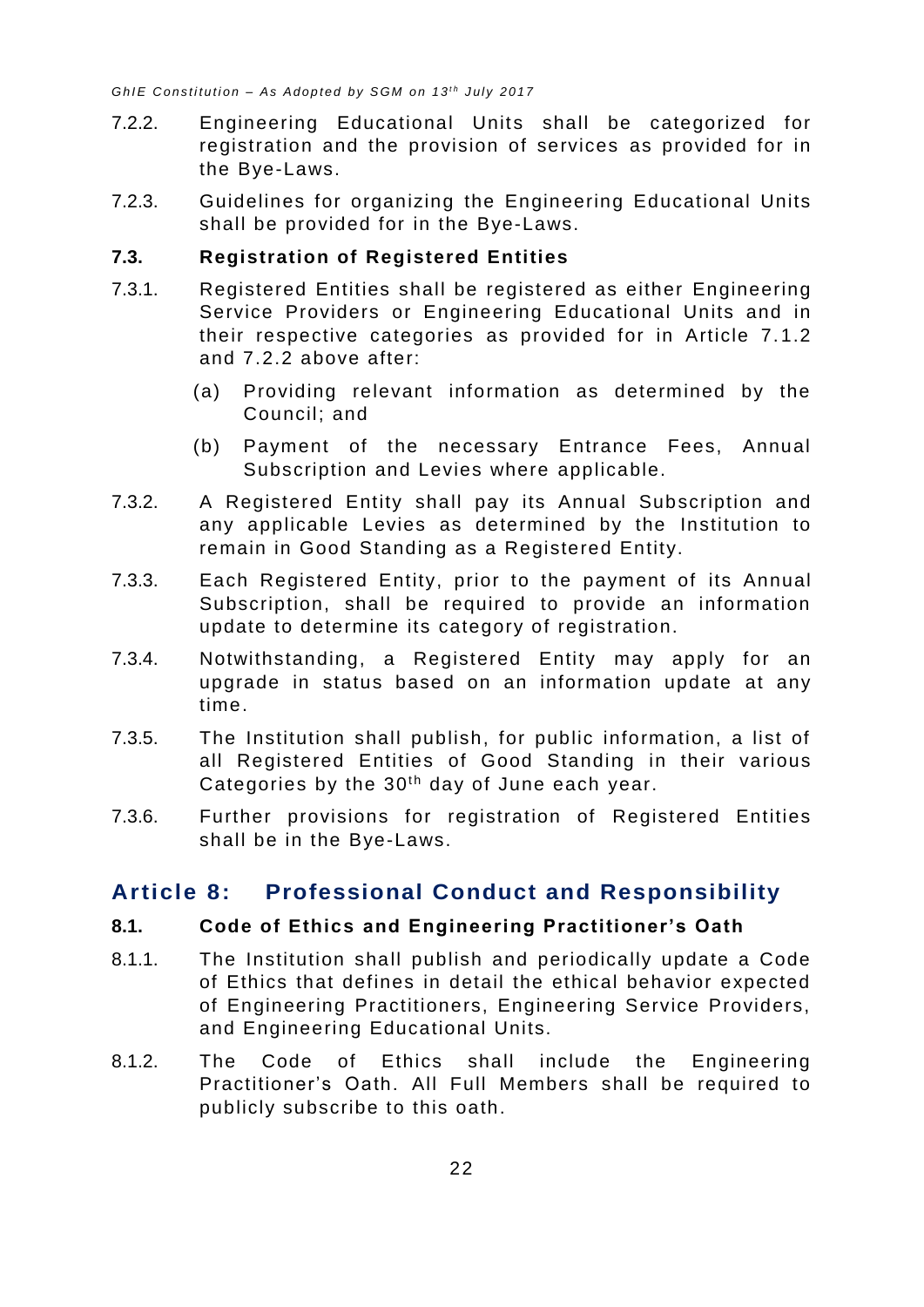7.2.2. Engineering Educational Units shall be categorized for registration and the provision of services as provided for in the Bye-Laws.

7.2.3. Guidelines for organizing the Engineering Educational Units shall be provided for in the Bye-Laws.

### 7.3. Registration of Registered Entities

7.3.1. Registered Entities shall be registered as either Engineering Service Providers or Engineering Educational Units and in their respective categories as provided for in Article 7.1.2 and 7.2.2 above after:

(a) Providing relevant information as determined by the Council; and

(b) Payment of the necessary Entrance Fees, Annual Subscription and Levies where applicable.

7.3.2. A Registered Entity shall pay its Annual Subscription and any applicable Levies as determined by the Institution to remain in Good Standing as a Registered Entity.

7.3.3. Each Registered Entity, prior to the payment of its Annual Subscription, shall be required to provide an information update to determine its category of registration.

7.3.4. Notwithstanding, a Registered Entity may apply for an upgrade in status based on an information update at any time.

7.3.5. The Institution shall publish, for public information, a list of all Registered Entities of Good Standing in their various Categories by the 30th day of June each year.

7.3.6. Further provisions for registration of Registered Entities shall be in the Bye-Laws.

## Article 8: Professional Conduct and Responsibility

### 8.1. Code of Ethics and Engineering Practitioner's Oath

8.1.1. The Institution shall publish and periodically update a Code of Ethics that defines in detail the ethical behavior expected of Engineering Practitioners, Engineering Service Providers, and Engineering Educational Units.

8.1.2. The Code of Ethics shall include the Engineering Practitioner's Oath. All Full Members shall be required to publicly subscribe to this oath.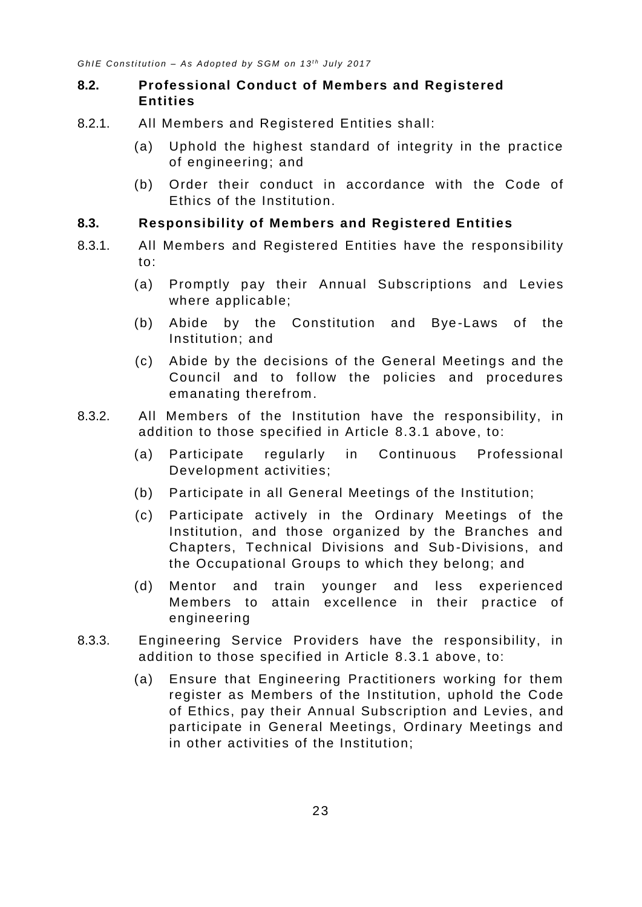## 8.2. Professional Conduct of Members and Registered Entities

8.2.1. All Members and Registered Entities shall:

(a) Uphold the highest standard of integrity in the practice of engineering; and

(b) Order their conduct in accordance with the Code of Ethics of the Institution.

## 8.3. Responsibility of Members and Registered Entities

8.3.1. All Members and Registered Entities have the responsibility to:

(a) Promptly pay their Annual Subscriptions and Levies where applicable;

(b) Abide by the Constitution and Bye-Laws of the Institution; and

(c) Abide by the decisions of the General Meetings and the Council and to follow the policies and procedures emanating therefrom.

8.3.2. All Members of the Institution have the responsibility, in addition to those specified in Article 8.3.1 above, to:

(a) Participate regularly in Continuous Professional Development activities;

(b) Participate in all General Meetings of the Institution;

(c) Participate actively in the Ordinary Meetings of the Institution, and those organized by the Branches and Chapters, Technical Divisions and Sub-Divisions, and the Occupational Groups to which they belong; and

(d) Mentor and train younger and less experienced Members to attain excellence in their practice of engineering

8.3.3. Engineering Service Providers have the responsibility, in addition to those specified in Article 8.3.1 above, to:

(a) Ensure that Engineering Practitioners working for them register as Members of the Institution, uphold the Code of Ethics, pay their Annual Subscription and Levies, and participate in General Meetings, Ordinary Meetings and in other activities of the Institution;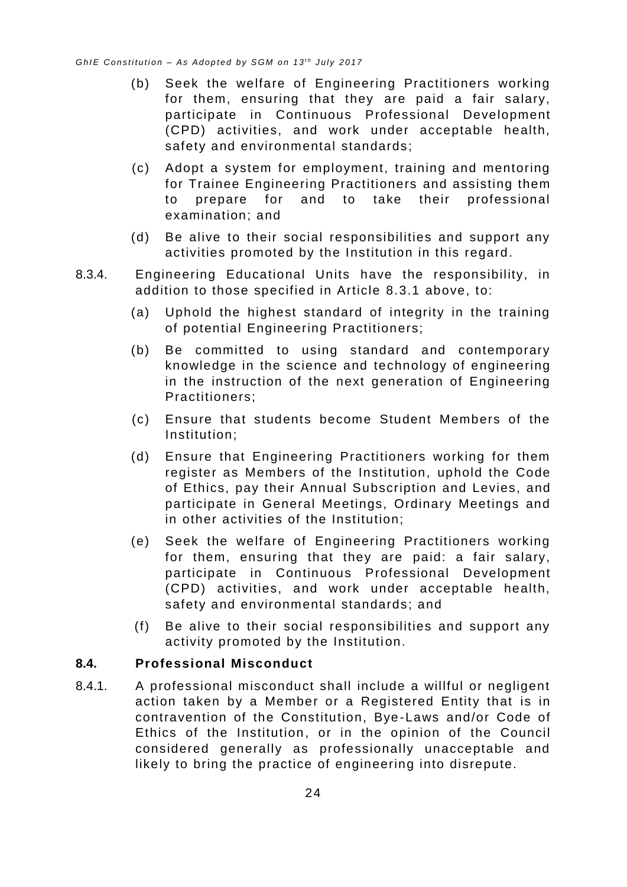(b) Seek the welfare of Engineering Practitioners working for them, ensuring that they are paid a fair salary, participate in Continuous Professional Development (CPD) activities, and work under acceptable health, safety and environmental standards;

(c) Adopt a system for employment, training and mentoring for Trainee Engineering Practitioners and assisting them to prepare for and to take their professional examination; and

(d) Be alive to their social responsibilities and support any activities promoted by the Institution in this regard.

8.3.4. Engineering Educational Units have the responsibility, in addition to those specified in Article 8.3.1 above, to:

(a) Uphold the highest standard of integrity in the training of potential Engineering Practitioners;

(b) Be committed to using standard and contemporary knowledge in the science and technology of engineering in the instruction of the next generation of Engineering Practitioners;

(c) Ensure that students become Student Members of the Institution;

(d) Ensure that Engineering Practitioners working for them register as Members of the Institution, uphold the Code of Ethics, pay their Annual Subscription and Levies, and participate in General Meetings, Ordinary Meetings and in other activities of the Institution;

(e) Seek the welfare of Engineering Practitioners working for them, ensuring that they are paid: a fair salary, participate in Continuous Professional Development (CPD) activities, and work under acceptable health, safety and environmental standards; and

(f) Be alive to their social responsibilities and support any activity promoted by the Institution.

### 8.4. Professional Misconduct

8.4.1. A professional misconduct shall include a willful or negligent action taken by a Member or a Registered Entity that is in contravention of the Constitution, Bye-Laws and/or Code of Ethics of the Institution, or in the opinion of the Council considered generally as professionally unacceptable and likely to bring the practice of engineering into disrepute.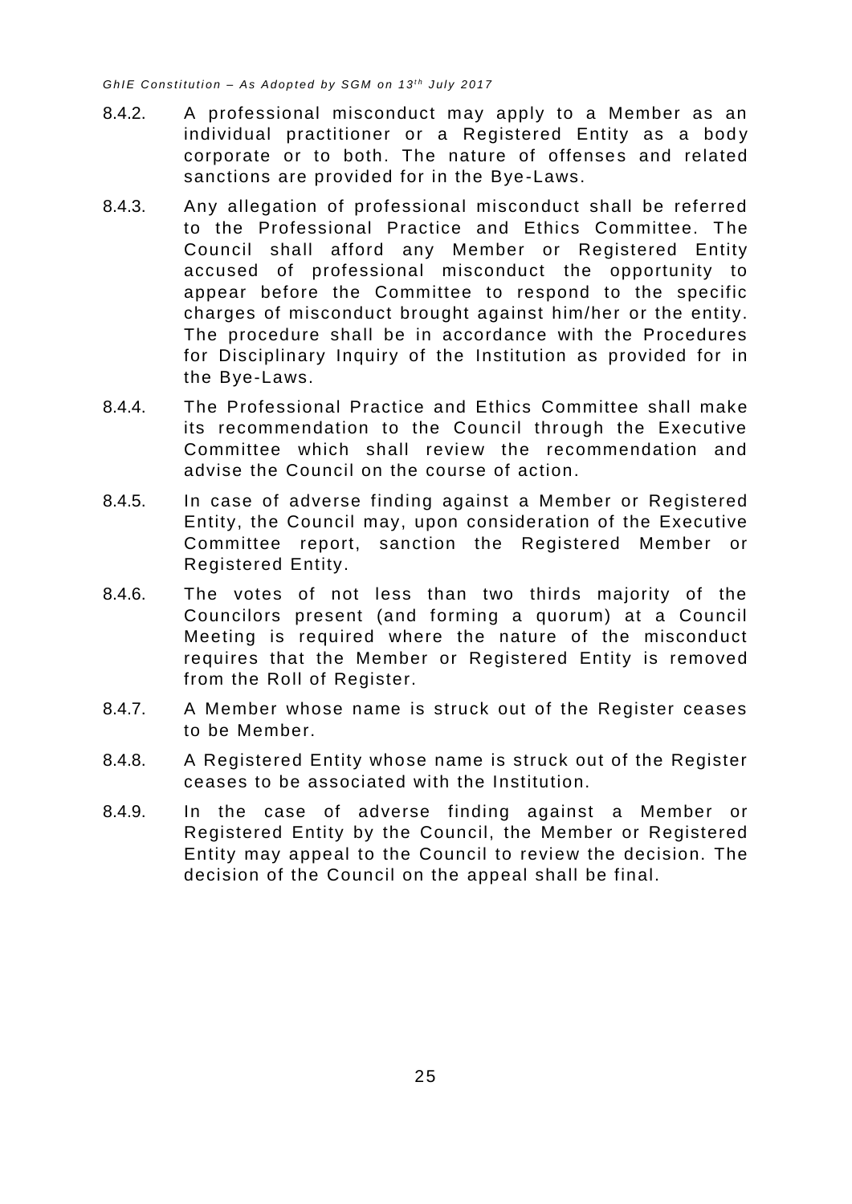8.4.2. A professional misconduct may apply to a Member as an individual practitioner or a Registered Entity as a body corporate or to both. The nature of offenses and related sanctions are provided for in the Bye-Laws.

8.4.3. Any allegation of professional misconduct shall be referred to the Professional Practice and Ethics Committee. The Council shall afford any Member or Registered Entity accused of professional misconduct the opportunity to appear before the Committee to respond to the specific charges of misconduct brought against him/her or the entity. The procedure shall be in accordance with the Procedures for Disciplinary Inquiry of the Institution as provided for in the Bye-Laws.

8.4.4. The Professional Practice and Ethics Committee shall make its recommendation to the Council through the Executive Committee which shall review the recommendation and advise the Council on the course of action.

8.4.5. In case of adverse finding against a Member or Registered Entity, the Council may, upon consideration of the Executive Committee report, sanction the Registered Member or Registered Entity.

8.4.6. The votes of not less than two thirds majority of the Councilors present (and forming a quorum) at a Council Meeting is required where the nature of the misconduct requires that the Member or Registered Entity is removed from the Roll of Register.

8.4.7. A Member whose name is struck out of the Register ceases to be Member.

8.4.8. A Registered Entity whose name is struck out of the Register ceases to be associated with the Institution.

8.4.9. In the case of adverse finding against a Member or Registered Entity by the Council, the Member or Registered Entity may appeal to the Council to review the decision. The decision of the Council on the appeal shall be final.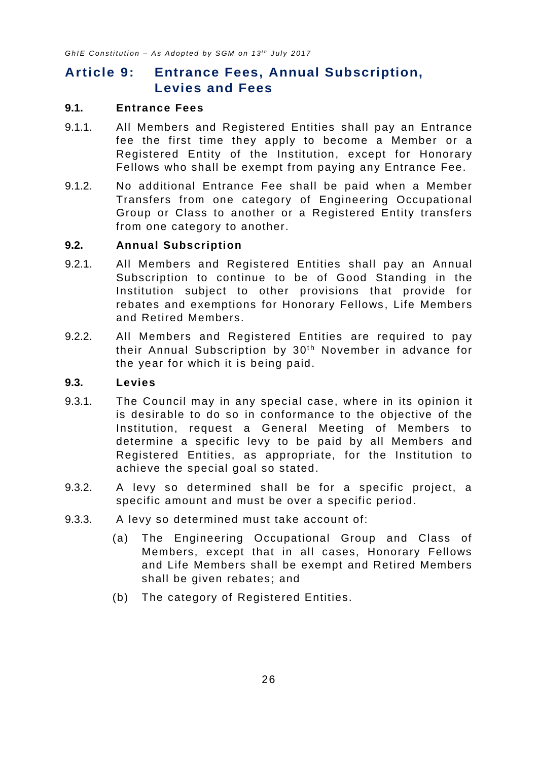## Article 9: Entrance Fees, Annual Subscription, Levies and Fees

### 9.1. Entrance Fees

9.1.1. All Members and Registered Entities shall pay an Entrance fee the first time they apply to become a Member or a Registered Entity of the Institution, except for Honorary Fellows who shall be exempt from paying any Entrance Fee.

9.1.2. No additional Entrance Fee shall be paid when a Member Transfers from one category of Engineering Occupational Group or Class to another or a Registered Entity transfers from one category to another.

### 9.2. Annual Subscription

9.2.1. All Members and Registered Entities shall pay an Annual Subscription to continue to be of Good Standing in the Institution subject to other provisions that provide for rebates and exemptions for Honorary Fellows, Life Members and Retired Members.

9.2.2. All Members and Registered Entities are required to pay their Annual Subscription by 30th November in advance for the year for which it is being paid.

### 9.3. Levies

9.3.1. The Council may in any special case, where in its opinion it is desirable to do so in conformance to the objective of the Institution, request a General Meeting of Members to determine a specific levy to be paid by all Members and Registered Entities, as appropriate, for the Institution to achieve the special goal so stated.

9.3.2. A levy so determined shall be for a specific project, a specific amount and must be over a specific period.

9.3.3. A levy so determined must take account of:

(a) The Engineering Occupational Group and Class of Members, except that in all cases, Honorary Fellows and Life Members shall be exempt and Retired Members shall be given rebates; and

(b) The category of Registered Entities.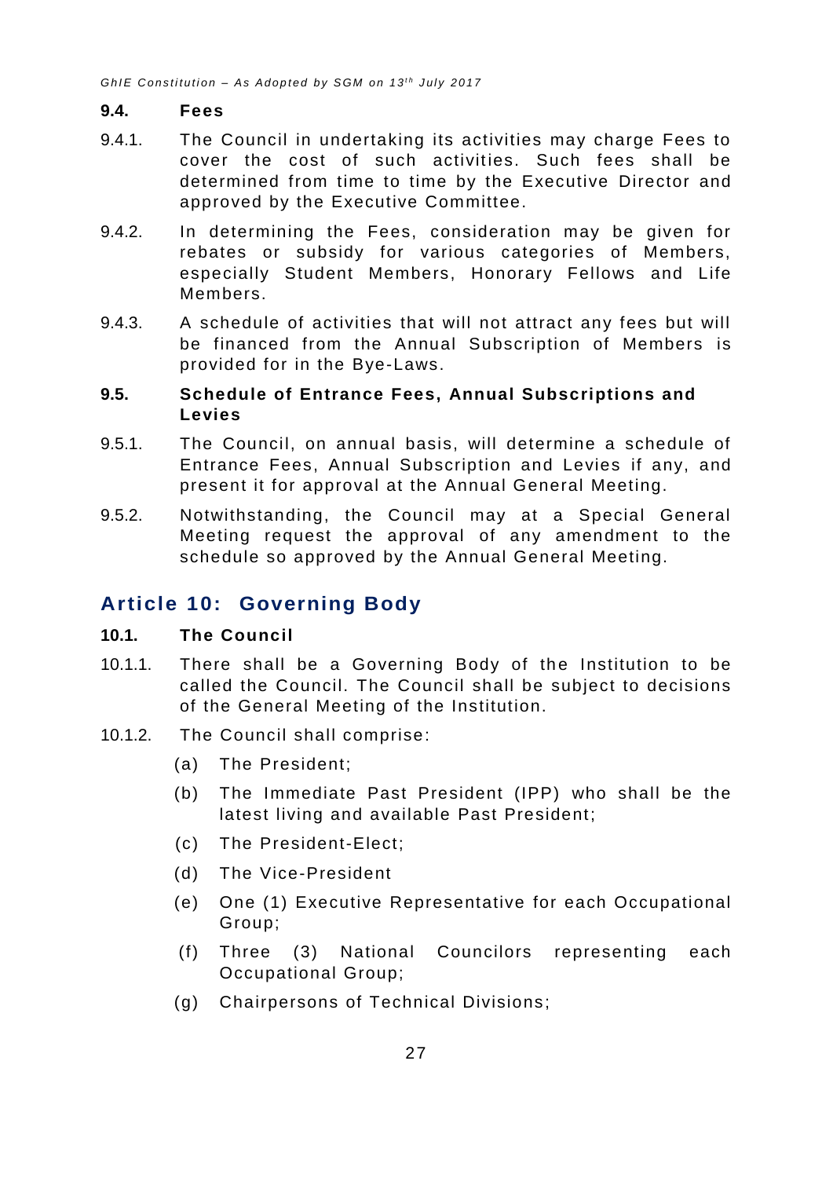### 9.4. Fees

9.4.1. The Council in undertaking its activities may charge Fees to cover the cost of such activities. Such fees shall be determined from time to time by the Executive Director and approved by the Executive Committee.

9.4.2. In determining the Fees, consideration may be given for rebates or subsidy for various categories of Members, especially Student Members, Honorary Fellows and Life Members.

9.4.3. A schedule of activities that will not attract any fees but will be financed from the Annual Subscription of Members is provided for in the Bye-Laws.

### 9.5. Schedule of Entrance Fees, Annual Subscriptions and Levies

9.5.1. The Council, on annual basis, will determine a schedule of Entrance Fees, Annual Subscription and Levies if any, and present it for approval at the Annual General Meeting.

9.5.2. Notwithstanding, the Council may at a Special General Meeting request the approval of any amendment to the schedule so approved by the Annual General Meeting.

## Article 10: Governing Body

### 10.1. The Council

10.1.1. There shall be a Governing Body of the Institution to be called the Council. The Council shall be subject to decisions of the General Meeting of the Institution.

10.1.2. The Council shall comprise:

(a) The President;

(b) The Immediate Past President (IPP) who shall be the latest living and available Past President;

(c) The President-Elect;

(d) The Vice-President

(e) One (1) Executive Representative for each Occupational Group;

(f) Three (3) National Councilors representing each Occupational Group;

(g) Chairpersons of Technical Divisions;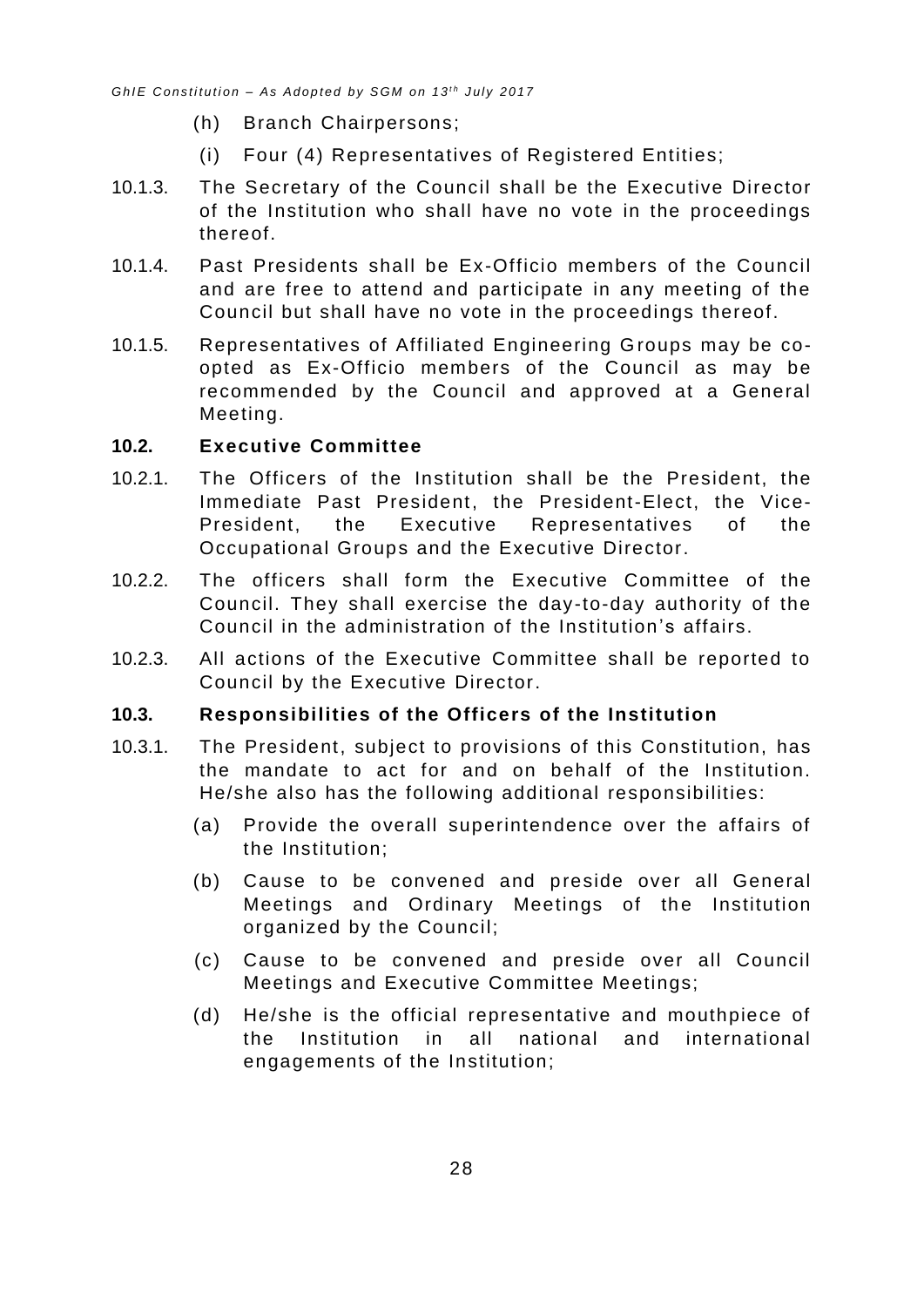(h) Branch Chairpersons;

(i) Four (4) Representatives of Registered Entities;

10.1.3. The Secretary of the Council shall be the Executive Director of the Institution who shall have no vote in the proceedings thereof.

10.1.4. Past Presidents shall be Ex-Officio members of the Council and are free to attend and participate in any meeting of the Council but shall have no vote in the proceedings thereof.

10.1.5. Representatives of Affiliated Engineering Groups may be co-opted as Ex-Officio members of the Council as may be recommended by the Council and approved at a General Meeting.

**10.2. Executive Committee**

10.2.1. The Officers of the Institution shall be the President, the Immediate Past President, the President-Elect, the Vice-President, the Executive Representatives of the Occupational Groups and the Executive Director.

10.2.2. The officers shall form the Executive Committee of the Council. They shall exercise the day-to-day authority of the Council in the administration of the Institution's affairs.

10.2.3. All actions of the Executive Committee shall be reported to Council by the Executive Director.

**10.3. Responsibilities of the Officers of the Institution**

10.3.1. The President, subject to provisions of this Constitution, has the mandate to act for and on behalf of the Institution. He/she also has the following additional responsibilities:

(a) Provide the overall superintendence over the affairs of the Institution;

(b) Cause to be convened and preside over all General Meetings and Ordinary Meetings of the Institution organized by the Council;

(c) Cause to be convened and preside over all Council Meetings and Executive Committee Meetings;

(d) He/she is the official representative and mouthpiece of the Institution in all national and international engagements of the Institution;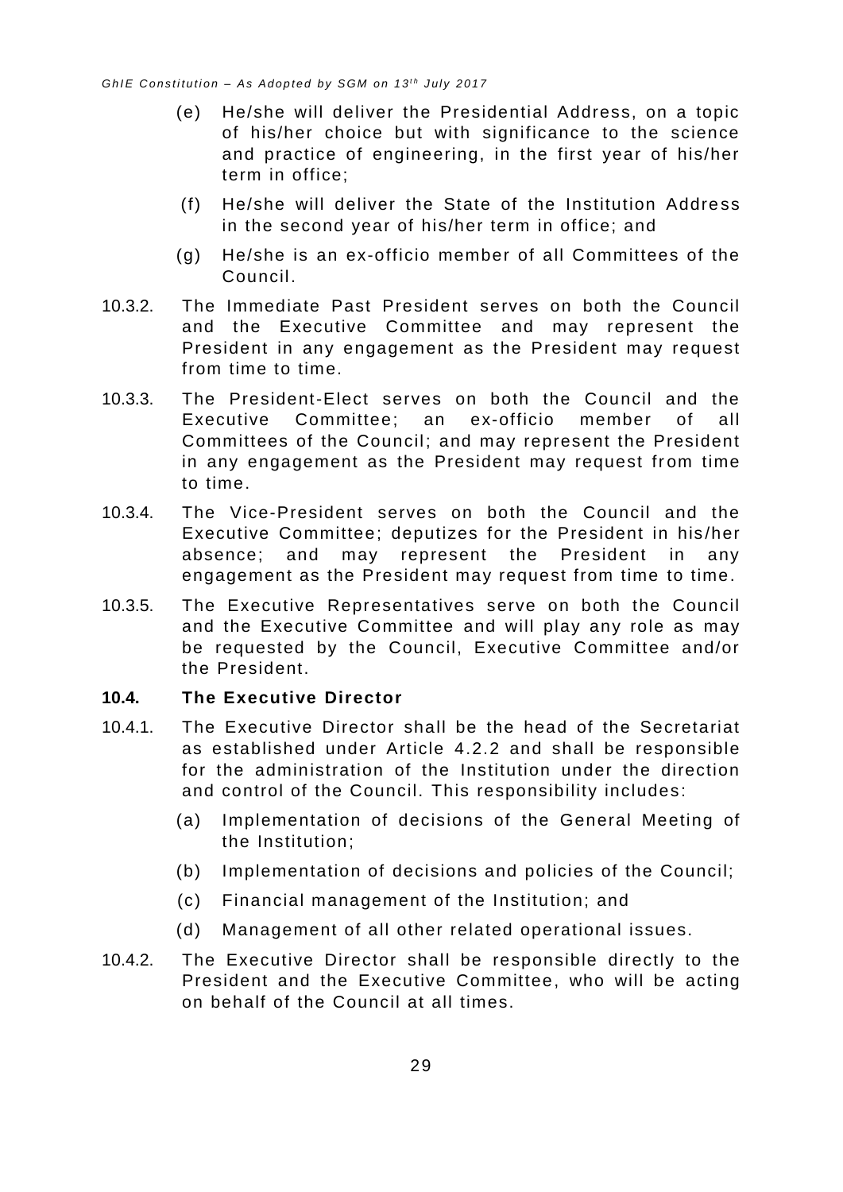(e) He/she will deliver the Presidential Address, on a topic of his/her choice but with significance to the science and practice of engineering, in the first year of his/her term in office;

(f) He/she will deliver the State of the Institution Address in the second year of his/her term in office; and

(g) He/she is an ex-officio member of all Committees of the Council.

10.3.2. The Immediate Past President serves on both the Council and the Executive Committee and may represent the President in any engagement as the President may request from time to time.

10.3.3. The President-Elect serves on both the Council and the Executive Committee; an ex-officio member of all Committees of the Council; and may represent the President in any engagement as the President may request from time to time.

10.3.4. The Vice-President serves on both the Council and the Executive Committee; deputizes for the President in his/her absence; and may represent the President in any engagement as the President may request from time to time.

10.3.5. The Executive Representatives serve on both the Council and the Executive Committee and will play any role as may be requested by the Council, Executive Committee and/or the President.

### 10.4. The Executive Director

10.4.1. The Executive Director shall be the head of the Secretariat as established under Article 4.2.2 and shall be responsible for the administration of the Institution under the direction and control of the Council. This responsibility includes:

(a) Implementation of decisions of the General Meeting of the Institution;

(b) Implementation of decisions and policies of the Council;

(c) Financial management of the Institution; and

(d) Management of all other related operational issues.

10.4.2. The Executive Director shall be responsible directly to the President and the Executive Committee, who will be acting on behalf of the Council at all times.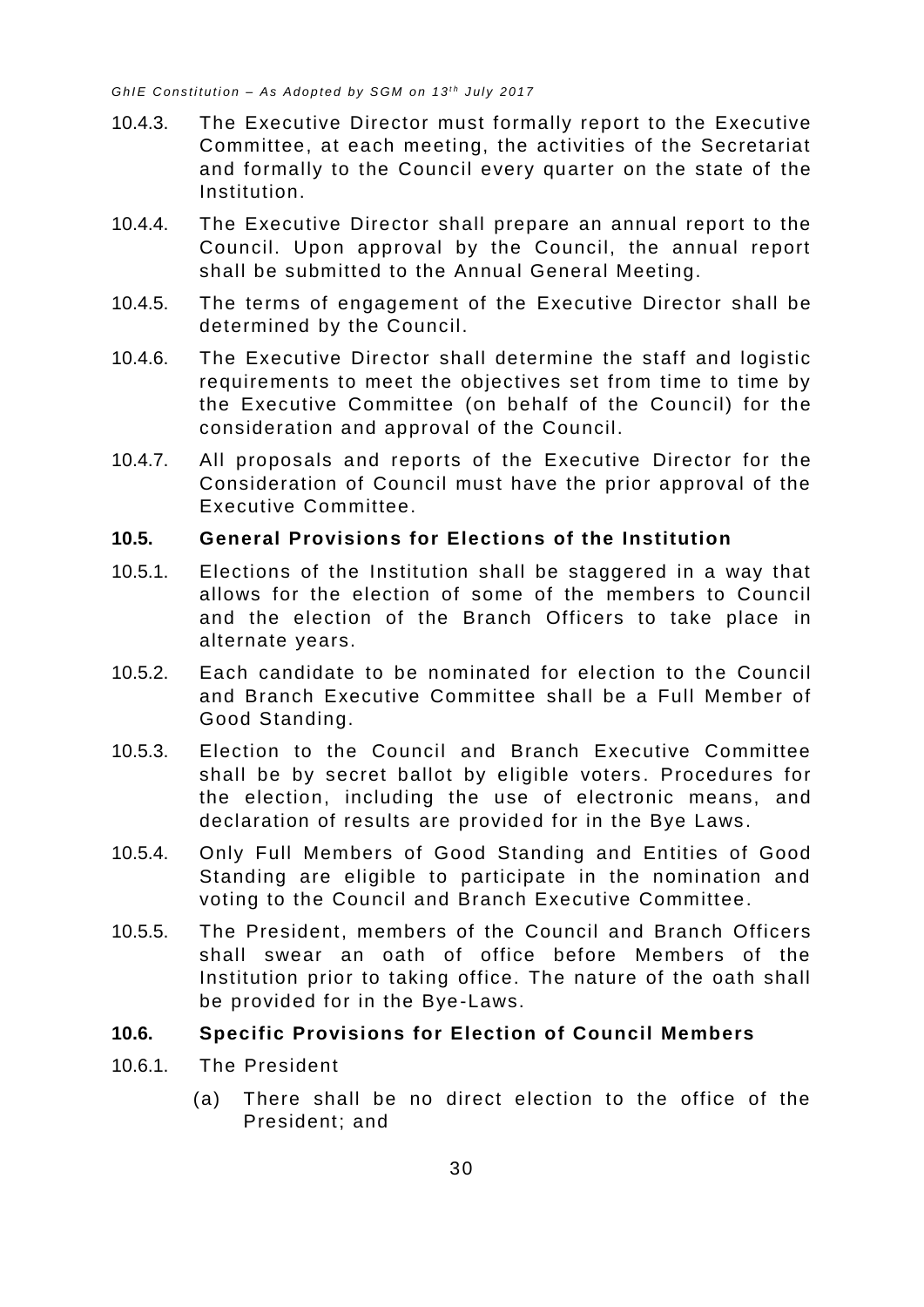10.4.3. The Executive Director must formally report to the Executive Committee, at each meeting, the activities of the Secretariat and formally to the Council every quarter on the state of the Institution.

10.4.4. The Executive Director shall prepare an annual report to the Council. Upon approval by the Council, the annual report shall be submitted to the Annual General Meeting.

10.4.5. The terms of engagement of the Executive Director shall be determined by the Council.

10.4.6. The Executive Director shall determine the staff and logistic requirements to meet the objectives set from time to time by the Executive Committee (on behalf of the Council) for the consideration and approval of the Council.

10.4.7. All proposals and reports of the Executive Director for the Consideration of Council must have the prior approval of the Executive Committee.

### 10.5. General Provisions for Elections of the Institution

10.5.1. Elections of the Institution shall be staggered in a way that allows for the election of some of the members to Council and the election of the Branch Officers to take place in alternate years.

10.5.2. Each candidate to be nominated for election to the Council and Branch Executive Committee shall be a Full Member of Good Standing.

10.5.3. Election to the Council and Branch Executive Committee shall be by secret ballot by eligible voters. Procedures for the election, including the use of electronic means, and declaration of results are provided for in the Bye Laws.

10.5.4. Only Full Members of Good Standing and Entities of Good Standing are eligible to participate in the nomination and voting to the Council and Branch Executive Committee.

10.5.5. The President, members of the Council and Branch Officers shall swear an oath of office before Members of the Institution prior to taking office. The nature of the oath shall be provided for in the Bye-Laws.

### 10.6. Specific Provisions for Election of Council Members

10.6.1. The President

(a) There shall be no direct election to the office of the President; and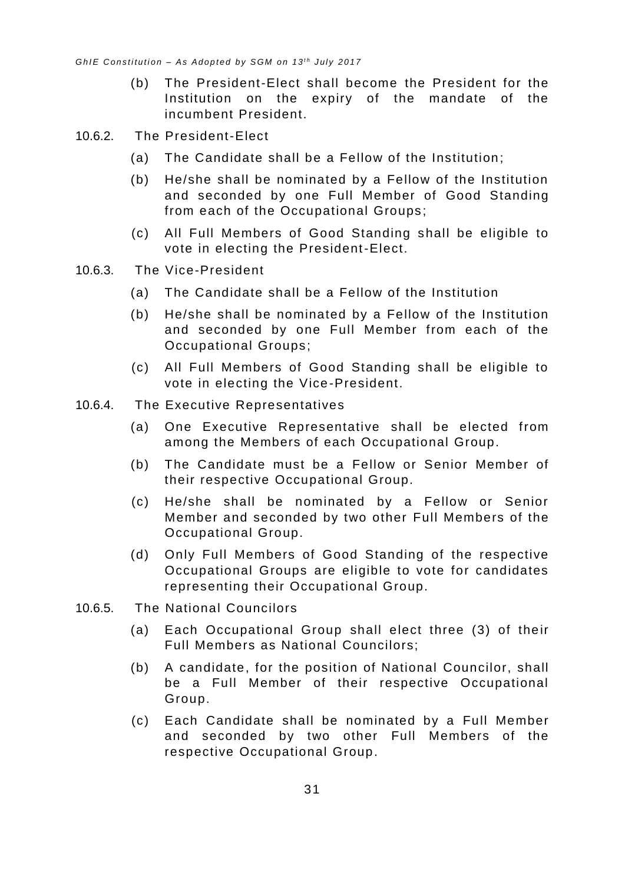(b) The President-Elect shall become the President for the Institution on the expiry of the mandate of the incumbent President.

10.6.2. The President-Elect

(a) The Candidate shall be a Fellow of the Institution;

(b) He/she shall be nominated by a Fellow of the Institution and seconded by one Full Member of Good Standing from each of the Occupational Groups;

(c) All Full Members of Good Standing shall be eligible to vote in electing the President-Elect.

10.6.3. The Vice-President

(a) The Candidate shall be a Fellow of the Institution

(b) He/she shall be nominated by a Fellow of the Institution and seconded by one Full Member from each of the Occupational Groups;

(c) All Full Members of Good Standing shall be eligible to vote in electing the Vice-President.

10.6.4. The Executive Representatives

(a) One Executive Representative shall be elected from among the Members of each Occupational Group.

(b) The Candidate must be a Fellow or Senior Member of their respective Occupational Group.

(c) He/she shall be nominated by a Fellow or Senior Member and seconded by two other Full Members of the Occupational Group.

(d) Only Full Members of Good Standing of the respective Occupational Groups are eligible to vote for candidates representing their Occupational Group.

10.6.5. The National Councilors

(a) Each Occupational Group shall elect three (3) of their Full Members as National Councilors;

(b) A candidate, for the position of National Councilor, shall be a Full Member of their respective Occupational Group.

(c) Each Candidate shall be nominated by a Full Member and seconded by two other Full Members of the respective Occupational Group.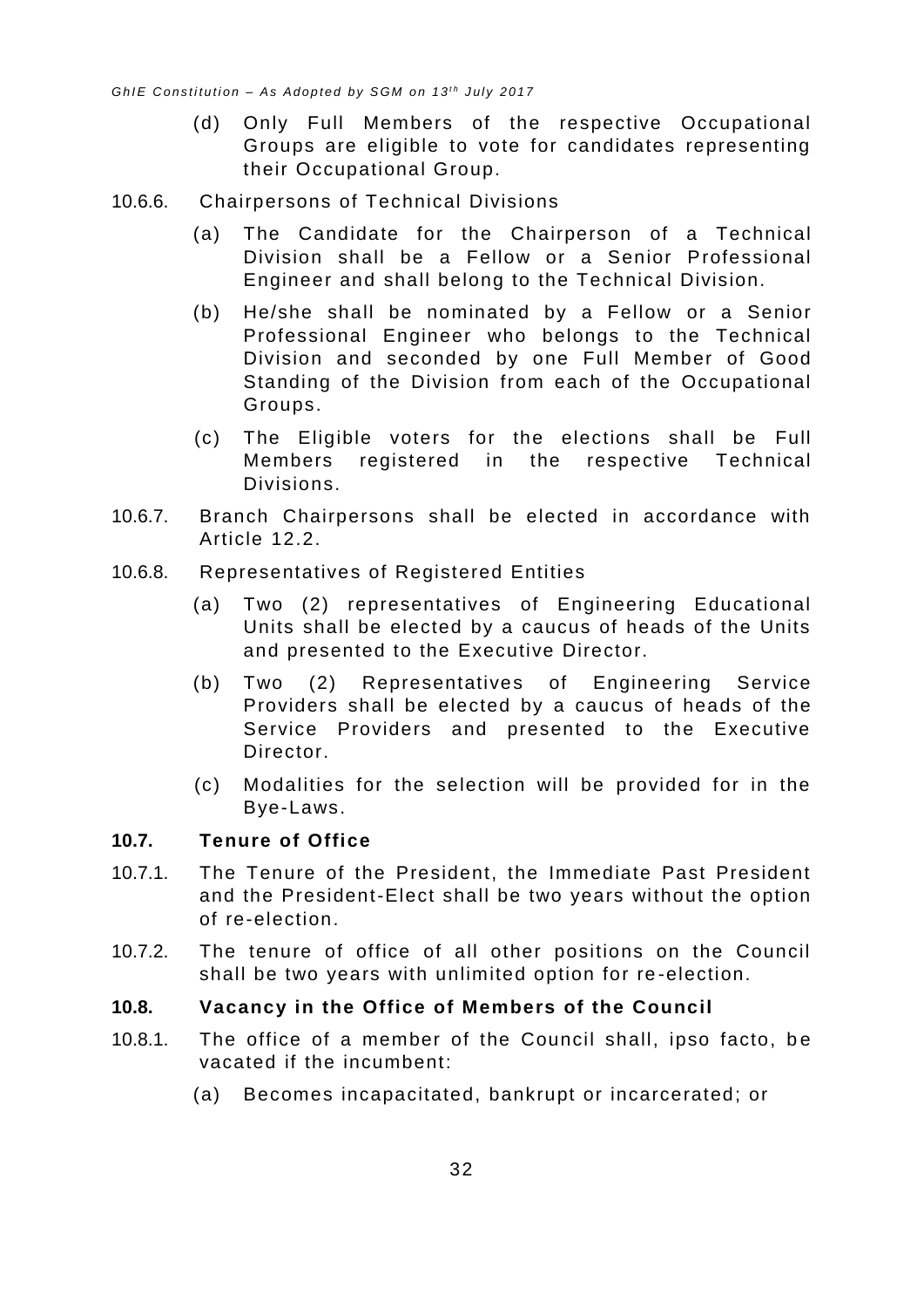(d) Only Full Members of the respective Occupational Groups are eligible to vote for candidates representing their Occupational Group.

10.6.6. Chairpersons of Technical Divisions

(a) The Candidate for the Chairperson of a Technical Division shall be a Fellow or a Senior Professional Engineer and shall belong to the Technical Division.

(b) He/she shall be nominated by a Fellow or a Senior Professional Engineer who belongs to the Technical Division and seconded by one Full Member of Good Standing of the Division from each of the Occupational Groups.

(c) The Eligible voters for the elections shall be Full Members registered in the respective Technical Divisions.

10.6.7. Branch Chairpersons shall be elected in accordance with Article 12.2.

10.6.8. Representatives of Registered Entities

(a) Two (2) representatives of Engineering Educational Units shall be elected by a caucus of heads of the Units and presented to the Executive Director.

(b) Two (2) Representatives of Engineering Service Providers shall be elected by a caucus of heads of the Service Providers and presented to the Executive Director.

(c) Modalities for the selection will be provided for in the Bye-Laws.

### 10.7. Tenure of Office

10.7.1. The Tenure of the President, the Immediate Past President and the President-Elect shall be two years without the option of re-election.

10.7.2. The tenure of office of all other positions on the Council shall be two years with unlimited option for re-election.

### 10.8. Vacancy in the Office of Members of the Council

10.8.1. The office of a member of the Council shall, ipso facto, be vacated if the incumbent:

(a) Becomes incapacitated, bankrupt or incarcerated; or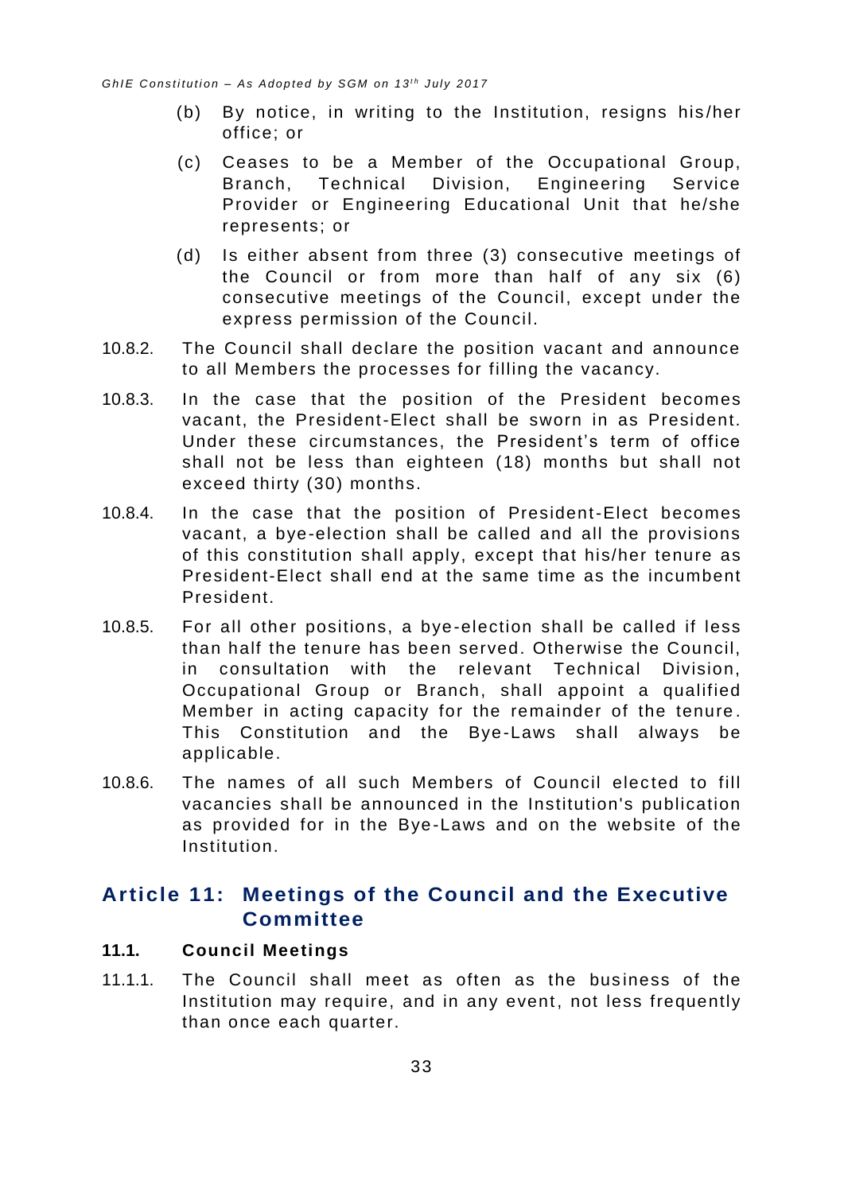(b) By notice, in writing to the Institution, resigns his/her office; or

(c) Ceases to be a Member of the Occupational Group, Branch, Technical Division, Engineering Service Provider or Engineering Educational Unit that he/she represents; or

(d) Is either absent from three (3) consecutive meetings of the Council or from more than half of any six (6) consecutive meetings of the Council, except under the express permission of the Council.

10.8.2. The Council shall declare the position vacant and announce to all Members the processes for filling the vacancy.

10.8.3. In the case that the position of the President becomes vacant, the President-Elect shall be sworn in as President. Under these circumstances, the President's term of office shall not be less than eighteen (18) months but shall not exceed thirty (30) months.

10.8.4. In the case that the position of President-Elect becomes vacant, a bye-election shall be called and all the provisions of this constitution shall apply, except that his/her tenure as President-Elect shall end at the same time as the incumbent President.

10.8.5. For all other positions, a bye-election shall be called if less than half the tenure has been served. Otherwise the Council, in consultation with the relevant Technical Division, Occupational Group or Branch, shall appoint a qualified Member in acting capacity for the remainder of the tenure. This Constitution and the Bye-Laws shall always be applicable.

10.8.6. The names of all such Members of Council elected to fill vacancies shall be announced in the Institution's publication as provided for in the Bye-Laws and on the website of the Institution.

## Article 11: Meetings of the Council and the Executive Committee

### 11.1. Council Meetings

11.1.1. The Council shall meet as often as the business of the Institution may require, and in any event, not less frequently than once each quarter.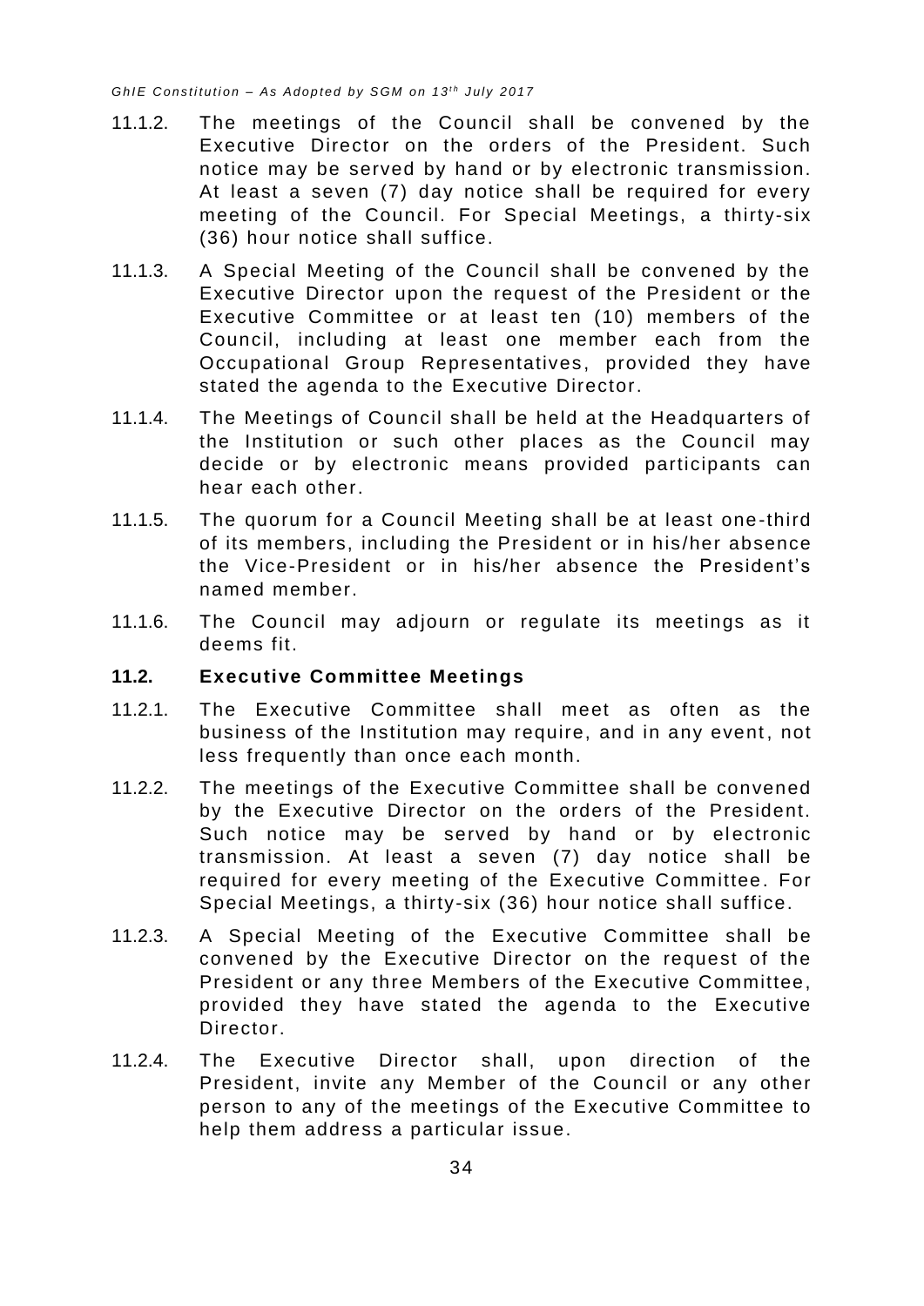11.1.2. The meetings of the Council shall be convened by the Executive Director on the orders of the President. Such notice may be served by hand or by electronic transmission. At least a seven (7) day notice shall be required for every meeting of the Council. For Special Meetings, a thirty-six (36) hour notice shall suffice.

11.1.3. A Special Meeting of the Council shall be convened by the Executive Director upon the request of the President or the Executive Committee or at least ten (10) members of the Council, including at least one member each from the Occupational Group Representatives, provided they have stated the agenda to the Executive Director.

11.1.4. The Meetings of Council shall be held at the Headquarters of the Institution or such other places as the Council may decide or by electronic means provided participants can hear each other.

11.1.5. The quorum for a Council Meeting shall be at least one-third of its members, including the President or in his/her absence the Vice-President or in his/her absence the President's named member.

11.1.6. The Council may adjourn or regulate its meetings as it deems fit.

### 11.2. Executive Committee Meetings

11.2.1. The Executive Committee shall meet as often as the business of the Institution may require, and in any event, not less frequently than once each month.

11.2.2. The meetings of the Executive Committee shall be convened by the Executive Director on the orders of the President. Such notice may be served by hand or by electronic transmission. At least a seven (7) day notice shall be required for every meeting of the Executive Committee. For Special Meetings, a thirty-six (36) hour notice shall suffice.

11.2.3. A Special Meeting of the Executive Committee shall be convened by the Executive Director on the request of the President or any three Members of the Executive Committee, provided they have stated the agenda to the Executive Director.

11.2.4. The Executive Director shall, upon direction of the President, invite any Member of the Council or any other person to any of the meetings of the Executive Committee to help them address a particular issue.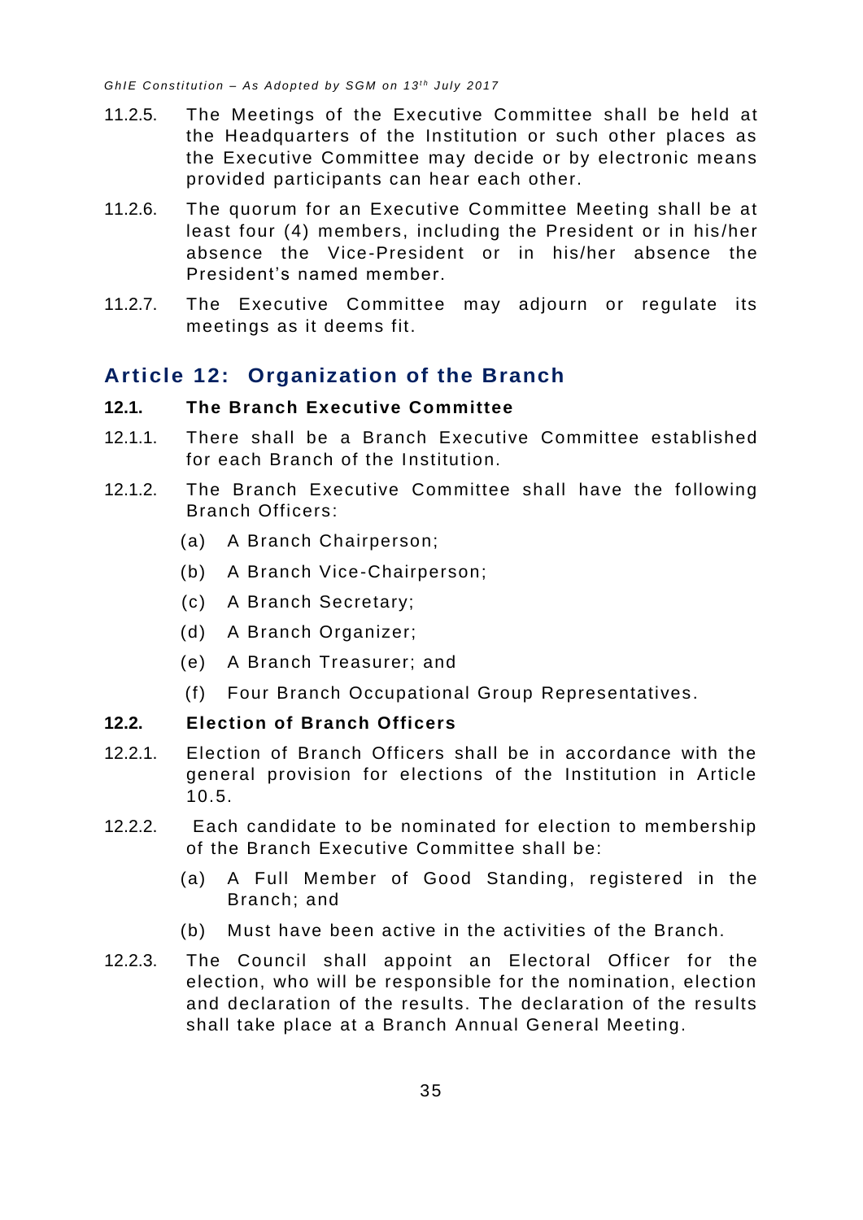11.2.5. The Meetings of the Executive Committee shall be held at the Headquarters of the Institution or such other places as the Executive Committee may decide or by electronic means provided participants can hear each other.

11.2.6. The quorum for an Executive Committee Meeting shall be at least four (4) members, including the President or in his/her absence the Vice-President or in his/her absence the President's named member.

11.2.7. The Executive Committee may adjourn or regulate its meetings as it deems fit.

## Article 12: Organization of the Branch

### 12.1. The Branch Executive Committee

12.1.1. There shall be a Branch Executive Committee established for each Branch of the Institution.

12.1.2. The Branch Executive Committee shall have the following Branch Officers:

(a) A Branch Chairperson;

(b) A Branch Vice-Chairperson;

(c) A Branch Secretary;

(d) A Branch Organizer;

(e) A Branch Treasurer; and

(f) Four Branch Occupational Group Representatives.

### 12.2. Election of Branch Officers

12.2.1. Election of Branch Officers shall be in accordance with the general provision for elections of the Institution in Article 10.5.

12.2.2. Each candidate to be nominated for election to membership of the Branch Executive Committee shall be:

(a) A Full Member of Good Standing, registered in the Branch; and

(b) Must have been active in the activities of the Branch.

12.2.3. The Council shall appoint an Electoral Officer for the election, who will be responsible for the nomination, election and declaration of the results. The declaration of the results shall take place at a Branch Annual General Meeting.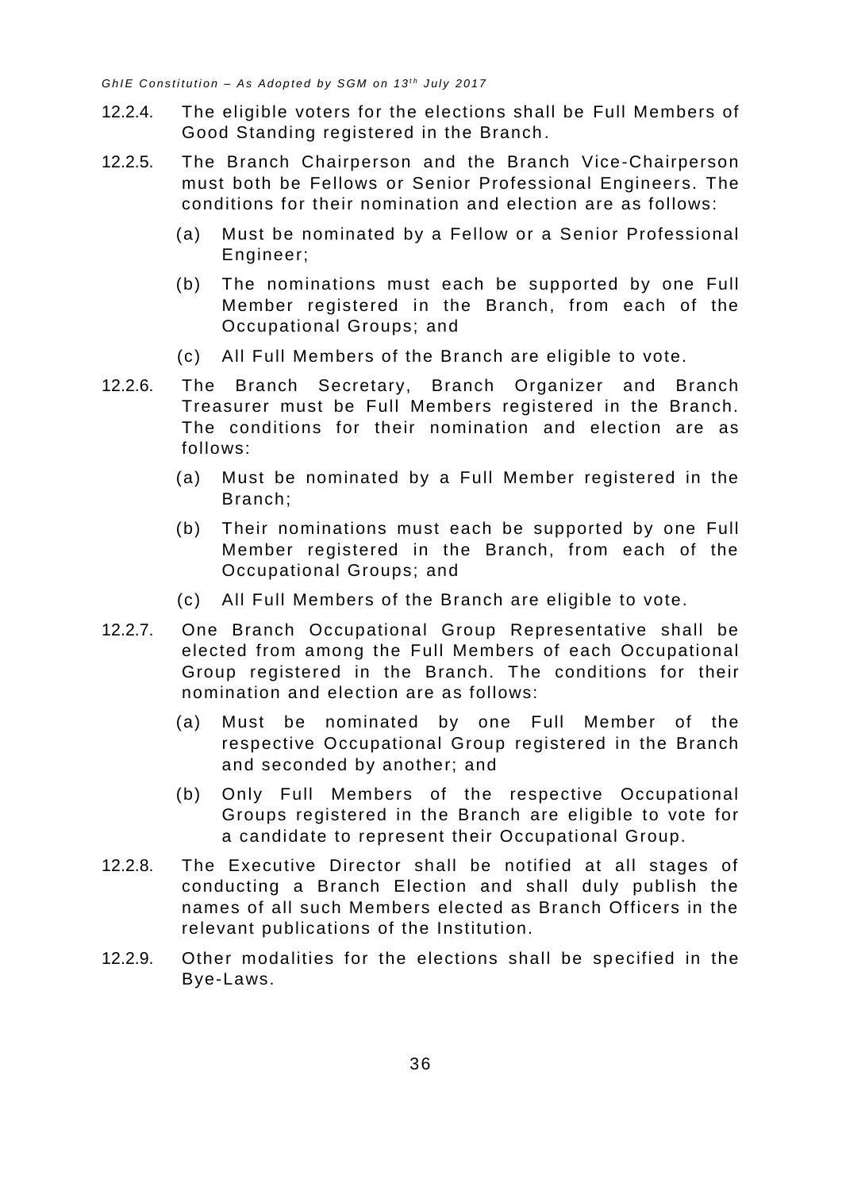12.2.4. The eligible voters for the elections shall be Full Members of Good Standing registered in the Branch.

12.2.5. The Branch Chairperson and the Branch Vice-Chairperson must both be Fellows or Senior Professional Engineers. The conditions for their nomination and election are as follows:

(a) Must be nominated by a Fellow or a Senior Professional Engineer;

(b) The nominations must each be supported by one Full Member registered in the Branch, from each of the Occupational Groups; and

(c) All Full Members of the Branch are eligible to vote.

12.2.6. The Branch Secretary, Branch Organizer and Branch Treasurer must be Full Members registered in the Branch. The conditions for their nomination and election are as follows:

(a) Must be nominated by a Full Member registered in the Branch;

(b) Their nominations must each be supported by one Full Member registered in the Branch, from each of the Occupational Groups; and

(c) All Full Members of the Branch are eligible to vote.

12.2.7. One Branch Occupational Group Representative shall be elected from among the Full Members of each Occupational Group registered in the Branch. The conditions for their nomination and election are as follows:

(a) Must be nominated by one Full Member of the respective Occupational Group registered in the Branch and seconded by another; and

(b) Only Full Members of the respective Occupational Groups registered in the Branch are eligible to vote for a candidate to represent their Occupational Group.

12.2.8. The Executive Director shall be notified at all stages of conducting a Branch Election and shall duly publish the names of all such Members elected as Branch Officers in the relevant publications of the Institution.

12.2.9. Other modalities for the elections shall be specified in the Bye-Laws.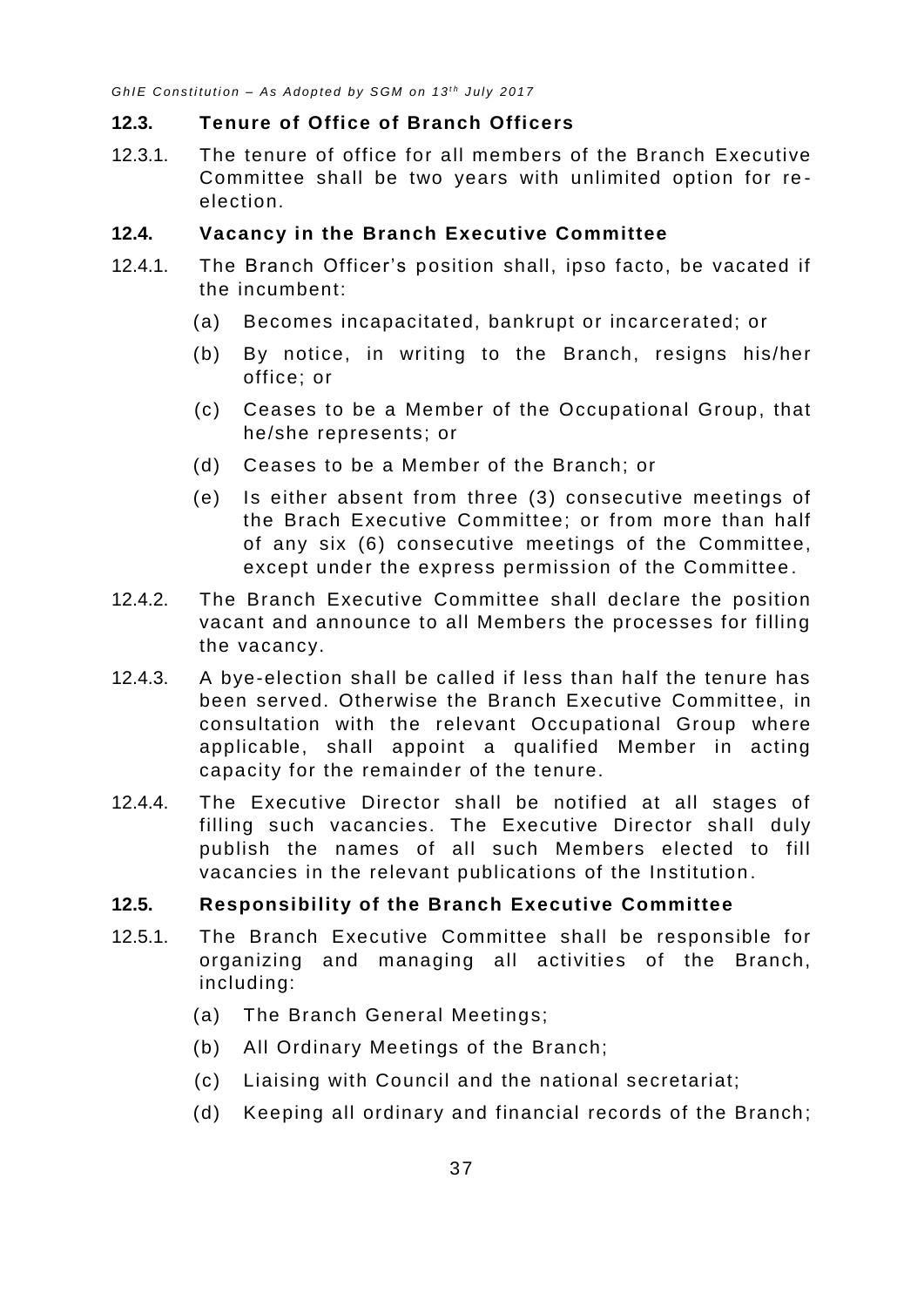### 12.3. Tenure of Office of Branch Officers

12.3.1. The tenure of office for all members of the Branch Executive Committee shall be two years with unlimited option for re-election.

### 12.4. Vacancy in the Branch Executive Committee

12.4.1. The Branch Officer's position shall, ipso facto, be vacated if the incumbent:

- (a) Becomes incapacitated, bankrupt or incarcerated; or
- (b) By notice, in writing to the Branch, resigns his/her office; or
- (c) Ceases to be a Member of the Occupational Group, that he/she represents; or
- (d) Ceases to be a Member of the Branch; or
- (e) Is either absent from three (3) consecutive meetings of the Brach Executive Committee; or from more than half of any six (6) consecutive meetings of the Committee, except under the express permission of the Committee.

12.4.2. The Branch Executive Committee shall declare the position vacant and announce to all Members the processes for filling the vacancy.

12.4.3. A bye-election shall be called if less than half the tenure has been served. Otherwise the Branch Executive Committee, in consultation with the relevant Occupational Group where applicable, shall appoint a qualified Member in acting capacity for the remainder of the tenure.

12.4.4. The Executive Director shall be notified at all stages of filling such vacancies. The Executive Director shall duly publish the names of all such Members elected to fill vacancies in the relevant publications of the Institution.

### 12.5. Responsibility of the Branch Executive Committee

12.5.1. The Branch Executive Committee shall be responsible for organizing and managing all activities of the Branch, including:

- (a) The Branch General Meetings;
- (b) All Ordinary Meetings of the Branch;
- (c) Liaising with Council and the national secretariat;
- (d) Keeping all ordinary and financial records of the Branch;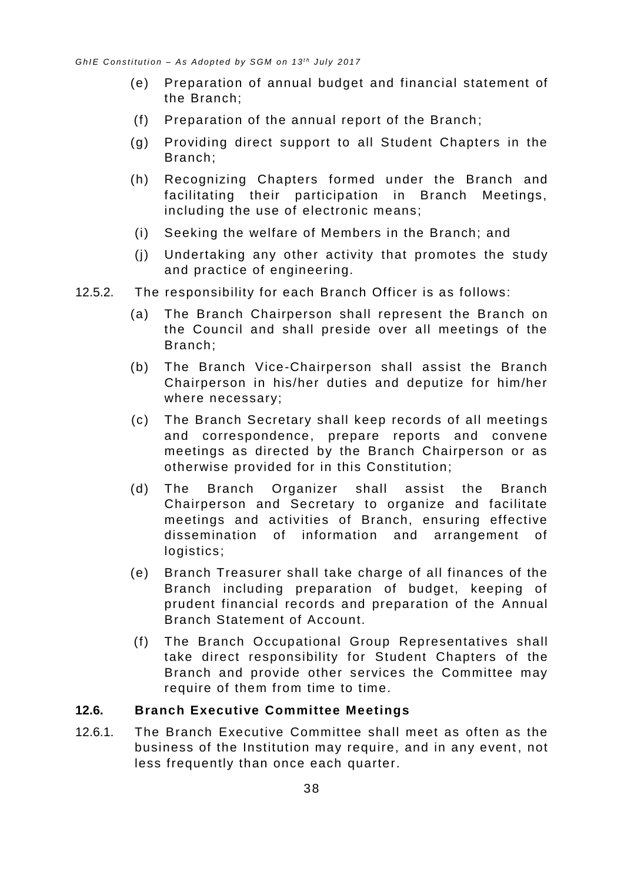(e) Preparation of annual budget and financial statement of the Branch;

(f) Preparation of the annual report of the Branch;

(g) Providing direct support to all Student Chapters in the Branch;

(h) Recognizing Chapters formed under the Branch and facilitating their participation in Branch Meetings, including the use of electronic means;

(i) Seeking the welfare of Members in the Branch; and

(j) Undertaking any other activity that promotes the study and practice of engineering.

12.5.2. The responsibility for each Branch Officer is as follows:

(a) The Branch Chairperson shall represent the Branch on the Council and shall preside over all meetings of the Branch;

(b) The Branch Vice-Chairperson shall assist the Branch Chairperson in his/her duties and deputize for him/her where necessary;

(c) The Branch Secretary shall keep records of all meetings and correspondence, prepare reports and convene meetings as directed by the Branch Chairperson or as otherwise provided for in this Constitution;

(d) The Branch Organizer shall assist the Branch Chairperson and Secretary to organize and facilitate meetings and activities of Branch, ensuring effective dissemination of information and arrangement of logistics;

(e) Branch Treasurer shall take charge of all finances of the Branch including preparation of budget, keeping of prudent financial records and preparation of the Annual Branch Statement of Account.

(f) The Branch Occupational Group Representatives shall take direct responsibility for Student Chapters of the Branch and provide other services the Committee may require of them from time to time.

### 12.6. Branch Executive Committee Meetings

12.6.1. The Branch Executive Committee shall meet as often as the business of the Institution may require, and in any event, not less frequently than once each quarter.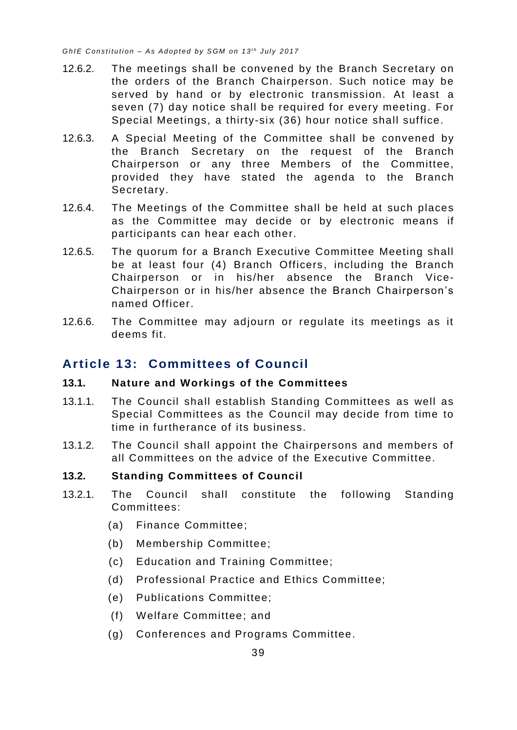12.6.2. The meetings shall be convened by the Branch Secretary on the orders of the Branch Chairperson. Such notice may be served by hand or by electronic transmission. At least a seven (7) day notice shall be required for every meeting. For Special Meetings, a thirty-six (36) hour notice shall suffice.

12.6.3. A Special Meeting of the Committee shall be convened by the Branch Secretary on the request of the Branch Chairperson or any three Members of the Committee, provided they have stated the agenda to the Branch Secretary.

12.6.4. The Meetings of the Committee shall be held at such places as the Committee may decide or by electronic means if participants can hear each other.

12.6.5. The quorum for a Branch Executive Committee Meeting shall be at least four (4) Branch Officers, including the Branch Chairperson or in his/her absence the Branch Vice-Chairperson or in his/her absence the Branch Chairperson's named Officer.

12.6.6. The Committee may adjourn or regulate its meetings as it deems fit.

## Article 13: Committees of Council

### 13.1. Nature and Workings of the Committees

13.1.1. The Council shall establish Standing Committees as well as Special Committees as the Council may decide from time to time in furtherance of its business.

13.1.2. The Council shall appoint the Chairpersons and members of all Committees on the advice of the Executive Committee.

### 13.2. Standing Committees of Council

13.2.1. The Council shall constitute the following Standing Committees:

(a) Finance Committee;

(b) Membership Committee;

(c) Education and Training Committee;

(d) Professional Practice and Ethics Committee;

(e) Publications Committee;

(f) Welfare Committee; and

(g) Conferences and Programs Committee.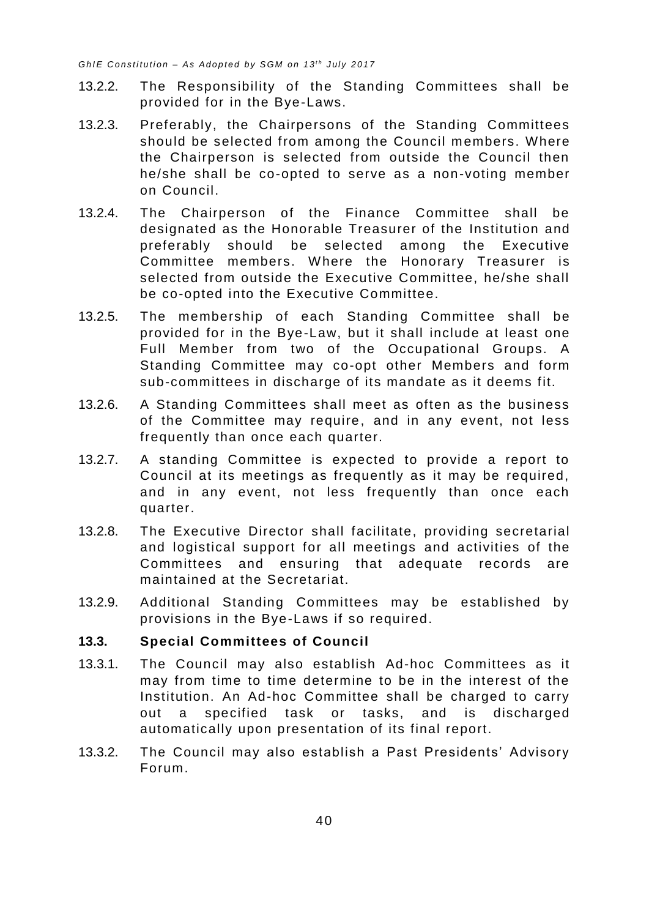13.2.2. The Responsibility of the Standing Committees shall be provided for in the Bye-Laws.

13.2.3. Preferably, the Chairpersons of the Standing Committees should be selected from among the Council members. Where the Chairperson is selected from outside the Council then he/she shall be co-opted to serve as a non-voting member on Council.

13.2.4. The Chairperson of the Finance Committee shall be designated as the Honorable Treasurer of the Institution and preferably should be selected among the Executive Committee members. Where the Honorary Treasurer is selected from outside the Executive Committee, he/she shall be co-opted into the Executive Committee.

13.2.5. The membership of each Standing Committee shall be provided for in the Bye-Law, but it shall include at least one Full Member from two of the Occupational Groups. A Standing Committee may co-opt other Members and form sub-committees in discharge of its mandate as it deems fit.

13.2.6. A Standing Committees shall meet as often as the business of the Committee may require, and in any event, not less frequently than once each quarter.

13.2.7. A standing Committee is expected to provide a report to Council at its meetings as frequently as it may be required, and in any event, not less frequently than once each quarter.

13.2.8. The Executive Director shall facilitate, providing secretarial and logistical support for all meetings and activities of the Committees and ensuring that adequate records are maintained at the Secretariat.

13.2.9. Additional Standing Committees may be established by provisions in the Bye-Laws if so required.

### 13.3. Special Committees of Council

13.3.1. The Council may also establish Ad-hoc Committees as it may from time to time determine to be in the interest of the Institution. An Ad-hoc Committee shall be charged to carry out a specified task or tasks, and is discharged automatically upon presentation of its final report.

13.3.2. The Council may also establish a Past Presidents' Advisory Forum.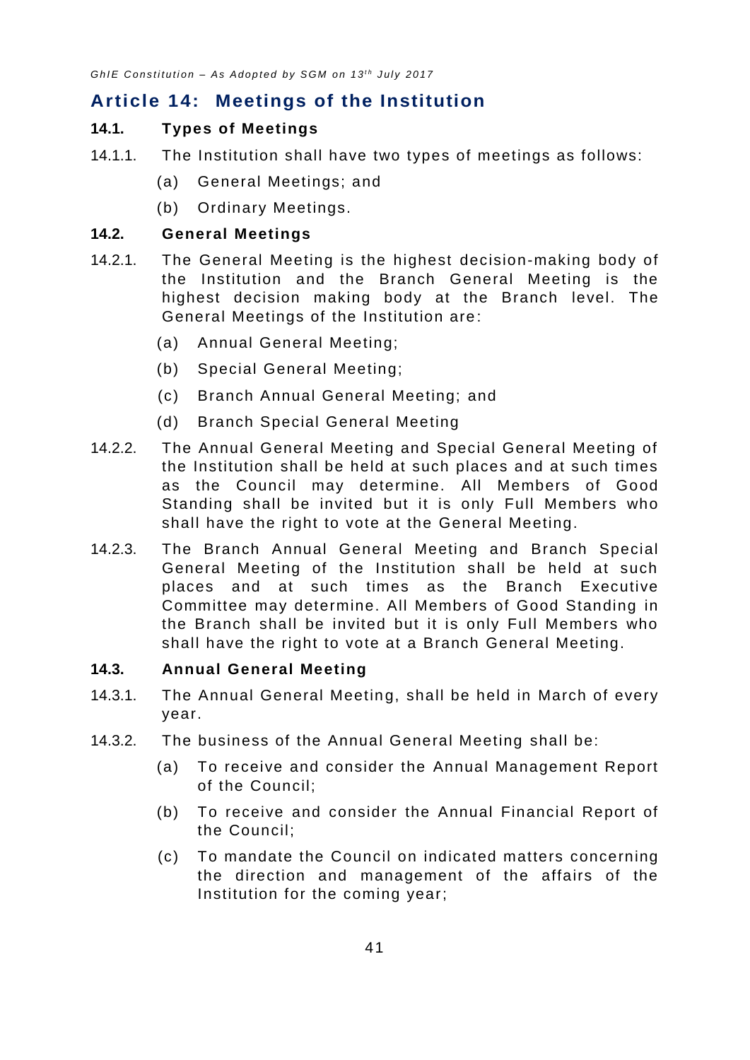## Article 14: Meetings of the Institution

### 14.1. Types of Meetings

14.1.1. The Institution shall have two types of meetings as follows:

(a) General Meetings; and

(b) Ordinary Meetings.

### 14.2. General Meetings

14.2.1. The General Meeting is the highest decision-making body of the Institution and the Branch General Meeting is the highest decision making body at the Branch level. The General Meetings of the Institution are:

(a) Annual General Meeting;

(b) Special General Meeting;

(c) Branch Annual General Meeting; and

(d) Branch Special General Meeting

14.2.2. The Annual General Meeting and Special General Meeting of the Institution shall be held at such places and at such times as the Council may determine. All Members of Good Standing shall be invited but it is only Full Members who shall have the right to vote at the General Meeting.

14.2.3. The Branch Annual General Meeting and Branch Special General Meeting of the Institution shall be held at such places and at such times as the Branch Executive Committee may determine. All Members of Good Standing in the Branch shall be invited but it is only Full Members who shall have the right to vote at a Branch General Meeting.

### 14.3. Annual General Meeting

14.3.1. The Annual General Meeting, shall be held in March of every year.

14.3.2. The business of the Annual General Meeting shall be:

(a) To receive and consider the Annual Management Report of the Council;

(b) To receive and consider the Annual Financial Report of the Council;

(c) To mandate the Council on indicated matters concerning the direction and management of the affairs of the Institution for the coming year;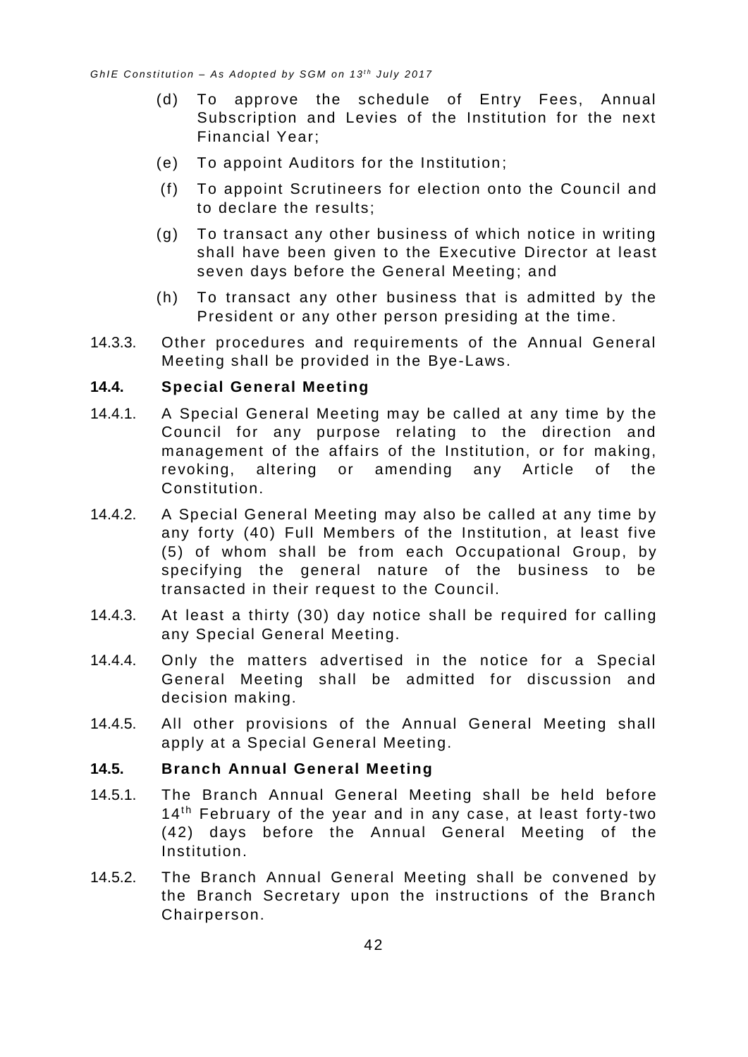(d) To approve the schedule of Entry Fees, Annual Subscription and Levies of the Institution for the next Financial Year;

(e) To appoint Auditors for the Institution;

(f) To appoint Scrutineers for election onto the Council and to declare the results;

(g) To transact any other business of which notice in writing shall have been given to the Executive Director at least seven days before the General Meeting; and

(h) To transact any other business that is admitted by the President or any other person presiding at the time.

14.3.3. Other procedures and requirements of the Annual General Meeting shall be provided in the Bye-Laws.

### 14.4. Special General Meeting

14.4.1. A Special General Meeting may be called at any time by the Council for any purpose relating to the direction and management of the affairs of the Institution, or for making, revoking, altering or amending any Article of the Constitution.

14.4.2. A Special General Meeting may also be called at any time by any forty (40) Full Members of the Institution, at least five (5) of whom shall be from each Occupational Group, by specifying the general nature of the business to be transacted in their request to the Council.

14.4.3. At least a thirty (30) day notice shall be required for calling any Special General Meeting.

14.4.4. Only the matters advertised in the notice for a Special General Meeting shall be admitted for discussion and decision making.

14.4.5. All other provisions of the Annual General Meeting shall apply at a Special General Meeting.

### 14.5. Branch Annual General Meeting

14.5.1. The Branch Annual General Meeting shall be held before 14th February of the year and in any case, at least forty-two (42) days before the Annual General Meeting of the Institution.

14.5.2. The Branch Annual General Meeting shall be convened by the Branch Secretary upon the instructions of the Branch Chairperson.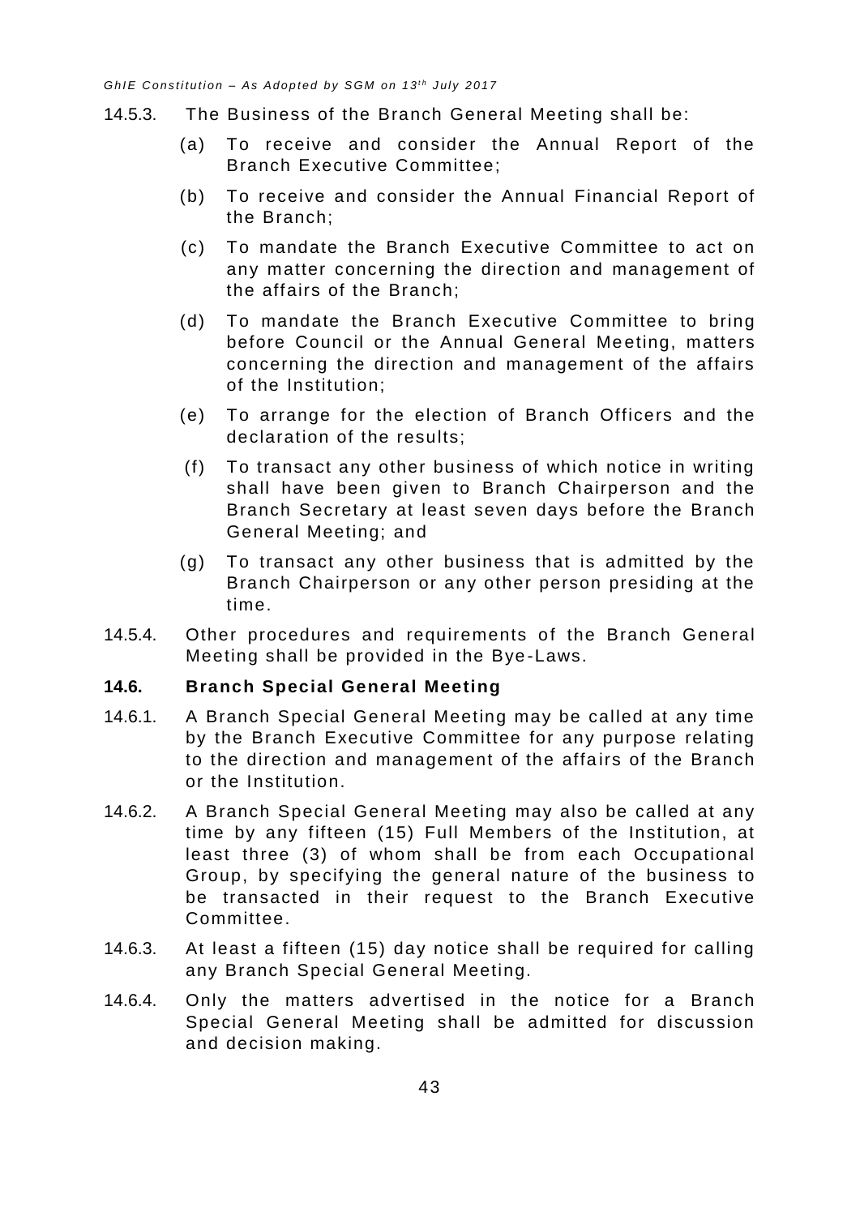14.5.3. The Business of the Branch General Meeting shall be:

(a) To receive and consider the Annual Report of the Branch Executive Committee;

(b) To receive and consider the Annual Financial Report of the Branch;

(c) To mandate the Branch Executive Committee to act on any matter concerning the direction and management of the affairs of the Branch;

(d) To mandate the Branch Executive Committee to bring before Council or the Annual General Meeting, matters concerning the direction and management of the affairs of the Institution;

(e) To arrange for the election of Branch Officers and the declaration of the results;

(f) To transact any other business of which notice in writing shall have been given to Branch Chairperson and the Branch Secretary at least seven days before the Branch General Meeting; and

(g) To transact any other business that is admitted by the Branch Chairperson or any other person presiding at the time.

14.5.4. Other procedures and requirements of the Branch General Meeting shall be provided in the Bye-Laws.

### 14.6. Branch Special General Meeting

14.6.1. A Branch Special General Meeting may be called at any time by the Branch Executive Committee for any purpose relating to the direction and management of the affairs of the Branch or the Institution.

14.6.2. A Branch Special General Meeting may also be called at any time by any fifteen (15) Full Members of the Institution, at least three (3) of whom shall be from each Occupational Group, by specifying the general nature of the business to be transacted in their request to the Branch Executive Committee.

14.6.3. At least a fifteen (15) day notice shall be required for calling any Branch Special General Meeting.

14.6.4. Only the matters advertised in the notice for a Branch Special General Meeting shall be admitted for discussion and decision making.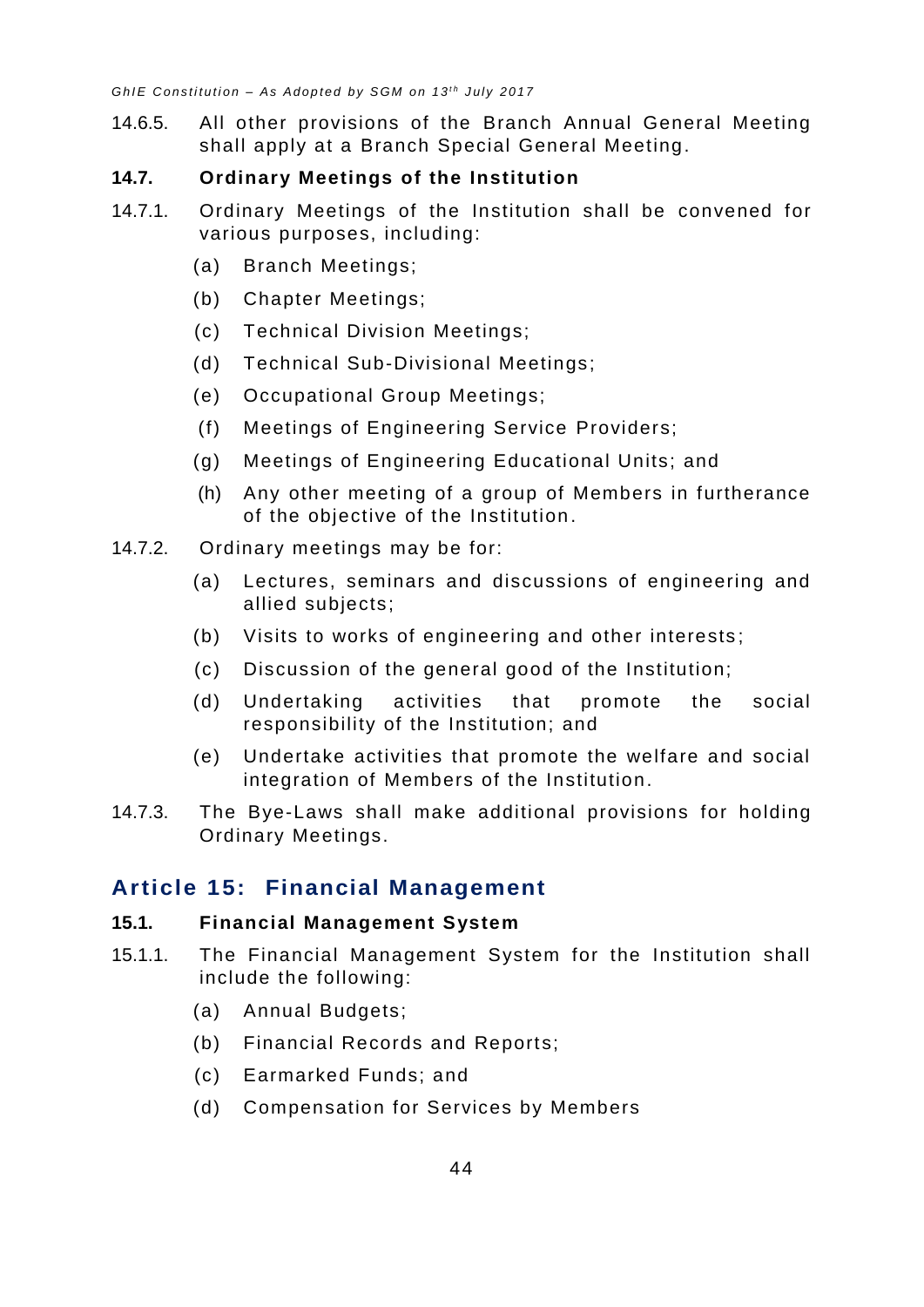14.6.5. All other provisions of the Branch Annual General Meeting shall apply at a Branch Special General Meeting.

**14.7. Ordinary Meetings of the Institution**

14.7.1. Ordinary Meetings of the Institution shall be convened for various purposes, including:

- (a) Branch Meetings;
- (b) Chapter Meetings;
- (c) Technical Division Meetings;
- (d) Technical Sub-Divisional Meetings;
- (e) Occupational Group Meetings;
- (f) Meetings of Engineering Service Providers;
- (g) Meetings of Engineering Educational Units; and
- (h) Any other meeting of a group of Members in furtherance of the objective of the Institution.

14.7.2. Ordinary meetings may be for:

- (a) Lectures, seminars and discussions of engineering and allied subjects;
- (b) Visits to works of engineering and other interests;
- (c) Discussion of the general good of the Institution;
- (d) Undertaking activities that promote the social responsibility of the Institution; and
- (e) Undertake activities that promote the welfare and social integration of Members of the Institution.

14.7.3. The Bye-Laws shall make additional provisions for holding Ordinary Meetings.

## Article 15: Financial Management

**15.1. Financial Management System**

15.1.1. The Financial Management System for the Institution shall include the following:

- (a) Annual Budgets;
- (b) Financial Records and Reports;
- (c) Earmarked Funds; and
- (d) Compensation for Services by Members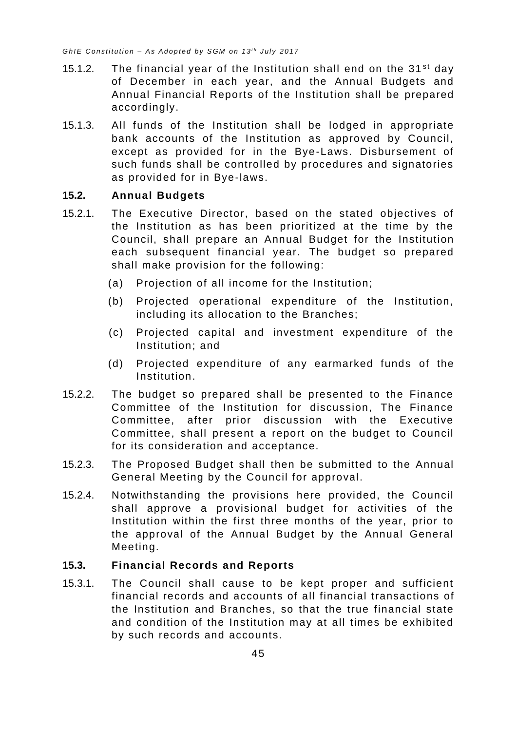15.1.2. The financial year of the Institution shall end on the 31st day of December in each year, and the Annual Budgets and Annual Financial Reports of the Institution shall be prepared accordingly.

15.1.3. All funds of the Institution shall be lodged in appropriate bank accounts of the Institution as approved by Council, except as provided for in the Bye-Laws. Disbursement of such funds shall be controlled by procedures and signatories as provided for in Bye-laws.

### 15.2. Annual Budgets

15.2.1. The Executive Director, based on the stated objectives of the Institution as has been prioritized at the time by the Council, shall prepare an Annual Budget for the Institution each subsequent financial year. The budget so prepared shall make provision for the following:

(a) Projection of all income for the Institution;

(b) Projected operational expenditure of the Institution, including its allocation to the Branches;

(c) Projected capital and investment expenditure of the Institution; and

(d) Projected expenditure of any earmarked funds of the Institution.

15.2.2. The budget so prepared shall be presented to the Finance Committee of the Institution for discussion, The Finance Committee, after prior discussion with the Executive Committee, shall present a report on the budget to Council for its consideration and acceptance.

15.2.3. The Proposed Budget shall then be submitted to the Annual General Meeting by the Council for approval.

15.2.4. Notwithstanding the provisions here provided, the Council shall approve a provisional budget for activities of the Institution within the first three months of the year, prior to the approval of the Annual Budget by the Annual General Meeting.

### 15.3. Financial Records and Reports

15.3.1. The Council shall cause to be kept proper and sufficient financial records and accounts of all financial transactions of the Institution and Branches, so that the true financial state and condition of the Institution may at all times be exhibited by such records and accounts.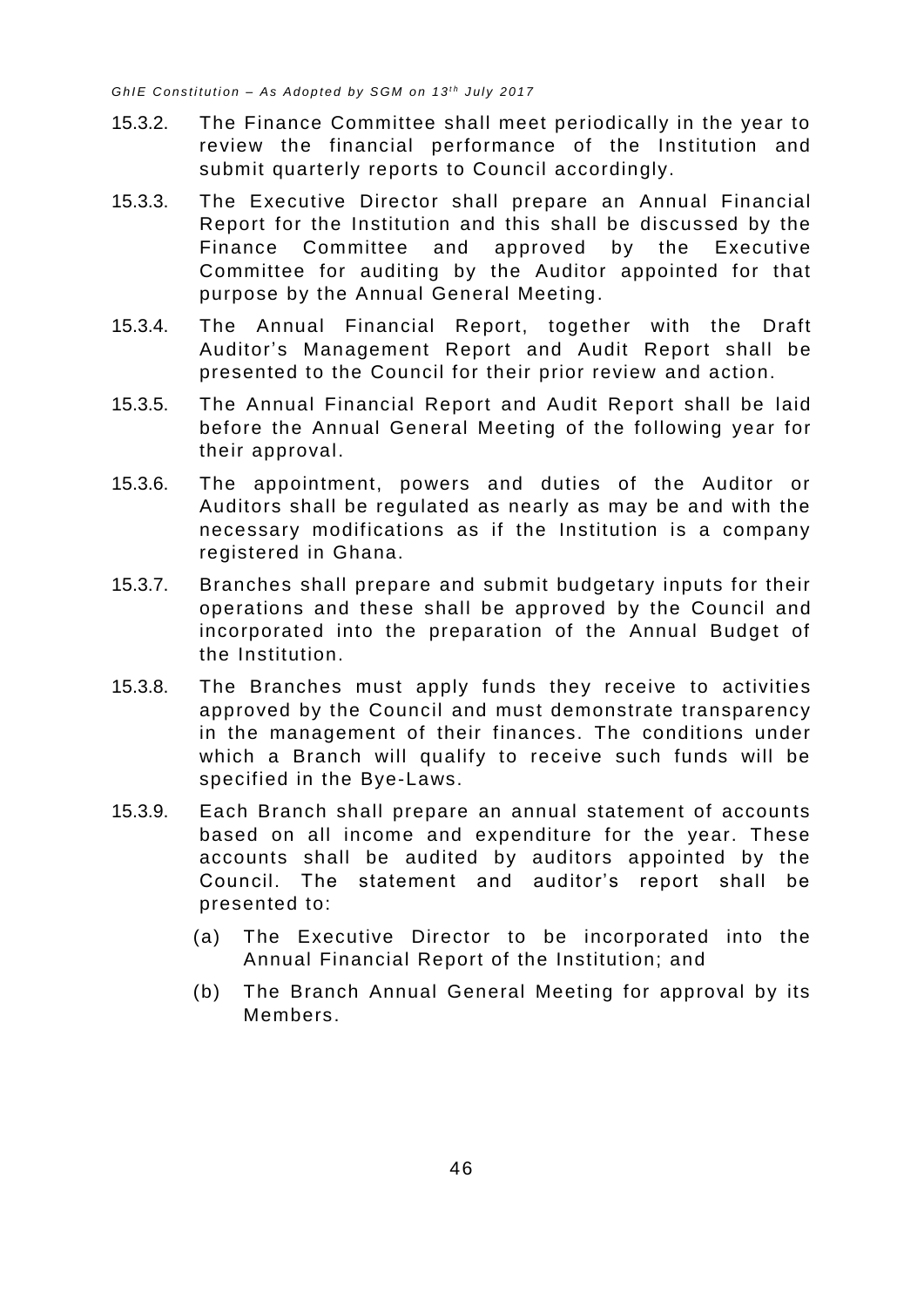15.3.2. The Finance Committee shall meet periodically in the year to review the financial performance of the Institution and submit quarterly reports to Council accordingly.

15.3.3. The Executive Director shall prepare an Annual Financial Report for the Institution and this shall be discussed by the Finance Committee and approved by the Executive Committee for auditing by the Auditor appointed for that purpose by the Annual General Meeting.

15.3.4. The Annual Financial Report, together with the Draft Auditor's Management Report and Audit Report shall be presented to the Council for their prior review and action.

15.3.5. The Annual Financial Report and Audit Report shall be laid before the Annual General Meeting of the following year for their approval.

15.3.6. The appointment, powers and duties of the Auditor or Auditors shall be regulated as nearly as may be and with the necessary modifications as if the Institution is a company registered in Ghana.

15.3.7. Branches shall prepare and submit budgetary inputs for their operations and these shall be approved by the Council and incorporated into the preparation of the Annual Budget of the Institution.

15.3.8. The Branches must apply funds they receive to activities approved by the Council and must demonstrate transparency in the management of their finances. The conditions under which a Branch will qualify to receive such funds will be specified in the Bye-Laws.

15.3.9. Each Branch shall prepare an annual statement of accounts based on all income and expenditure for the year. These accounts shall be audited by auditors appointed by the Council. The statement and auditor's report shall be presented to:

(a) The Executive Director to be incorporated into the Annual Financial Report of the Institution; and

(b) The Branch Annual General Meeting for approval by its Members.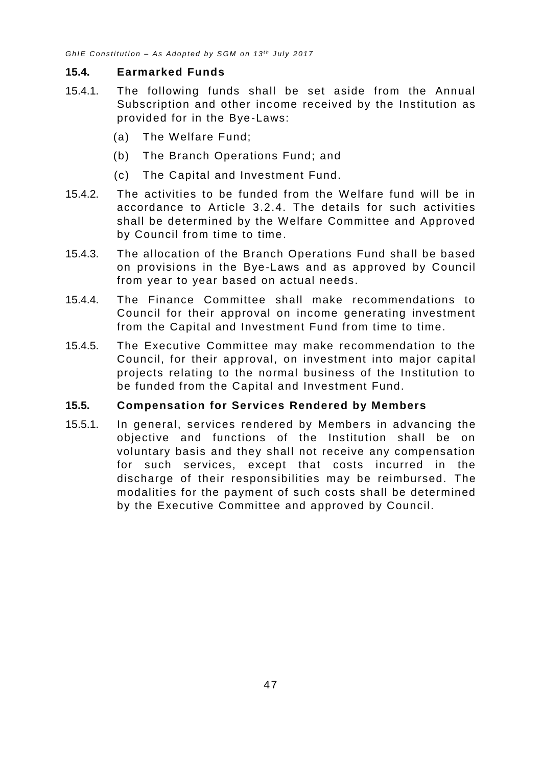### 15.4. Earmarked Funds

15.4.1. The following funds shall be set aside from the Annual Subscription and other income received by the Institution as provided for in the Bye-Laws:

(a) The Welfare Fund;

(b) The Branch Operations Fund; and

(c) The Capital and Investment Fund.

15.4.2. The activities to be funded from the Welfare fund will be in accordance to Article 3.2.4. The details for such activities shall be determined by the Welfare Committee and Approved by Council from time to time.

15.4.3. The allocation of the Branch Operations Fund shall be based on provisions in the Bye-Laws and as approved by Council from year to year based on actual needs.

15.4.4. The Finance Committee shall make recommendations to Council for their approval on income generating investment from the Capital and Investment Fund from time to time.

15.4.5. The Executive Committee may make recommendation to the Council, for their approval, on investment into major capital projects relating to the normal business of the Institution to be funded from the Capital and Investment Fund.

### 15.5. Compensation for Services Rendered by Members

15.5.1. In general, services rendered by Members in advancing the objective and functions of the Institution shall be on voluntary basis and they shall not receive any compensation for such services, except that costs incurred in the discharge of their responsibilities may be reimbursed. The modalities for the payment of such costs shall be determined by the Executive Committee and approved by Council.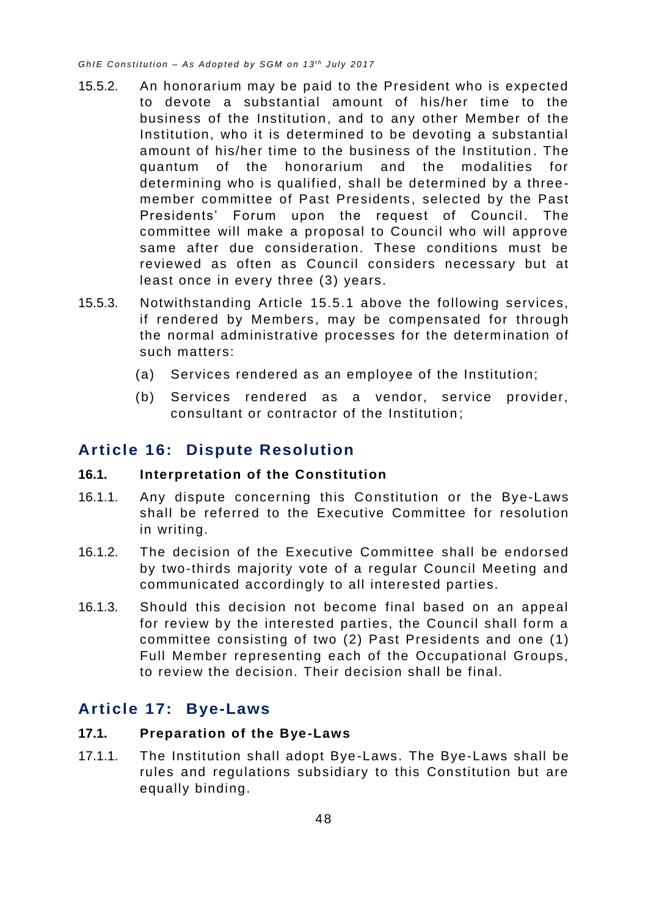15.5.2. An honorarium may be paid to the President who is expected to devote a substantial amount of his/her time to the business of the Institution, and to any other Member of the Institution, who it is determined to be devoting a substantial amount of his/her time to the business of the Institution. The quantum of the honorarium and the modalities for determining who is qualified, shall be determined by a three-member committee of Past Presidents, selected by the Past Presidents' Forum upon the request of Council. The committee will make a proposal to Council who will approve same after due consideration. These conditions must be reviewed as often as Council considers necessary but at least once in every three (3) years.

15.5.3. Notwithstanding Article 15.5.1 above the following services, if rendered by Members, may be compensated for through the normal administrative processes for the determination of such matters:

(a) Services rendered as an employee of the Institution;

(b) Services rendered as a vendor, service provider, consultant or contractor of the Institution;

## Article 16: Dispute Resolution

### 16.1. Interpretation of the Constitution

16.1.1. Any dispute concerning this Constitution or the Bye-Laws shall be referred to the Executive Committee for resolution in writing.

16.1.2. The decision of the Executive Committee shall be endorsed by two-thirds majority vote of a regular Council Meeting and communicated accordingly to all interested parties.

16.1.3. Should this decision not become final based on an appeal for review by the interested parties, the Council shall form a committee consisting of two (2) Past Presidents and one (1) Full Member representing each of the Occupational Groups, to review the decision. Their decision shall be final.

## Article 17: Bye-Laws

### 17.1. Preparation of the Bye-Laws

17.1.1. The Institution shall adopt Bye-Laws. The Bye-Laws shall be rules and regulations subsidiary to this Constitution but are equally binding.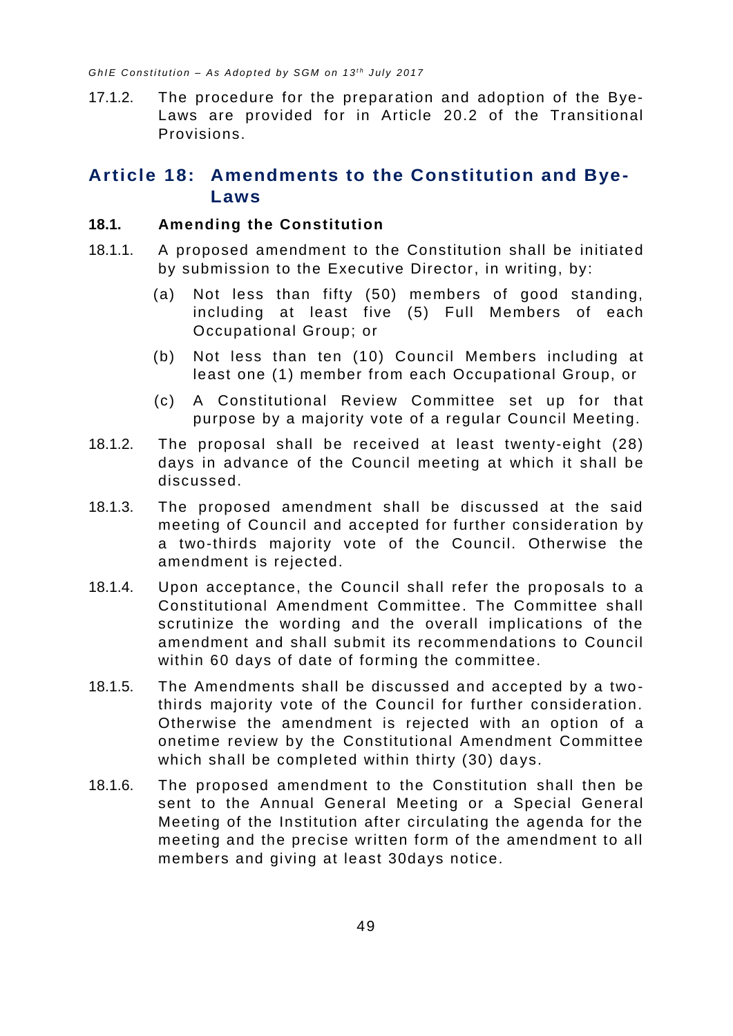17.1.2. The procedure for the preparation and adoption of the Bye-Laws are provided for in Article 20.2 of the Transitional Provisions.

## Article 18: Amendments to the Constitution and Bye-Laws

### 18.1. Amending the Constitution

18.1.1. A proposed amendment to the Constitution shall be initiated by submission to the Executive Director, in writing, by:

(a) Not less than fifty (50) members of good standing, including at least five (5) Full Members of each Occupational Group; or

(b) Not less than ten (10) Council Members including at least one (1) member from each Occupational Group, or

(c) A Constitutional Review Committee set up for that purpose by a majority vote of a regular Council Meeting.

18.1.2. The proposal shall be received at least twenty-eight (28) days in advance of the Council meeting at which it shall be discussed.

18.1.3. The proposed amendment shall be discussed at the said meeting of Council and accepted for further consideration by a two-thirds majority vote of the Council. Otherwise the amendment is rejected.

18.1.4. Upon acceptance, the Council shall refer the proposals to a Constitutional Amendment Committee. The Committee shall scrutinize the wording and the overall implications of the amendment and shall submit its recommendations to Council within 60 days of date of forming the committee.

18.1.5. The Amendments shall be discussed and accepted by a two-thirds majority vote of the Council for further consideration. Otherwise the amendment is rejected with an option of a onetime review by the Constitutional Amendment Committee which shall be completed within thirty (30) days.

18.1.6. The proposed amendment to the Constitution shall then be sent to the Annual General Meeting or a Special General Meeting of the Institution after circulating the agenda for the meeting and the precise written form of the amendment to all members and giving at least 30days notice.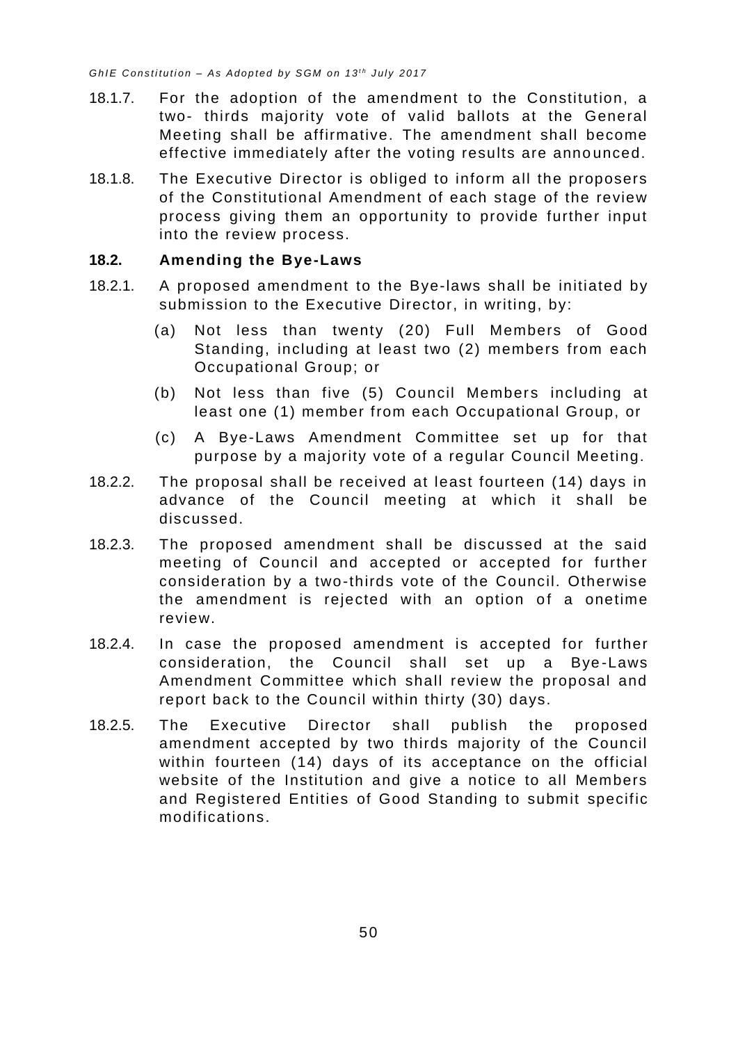18.1.7. For the adoption of the amendment to the Constitution, a two- thirds majority vote of valid ballots at the General Meeting shall be affirmative. The amendment shall become effective immediately after the voting results are announced.

18.1.8. The Executive Director is obliged to inform all the proposers of the Constitutional Amendment of each stage of the review process giving them an opportunity to provide further input into the review process.

### 18.2. Amending the Bye-Laws

18.2.1. A proposed amendment to the Bye-laws shall be initiated by submission to the Executive Director, in writing, by:

(a) Not less than twenty (20) Full Members of Good Standing, including at least two (2) members from each Occupational Group; or

(b) Not less than five (5) Council Members including at least one (1) member from each Occupational Group, or

(c) A Bye-Laws Amendment Committee set up for that purpose by a majority vote of a regular Council Meeting.

18.2.2. The proposal shall be received at least fourteen (14) days in advance of the Council meeting at which it shall be discussed.

18.2.3. The proposed amendment shall be discussed at the said meeting of Council and accepted or accepted for further consideration by a two-thirds vote of the Council. Otherwise the amendment is rejected with an option of a onetime review.

18.2.4. In case the proposed amendment is accepted for further consideration, the Council shall set up a Bye-Laws Amendment Committee which shall review the proposal and report back to the Council within thirty (30) days.

18.2.5. The Executive Director shall publish the proposed amendment accepted by two thirds majority of the Council within fourteen (14) days of its acceptance on the official website of the Institution and give a notice to all Members and Registered Entities of Good Standing to submit specific modifications.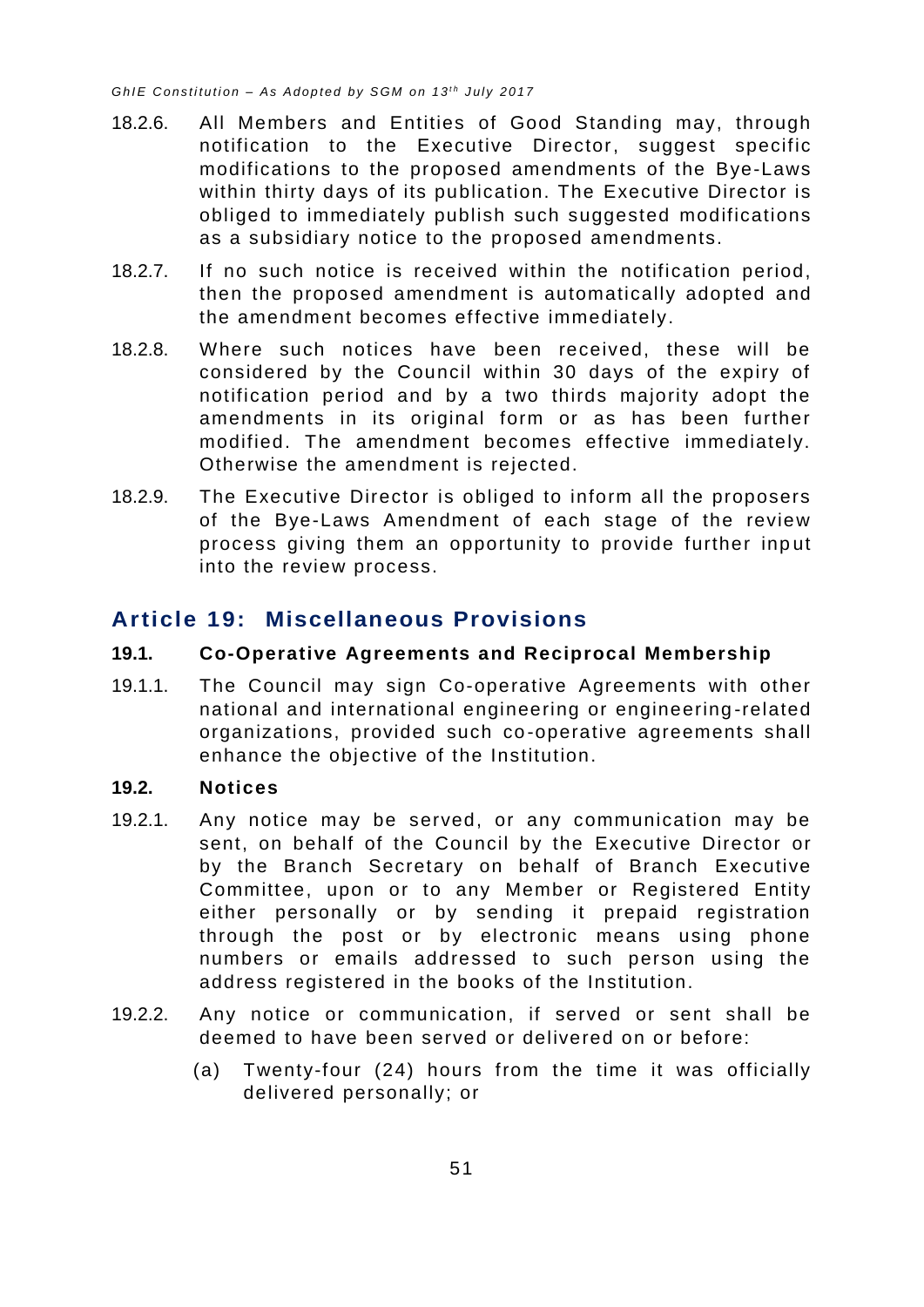18.2.6. All Members and Entities of Good Standing may, through notification to the Executive Director, suggest specific modifications to the proposed amendments of the Bye-Laws within thirty days of its publication. The Executive Director is obliged to immediately publish such suggested modifications as a subsidiary notice to the proposed amendments.

18.2.7. If no such notice is received within the notification period, then the proposed amendment is automatically adopted and the amendment becomes effective immediately.

18.2.8. Where such notices have been received, these will be considered by the Council within 30 days of the expiry of notification period and by a two thirds majority adopt the amendments in its original form or as has been further modified. The amendment becomes effective immediately. Otherwise the amendment is rejected.

18.2.9. The Executive Director is obliged to inform all the proposers of the Bye-Laws Amendment of each stage of the review process giving them an opportunity to provide further input into the review process.

## Article 19: Miscellaneous Provisions

### 19.1. Co-Operative Agreements and Reciprocal Membership

19.1.1. The Council may sign Co-operative Agreements with other national and international engineering or engineering-related organizations, provided such co-operative agreements shall enhance the objective of the Institution.

### 19.2. Notices

19.2.1. Any notice may be served, or any communication may be sent, on behalf of the Council by the Executive Director or by the Branch Secretary on behalf of Branch Executive Committee, upon or to any Member or Registered Entity either personally or by sending it prepaid registration through the post or by electronic means using phone numbers or emails addressed to such person using the address registered in the books of the Institution.

19.2.2. Any notice or communication, if served or sent shall be deemed to have been served or delivered on or before:

(a) Twenty-four (24) hours from the time it was officially delivered personally; or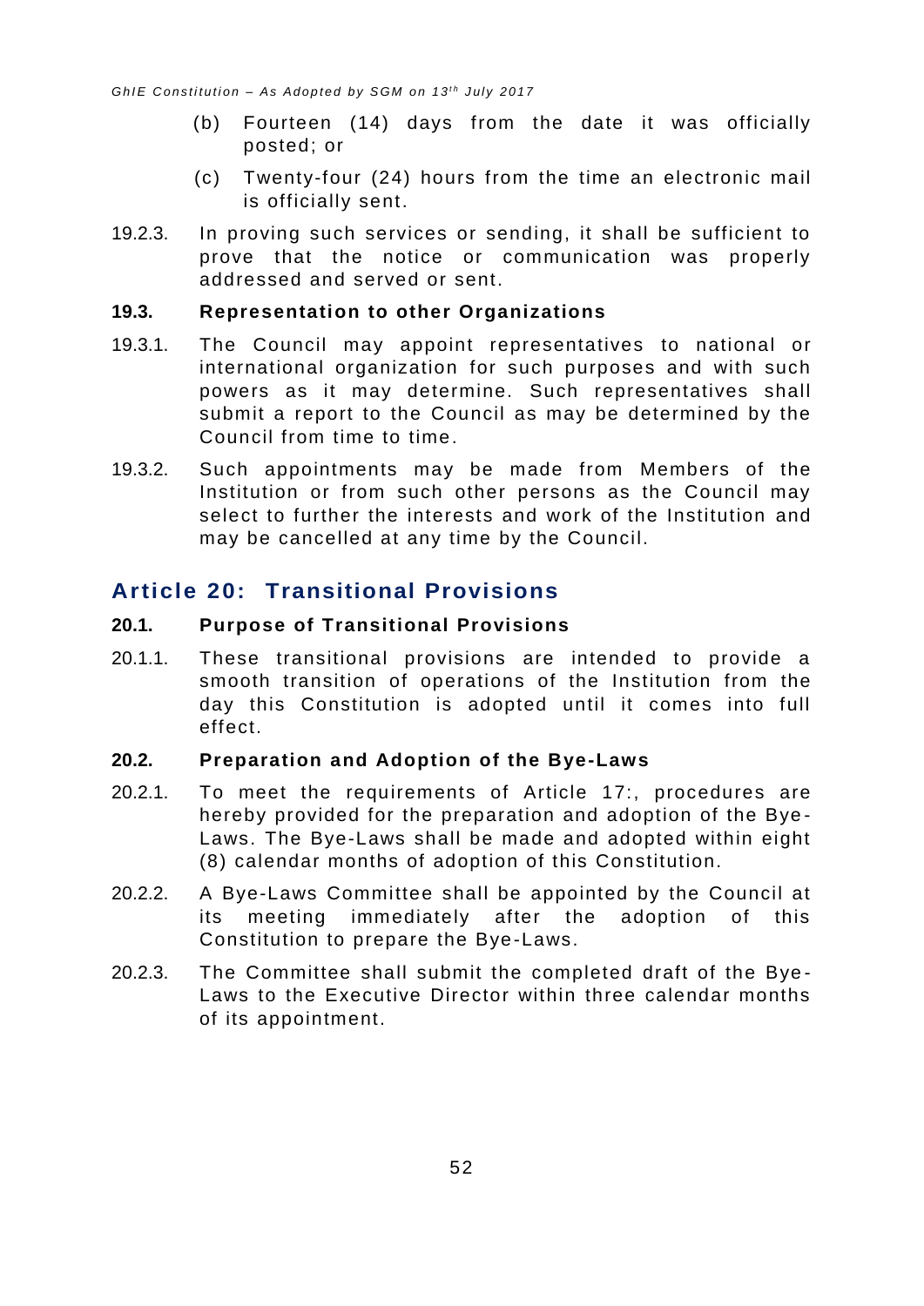(b) Fourteen (14) days from the date it was officially posted; or

(c) Twenty-four (24) hours from the time an electronic mail is officially sent.

19.2.3. In proving such services or sending, it shall be sufficient to prove that the notice or communication was properly addressed and served or sent.

### 19.3. Representation to other Organizations

19.3.1. The Council may appoint representatives to national or international organization for such purposes and with such powers as it may determine. Such representatives shall submit a report to the Council as may be determined by the Council from time to time.

19.3.2. Such appointments may be made from Members of the Institution or from such other persons as the Council may select to further the interests and work of the Institution and may be cancelled at any time by the Council.

## Article 20: Transitional Provisions

### 20.1. Purpose of Transitional Provisions

20.1.1. These transitional provisions are intended to provide a smooth transition of operations of the Institution from the day this Constitution is adopted until it comes into full effect.

### 20.2. Preparation and Adoption of the Bye-Laws

20.2.1. To meet the requirements of Article 17:, procedures are hereby provided for the preparation and adoption of the Bye-Laws. The Bye-Laws shall be made and adopted within eight (8) calendar months of adoption of this Constitution.

20.2.2. A Bye-Laws Committee shall be appointed by the Council at its meeting immediately after the adoption of this Constitution to prepare the Bye-Laws.

20.2.3. The Committee shall submit the completed draft of the Bye-Laws to the Executive Director within three calendar months of its appointment.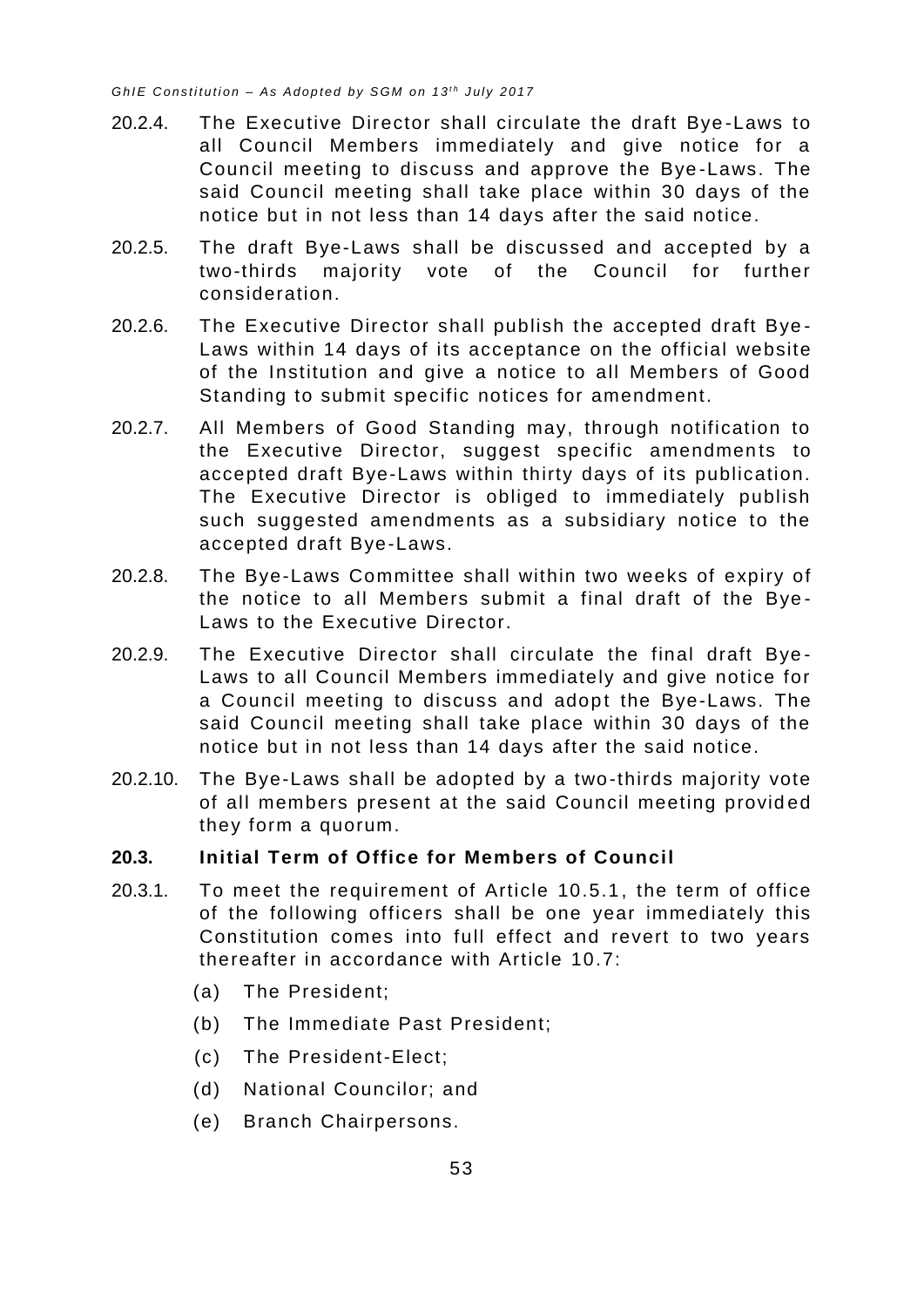20.2.4. The Executive Director shall circulate the draft Bye-Laws to all Council Members immediately and give notice for a Council meeting to discuss and approve the Bye-Laws. The said Council meeting shall take place within 30 days of the notice but in not less than 14 days after the said notice.

20.2.5. The draft Bye-Laws shall be discussed and accepted by a two-thirds majority vote of the Council for further consideration.

20.2.6. The Executive Director shall publish the accepted draft Bye-Laws within 14 days of its acceptance on the official website of the Institution and give a notice to all Members of Good Standing to submit specific notices for amendment.

20.2.7. All Members of Good Standing may, through notification to the Executive Director, suggest specific amendments to accepted draft Bye-Laws within thirty days of its publication. The Executive Director is obliged to immediately publish such suggested amendments as a subsidiary notice to the accepted draft Bye-Laws.

20.2.8. The Bye-Laws Committee shall within two weeks of expiry of the notice to all Members submit a final draft of the Bye-Laws to the Executive Director.

20.2.9. The Executive Director shall circulate the final draft Bye-Laws to all Council Members immediately and give notice for a Council meeting to discuss and adopt the Bye-Laws. The said Council meeting shall take place within 30 days of the notice but in not less than 14 days after the said notice.

20.2.10. The Bye-Laws shall be adopted by a two-thirds majority vote of all members present at the said Council meeting provided they form a quorum.

### 20.3. Initial Term of Office for Members of Council

20.3.1. To meet the requirement of Article 10.5.1, the term of office of the following officers shall be one year immediately this Constitution comes into full effect and revert to two years thereafter in accordance with Article 10.7:

(a) The President;

(b) The Immediate Past President;

(c) The President-Elect;

(d) National Councilor; and

(e) Branch Chairpersons.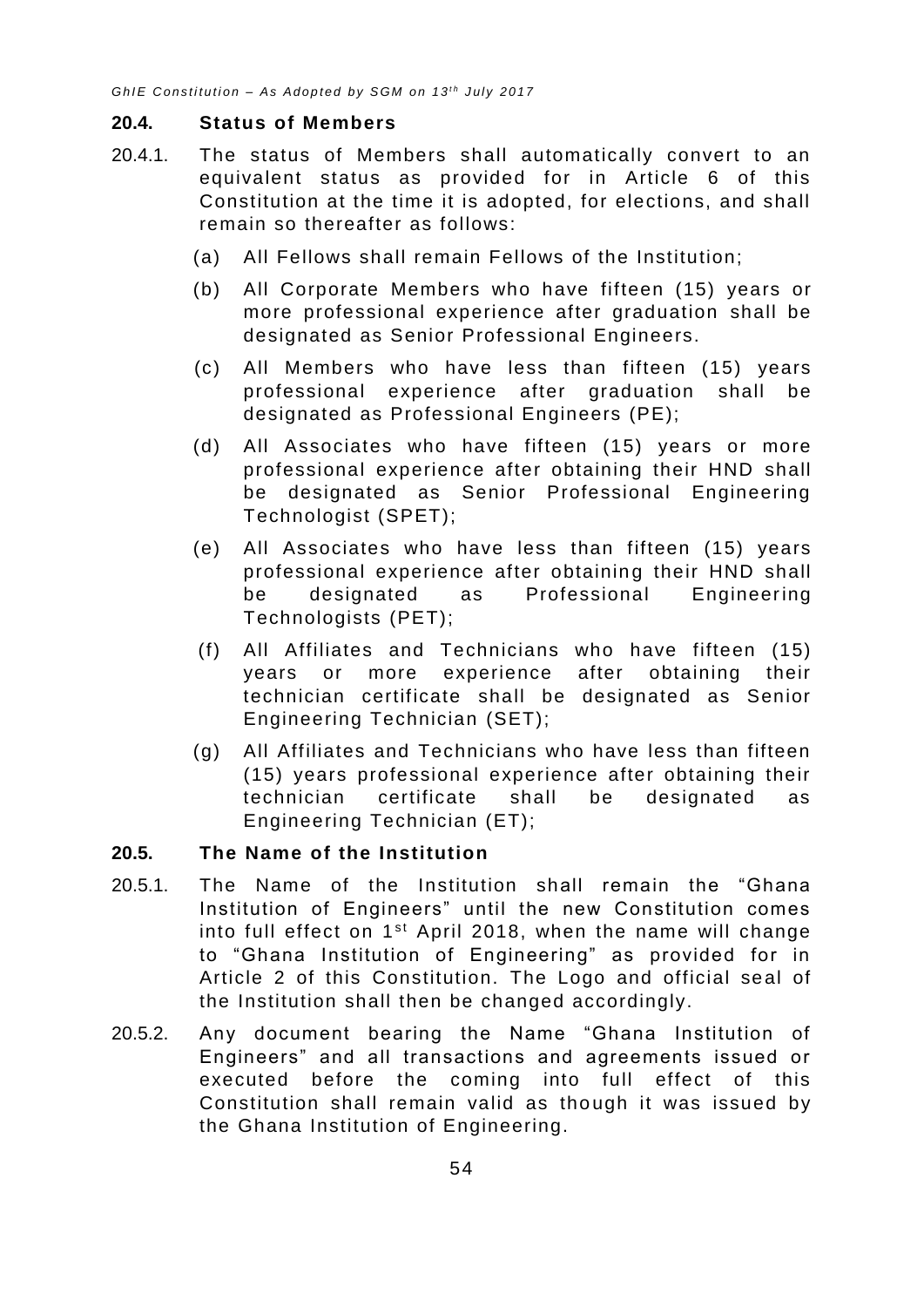### 20.4. Status of Members

20.4.1. The status of Members shall automatically convert to an equivalent status as provided for in Article 6 of this Constitution at the time it is adopted, for elections, and shall remain so thereafter as follows:

(a) All Fellows shall remain Fellows of the Institution;

(b) All Corporate Members who have fifteen (15) years or more professional experience after graduation shall be designated as Senior Professional Engineers.

(c) All Members who have less than fifteen (15) years professional experience after graduation shall be designated as Professional Engineers (PE);

(d) All Associates who have fifteen (15) years or more professional experience after obtaining their HND shall be designated as Senior Professional Engineering Technologist (SPET);

(e) All Associates who have less than fifteen (15) years professional experience after obtaining their HND shall be designated as Professional Engineering Technologists (PET);

(f) All Affiliates and Technicians who have fifteen (15) years or more experience after obtaining their technician certificate shall be designated as Senior Engineering Technician (SET);

(g) All Affiliates and Technicians who have less than fifteen (15) years professional experience after obtaining their technician certificate shall be designated as Engineering Technician (ET);

### 20.5. The Name of the Institution

20.5.1. The Name of the Institution shall remain the "Ghana Institution of Engineers" until the new Constitution comes into full effect on 1st April 2018, when the name will change to "Ghana Institution of Engineering" as provided for in Article 2 of this Constitution. The Logo and official seal of the Institution shall then be changed accordingly.

20.5.2. Any document bearing the Name "Ghana Institution of Engineers" and all transactions and agreements issued or executed before the coming into full effect of this Constitution shall remain valid as though it was issued by the Ghana Institution of Engineering.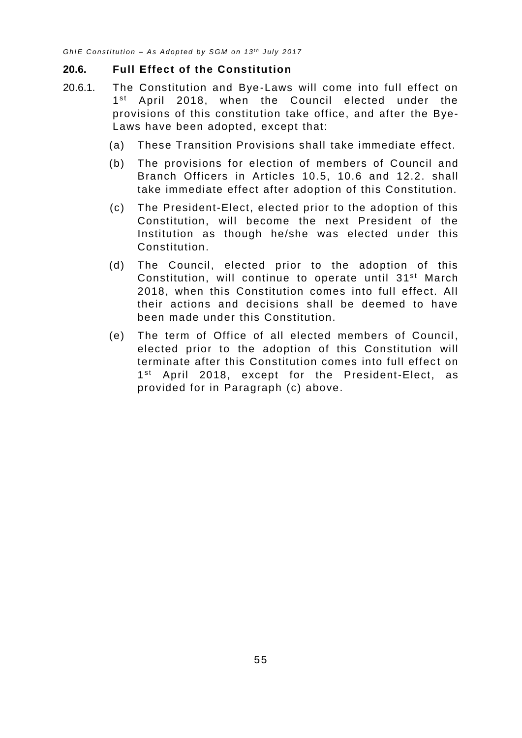## 20.6. Full Effect of the Constitution

20.6.1. The Constitution and Bye-Laws will come into full effect on 1st April 2018, when the Council elected under the provisions of this constitution take office, and after the Bye-Laws have been adopted, except that:

(a) These Transition Provisions shall take immediate effect.

(b) The provisions for election of members of Council and Branch Officers in Articles 10.5, 10.6 and 12.2. shall take immediate effect after adoption of this Constitution.

(c) The President-Elect, elected prior to the adoption of this Constitution, will become the next President of the Institution as though he/she was elected under this Constitution.

(d) The Council, elected prior to the adoption of this Constitution, will continue to operate until 31st March 2018, when this Constitution comes into full effect. All their actions and decisions shall be deemed to have been made under this Constitution.

(e) The term of Office of all elected members of Council, elected prior to the adoption of this Constitution will terminate after this Constitution comes into full effect on 1st April 2018, except for the President-Elect, as provided for in Paragraph (c) above.